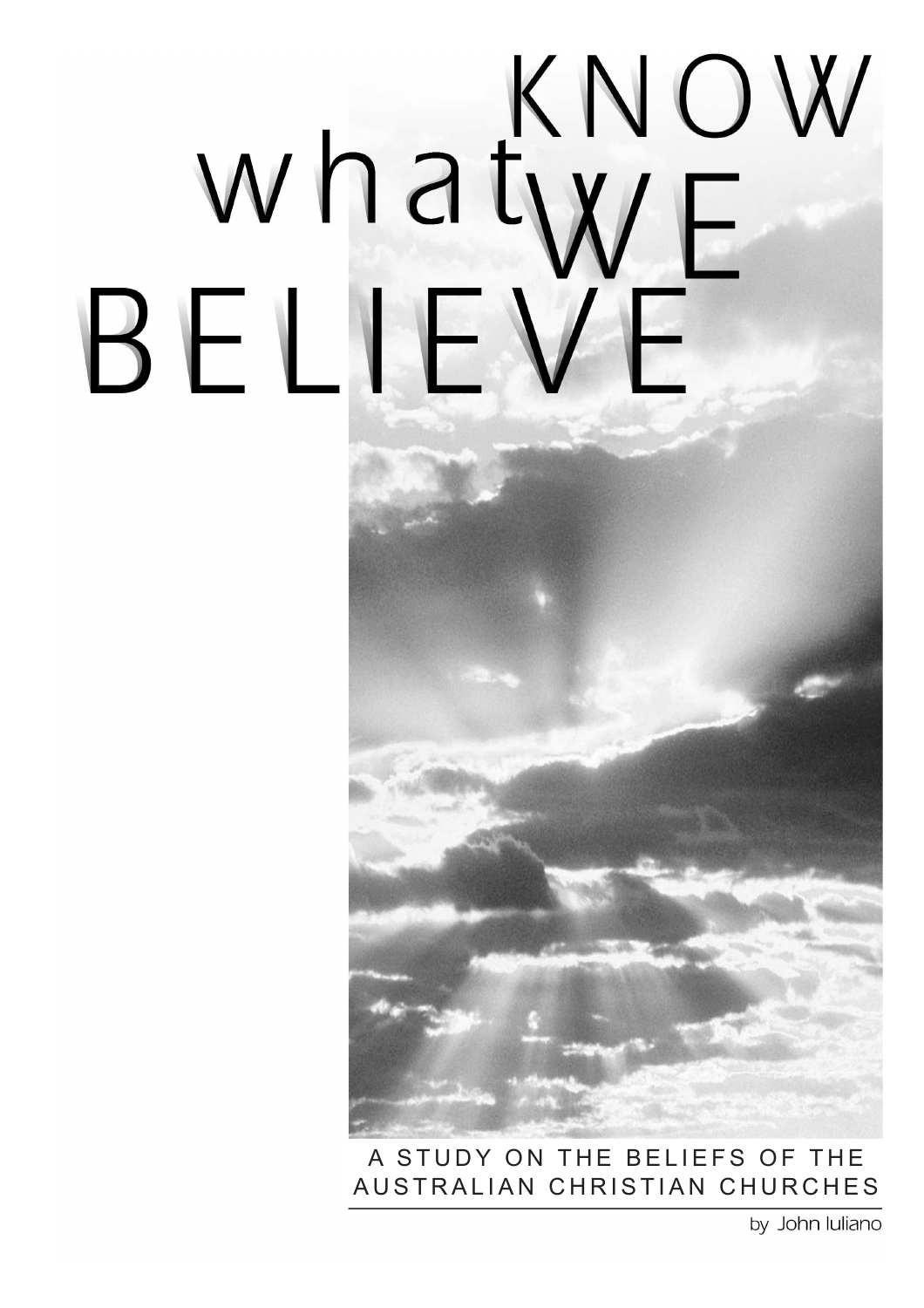# KNOW what WE BELIEVE

A STUDY ON THE BELIEFS OF THE AUSTRALIAN CHRISTIAN CHURCHES

by John Iuliano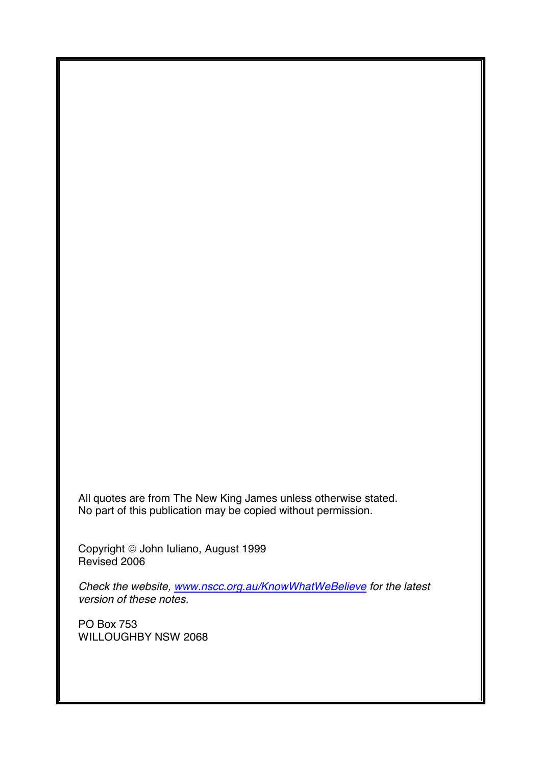All quotes are from The New King James unless otherwise stated.
No part of this publication may be copied without permission.

Copyright © John Iuliano, August 1999
Revised 2006

*Check the website, [www.nscc.org.au/KnowWhatWeBelieve](www.nscc.org.au/KnowWhatWeBelieve) for the latest version of these notes.*

PO Box 753
WILLOUGHBY NSW 2068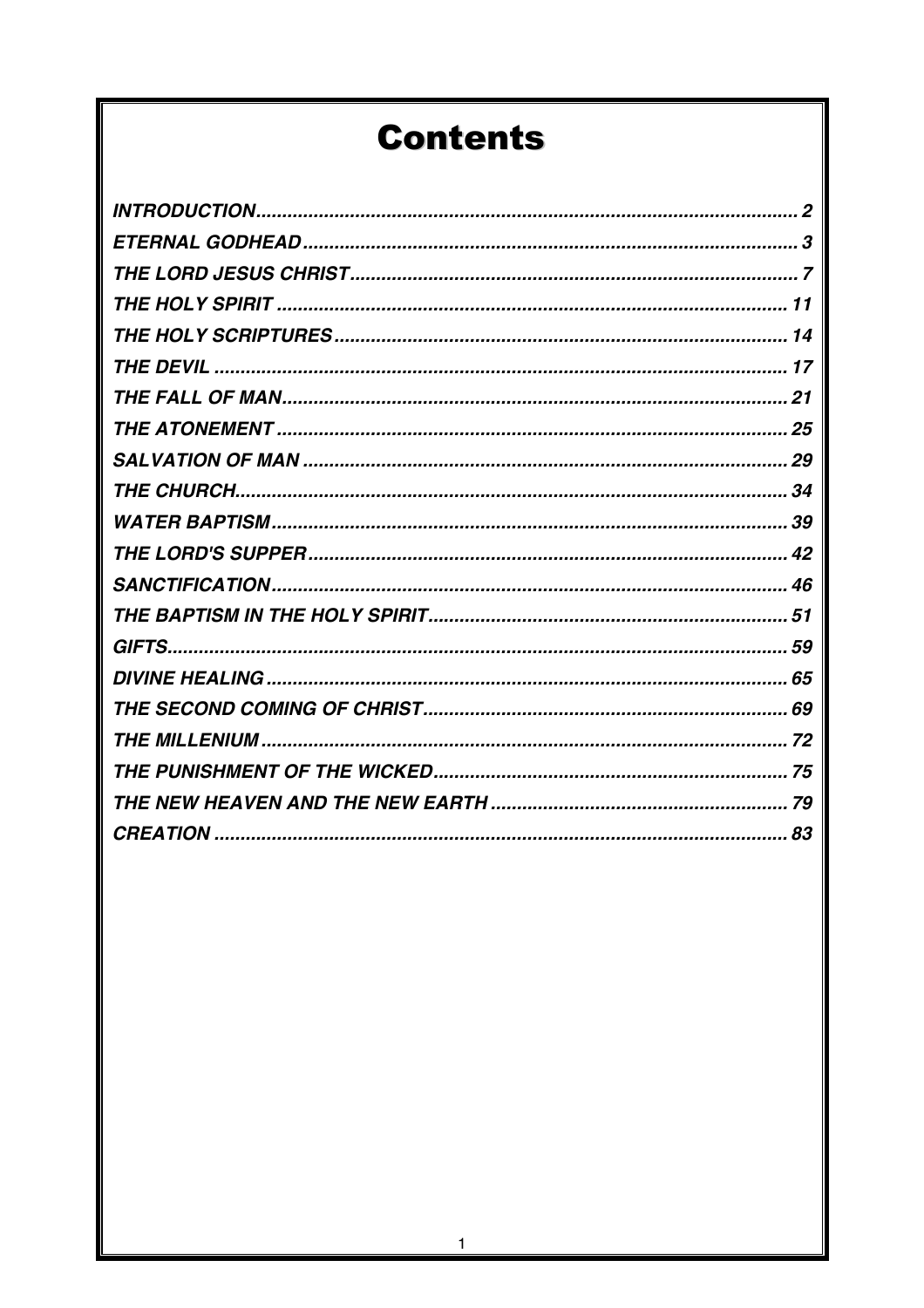# Contents

| | |
|---|---|
| *INTRODUCTION* | *2* |
| *ETERNAL GODHEAD* | *3* |
| *THE LORD JESUS CHRIST* | *7* |
| *THE HOLY SPIRIT* | *11* |
| *THE HOLY SCRIPTURES* | *14* |
| *THE DEVIL* | *17* |
| *THE FALL OF MAN* | *21* |
| *THE ATONEMENT* | *25* |
| *SALVATION OF MAN* | *29* |
| *THE CHURCH* | *34* |
| *WATER BAPTISM* | *39* |
| *THE LORD'S SUPPER* | *42* |
| *SANCTIFICATION* | *46* |
| *THE BAPTISM IN THE HOLY SPIRIT* | *51* |
| *GIFTS* | *59* |
| *DIVINE HEALING* | *65* |
| *THE SECOND COMING OF CHRIST* | *69* |
| *THE MILLENIUM* | *72* |
| *THE PUNISHMENT OF THE WICKED* | *75* |
| *THE NEW HEAVEN AND THE NEW EARTH* | *79* |
| *CREATION* | *83* |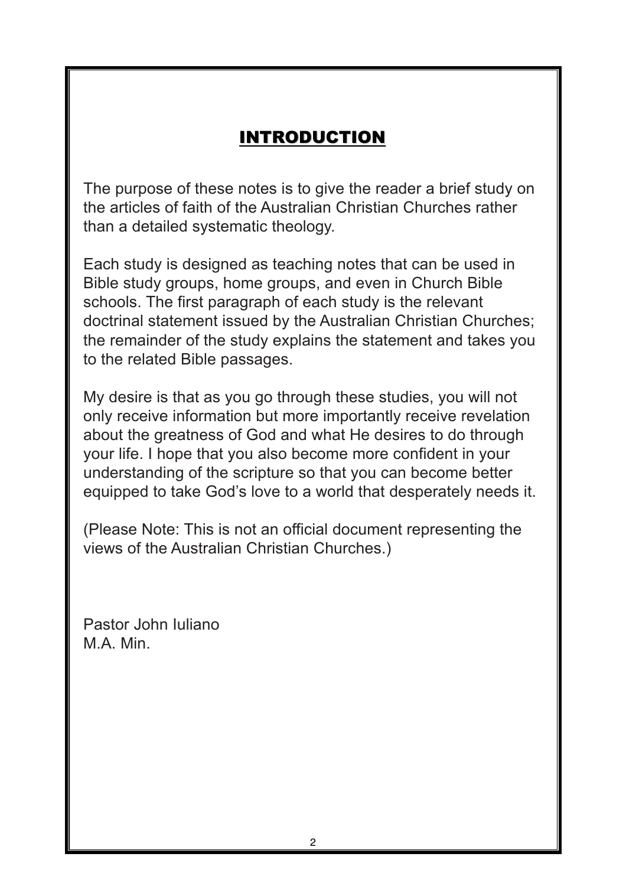# INTRODUCTION

The purpose of these notes is to give the reader a brief study on the articles of faith of the Australian Christian Churches rather than a detailed systematic theology.

Each study is designed as teaching notes that can be used in Bible study groups, home groups, and even in Church Bible schools. The first paragraph of each study is the relevant doctrinal statement issued by the Australian Christian Churches; the remainder of the study explains the statement and takes you to the related Bible passages.

My desire is that as you go through these studies, you will not only receive information but more importantly receive revelation about the greatness of God and what He desires to do through your life. I hope that you also become more confident in your understanding of the scripture so that you can become better equipped to take God's love to a world that desperately needs it.

(Please Note: This is not an official document representing the views of the Australian Christian Churches.)

Pastor John Iuliano
M.A. Min.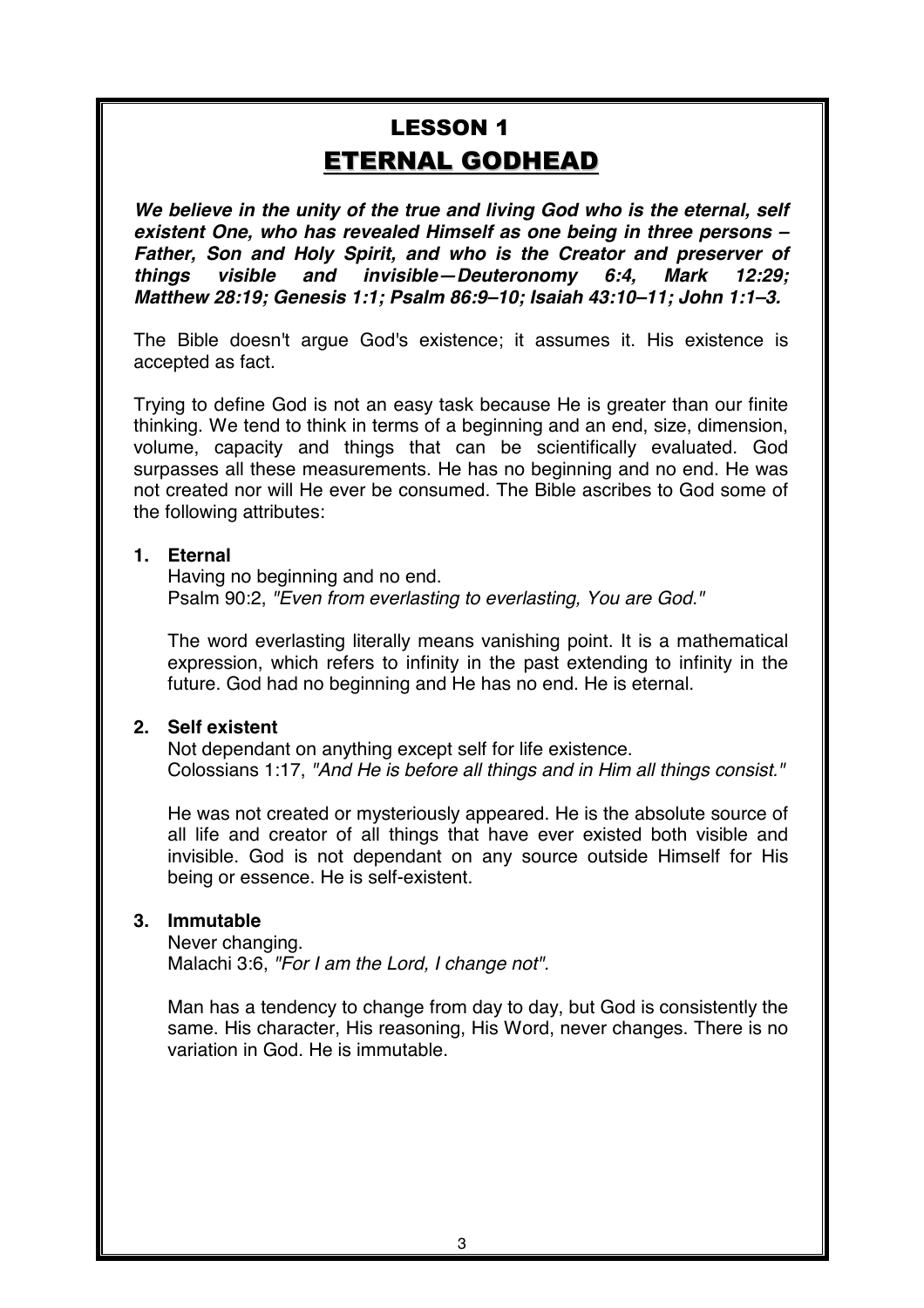# LESSON 1

## ETERNAL GODHEAD

***We believe in the unity of the true and living God who is the eternal, self existent One, who has revealed Himself as one being in three persons – Father, Son and Holy Spirit, and who is the Creator and preserver of things visible and invisible—Deuteronomy 6:4, Mark 12:29; Matthew 28:19; Genesis 1:1; Psalm 86:9–10; Isaiah 43:10–11; John 1:1–3.***

The Bible doesn't argue God's existence; it assumes it. His existence is accepted as fact.

Trying to define God is not an easy task because He is greater than our finite thinking. We tend to think in terms of a beginning and an end, size, dimension, volume, capacity and things that can be scientifically evaluated. God surpasses all these measurements. He has no beginning and no end. He was not created nor will He ever be consumed. The Bible ascribes to God some of the following attributes:

1. **Eternal**

   Having no beginning and no end.
   Psalm 90:2, *"Even from everlasting to everlasting, You are God."*

   The word everlasting literally means vanishing point. It is a mathematical expression, which refers to infinity in the past extending to infinity in the future. God had no beginning and He has no end. He is eternal.

2. **Self existent**

   Not dependant on anything except self for life existence.
   Colossians 1:17, *"And He is before all things and in Him all things consist."*

   He was not created or mysteriously appeared. He is the absolute source of all life and creator of all things that have ever existed both visible and invisible. God is not dependant on any source outside Himself for His being or essence. He is self-existent.

3. **Immutable**

   Never changing.
   Malachi 3:6, *"For I am the Lord, I change not".*

   Man has a tendency to change from day to day, but God is consistently the same. His character, His reasoning, His Word, never changes. There is no variation in God. He is immutable.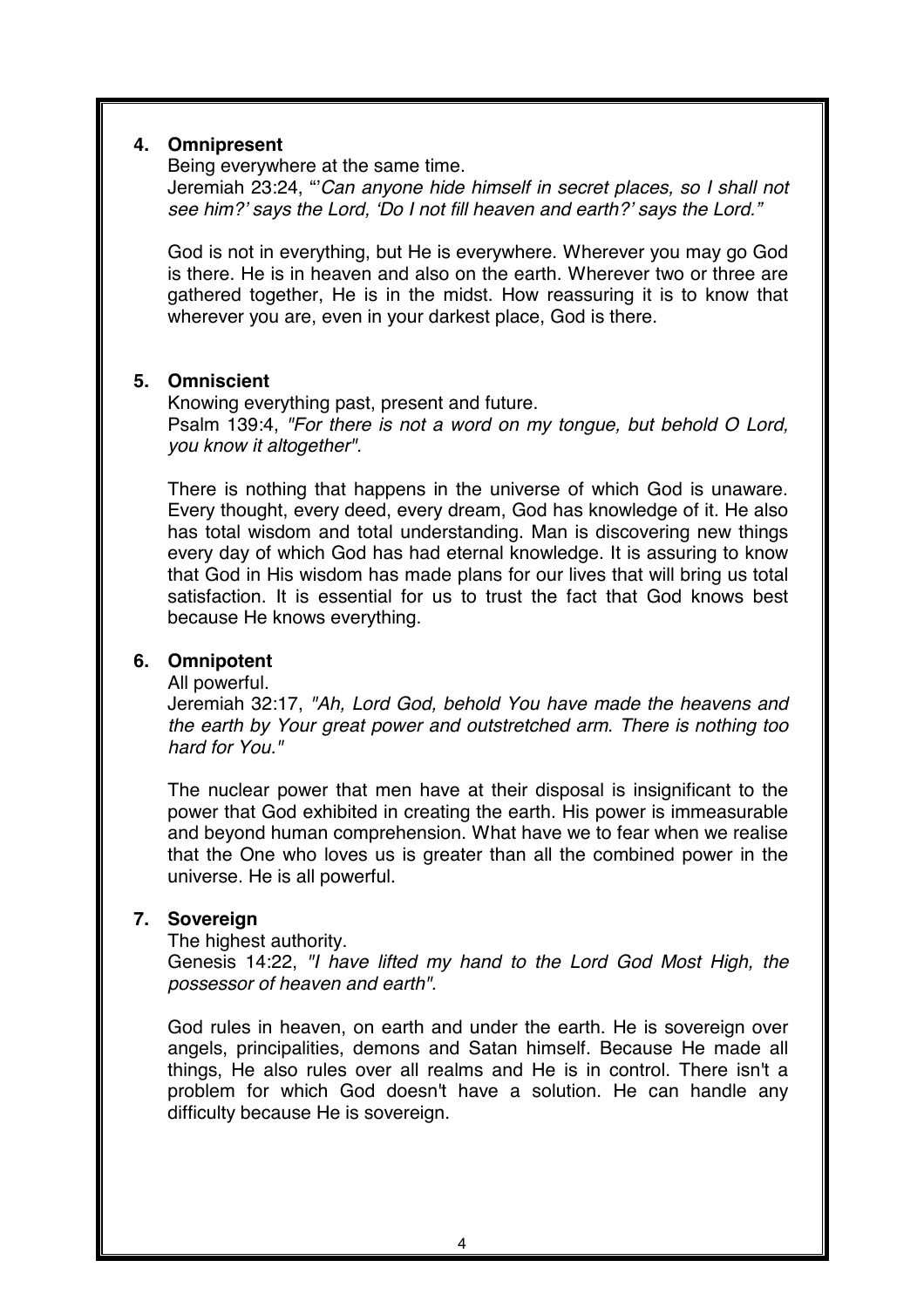4. **Omnipresent**

   Being everywhere at the same time.

   Jeremiah 23:24, "'*Can anyone hide himself in secret places, so I shall not see him?' says the Lord, 'Do I not fill heaven and earth?' says the Lord.*"

   God is not in everything, but He is everywhere. Wherever you may go God is there. He is in heaven and also on the earth. Wherever two or three are gathered together, He is in the midst. How reassuring it is to know that wherever you are, even in your darkest place, God is there.

5. **Omniscient**

   Knowing everything past, present and future.

   Psalm 139:4, *"For there is not a word on my tongue, but behold O Lord, you know it altogether".*

   There is nothing that happens in the universe of which God is unaware. Every thought, every deed, every dream, God has knowledge of it. He also has total wisdom and total understanding. Man is discovering new things every day of which God has had eternal knowledge. It is assuring to know that God in His wisdom has made plans for our lives that will bring us total satisfaction. It is essential for us to trust the fact that God knows best because He knows everything.

6. **Omnipotent**

   All powerful.

   Jeremiah 32:17, *"Ah, Lord God, behold You have made the heavens and the earth by Your great power and outstretched arm. There is nothing too hard for You."*

   The nuclear power that men have at their disposal is insignificant to the power that God exhibited in creating the earth. His power is immeasurable and beyond human comprehension. What have we to fear when we realise that the One who loves us is greater than all the combined power in the universe. He is all powerful.

7. **Sovereign**

   The highest authority.

   Genesis 14:22, *"I have lifted my hand to the Lord God Most High, the possessor of heaven and earth".*

   God rules in heaven, on earth and under the earth. He is sovereign over angels, principalities, demons and Satan himself. Because He made all things, He also rules over all realms and He is in control. There isn't a problem for which God doesn't have a solution. He can handle any difficulty because He is sovereign.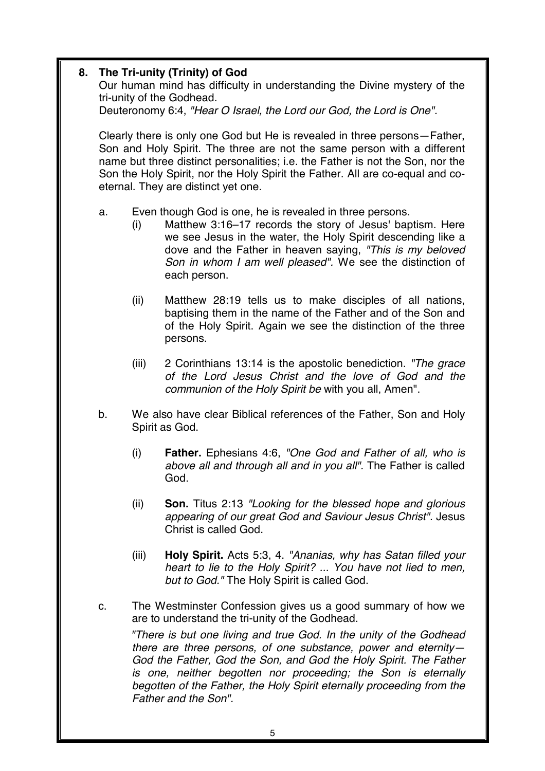## 8. The Tri-unity (Trinity) of God

Our human mind has difficulty in understanding the Divine mystery of the tri-unity of the Godhead.

Deuteronomy 6:4, *"Hear O Israel, the Lord our God, the Lord is One".*

Clearly there is only one God but He is revealed in three persons—Father, Son and Holy Spirit. The three are not the same person with a different name but three distinct personalities; i.e. the Father is not the Son, nor the Son the Holy Spirit, nor the Holy Spirit the Father. All are co-equal and co-eternal. They are distinct yet one.

a. Even though God is one, he is revealed in three persons.

   (i) Matthew 3:16–17 records the story of Jesus' baptism. Here we see Jesus in the water, the Holy Spirit descending like a dove and the Father in heaven saying, *"This is my beloved Son in whom I am well pleased".* We see the distinction of each person.

   (ii) Matthew 28:19 tells us to make disciples of all nations, baptising them in the name of the Father and of the Son and of the Holy Spirit. Again we see the distinction of the three persons.

   (iii) 2 Corinthians 13:14 is the apostolic benediction. *"The grace of the Lord Jesus Christ and the love of God and the communion of the Holy Spirit be* with you all, Amen".

b. We also have clear Biblical references of the Father, Son and Holy Spirit as God.

   (i) **Father.** Ephesians 4:6, *"One God and Father of all, who is above all and through all and in you all".* The Father is called God.

   (ii) **Son.** Titus 2:13 *"Looking for the blessed hope and glorious appearing of our great God and Saviour Jesus Christ".* Jesus Christ is called God.

   (iii) **Holy Spirit.** Acts 5:3, 4. *"Ananias, why has Satan filled your heart to lie to the Holy Spirit? ... You have not lied to men, but to God."* The Holy Spirit is called God.

c. The Westminster Confession gives us a good summary of how we are to understand the tri-unity of the Godhead.

   *"There is but one living and true God. In the unity of the Godhead there are three persons, of one substance, power and eternity—God the Father, God the Son, and God the Holy Spirit. The Father is one, neither begotten nor proceeding; the Son is eternally begotten of the Father, the Holy Spirit eternally proceeding from the Father and the Son".*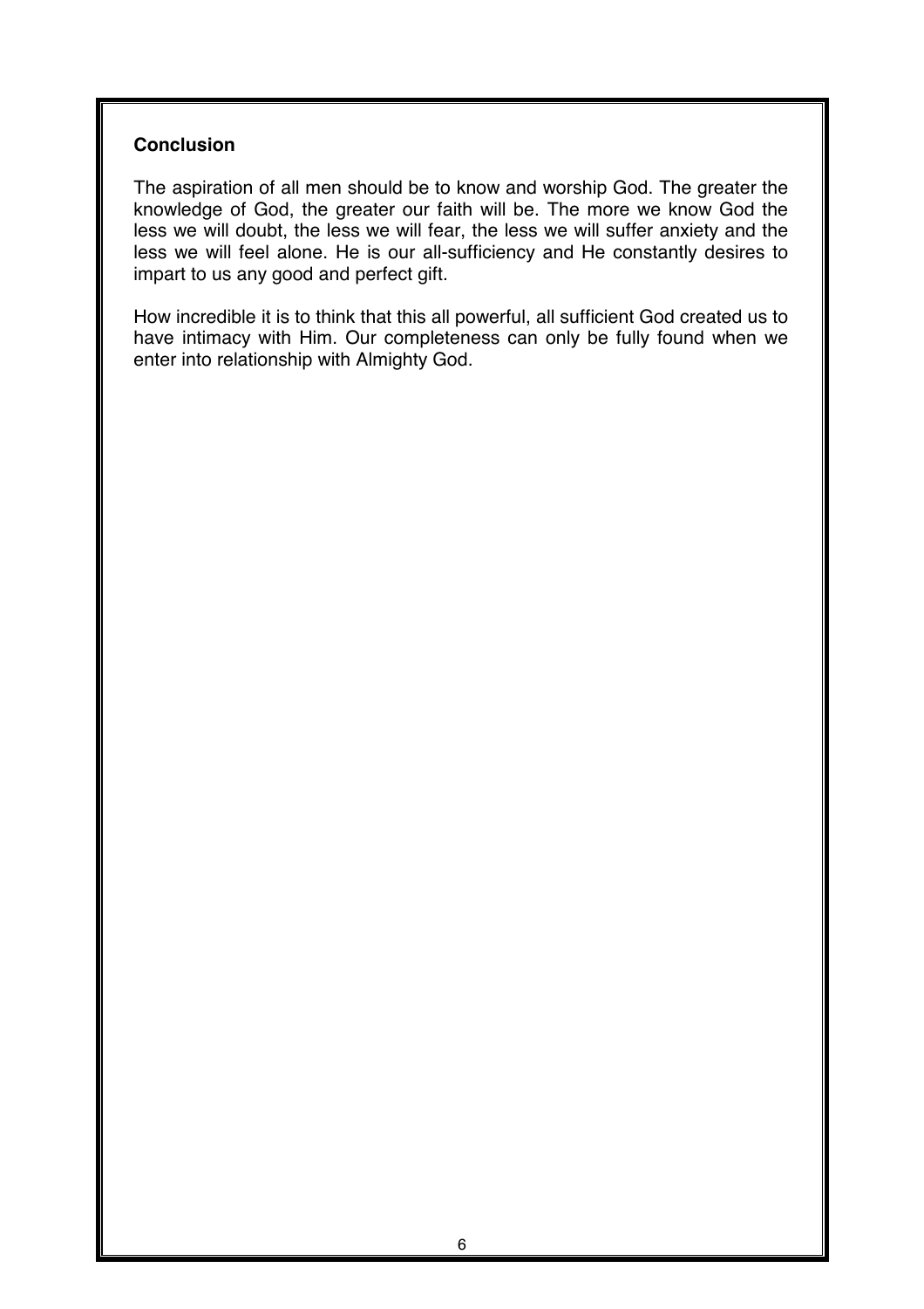**Conclusion**

The aspiration of all men should be to know and worship God. The greater the knowledge of God, the greater our faith will be. The more we know God the less we will doubt, the less we will fear, the less we will suffer anxiety and the less we will feel alone. He is our all-sufficiency and He constantly desires to impart to us any good and perfect gift.

How incredible it is to think that this all powerful, all sufficient God created us to have intimacy with Him. Our completeness can only be fully found when we enter into relationship with Almighty God.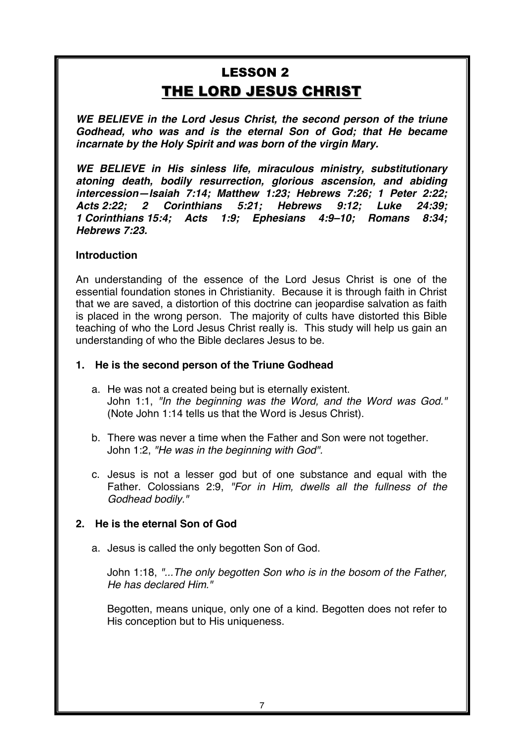# LESSON 2

## THE LORD JESUS CHRIST

***WE BELIEVE in the Lord Jesus Christ, the second person of the triune Godhead, who was and is the eternal Son of God; that He became incarnate by the Holy Spirit and was born of the virgin Mary.***

***WE BELIEVE in His sinless life, miraculous ministry, substitutionary atoning death, bodily resurrection, glorious ascension, and abiding intercession—Isaiah 7:14; Matthew 1:23; Hebrews 7:26; 1 Peter 2:22; Acts 2:22; 2 Corinthians 5:21; Hebrews 9:12; Luke 24:39; 1 Corinthians 15:4; Acts 1:9; Ephesians 4:9–10; Romans 8:34; Hebrews 7:23.***

**Introduction**

An understanding of the essence of the Lord Jesus Christ is one of the essential foundation stones in Christianity. Because it is through faith in Christ that we are saved, a distortion of this doctrine can jeopardise salvation as faith is placed in the wrong person. The majority of cults have distorted this Bible teaching of who the Lord Jesus Christ really is. This study will help us gain an understanding of who the Bible declares Jesus to be.

**1. He is the second person of the Triune Godhead**

a. He was not a created being but is eternally existent.
John 1:1, *"In the beginning was the Word, and the Word was God."* (Note John 1:14 tells us that the Word is Jesus Christ).

b. There was never a time when the Father and Son were not together.
John 1:2, *"He was in the beginning with God".*

c. Jesus is not a lesser god but of one substance and equal with the Father. Colossians 2:9, *"For in Him, dwells all the fullness of the Godhead bodily."*

**2. He is the eternal Son of God**

a. Jesus is called the only begotten Son of God.

John 1:18, *"...The only begotten Son who is in the bosom of the Father, He has declared Him."*

Begotten, means unique, only one of a kind. Begotten does not refer to His conception but to His uniqueness.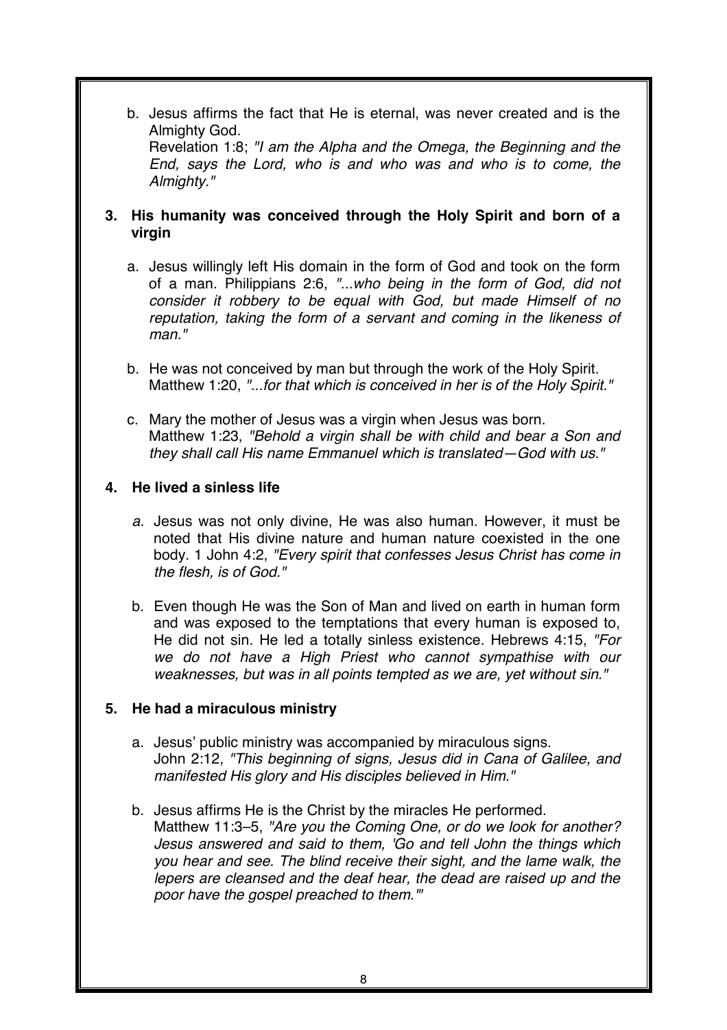b. Jesus affirms the fact that He is eternal, was never created and is the Almighty God.
   Revelation 1:8; *"I am the Alpha and the Omega, the Beginning and the End, says the Lord, who is and who was and who is to come, the Almighty."*

**3. His humanity was conceived through the Holy Spirit and born of a virgin**

a. Jesus willingly left His domain in the form of God and took on the form of a man. Philippians 2:6, *"...who being in the form of God, did not consider it robbery to be equal with God, but made Himself of no reputation, taking the form of a servant and coming in the likeness of man."*

b. He was not conceived by man but through the work of the Holy Spirit.
   Matthew 1:20, *"...for that which is conceived in her is of the Holy Spirit."*

c. Mary the mother of Jesus was a virgin when Jesus was born.
   Matthew 1:23, *"Behold a virgin shall be with child and bear a Son and they shall call His name Emmanuel which is translated—God with us."*

**4. He lived a sinless life**

*a.* Jesus was not only divine, He was also human. However, it must be noted that His divine nature and human nature coexisted in the one body. 1 John 4:2, *"Every spirit that confesses Jesus Christ has come in the flesh, is of God."*

b. Even though He was the Son of Man and lived on earth in human form and was exposed to the temptations that every human is exposed to, He did not sin. He led a totally sinless existence. Hebrews 4:15, *"For we do not have a High Priest who cannot sympathise with our weaknesses, but was in all points tempted as we are, yet without sin."*

**5. He had a miraculous ministry**

a. Jesus' public ministry was accompanied by miraculous signs.
   John 2:12, *"This beginning of signs, Jesus did in Cana of Galilee, and manifested His glory and His disciples believed in Him."*

b. Jesus affirms He is the Christ by the miracles He performed.
   Matthew 11:3–5, *"Are you the Coming One, or do we look for another? Jesus answered and said to them, 'Go and tell John the things which you hear and see. The blind receive their sight, and the lame walk, the lepers are cleansed and the deaf hear, the dead are raised up and the poor have the gospel preached to them.'"*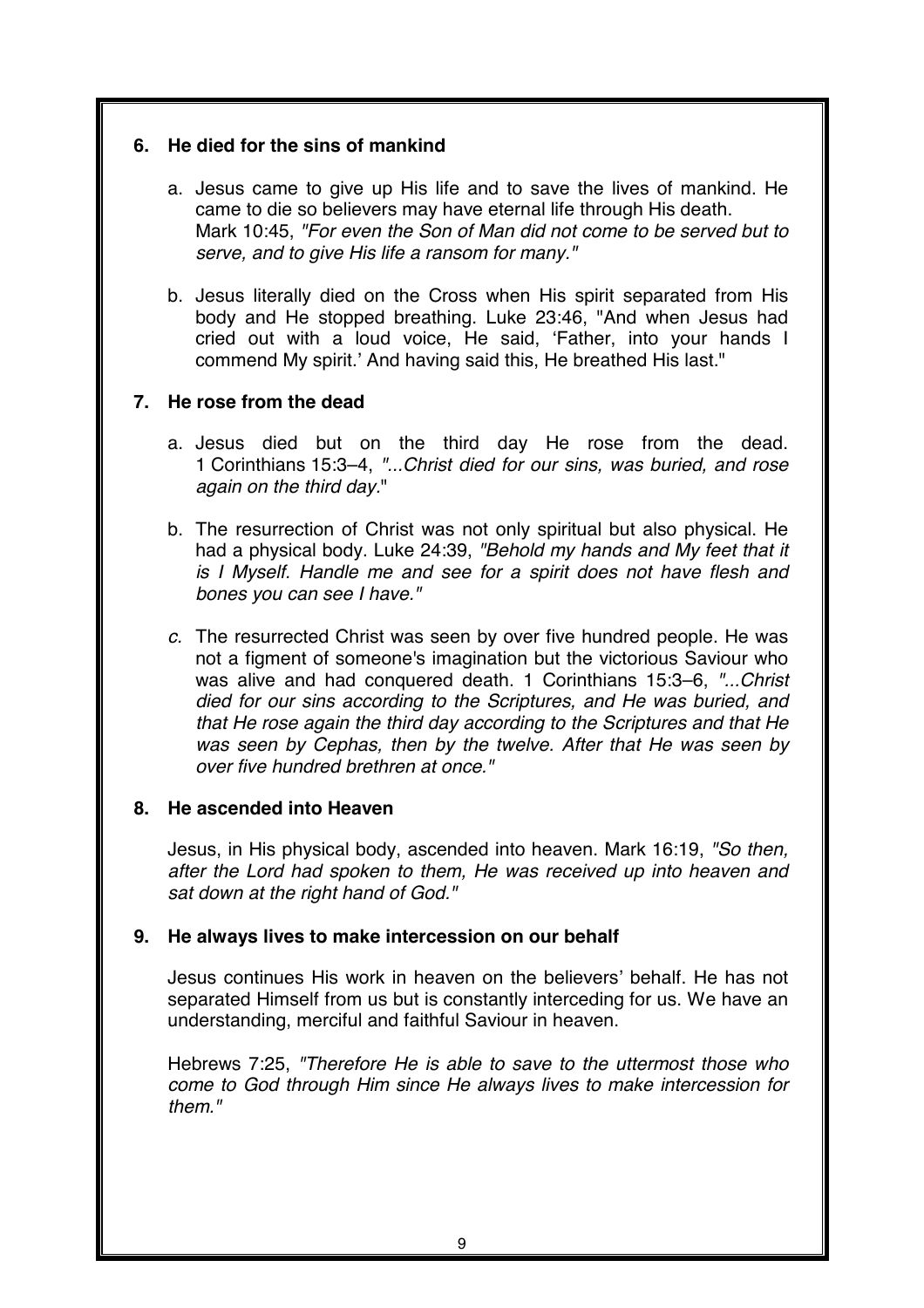**6. He died for the sins of mankind**

a. Jesus came to give up His life and to save the lives of mankind. He came to die so believers may have eternal life through His death. Mark 10:45, *"For even the Son of Man did not come to be served but to serve, and to give His life a ransom for many."*

b. Jesus literally died on the Cross when His spirit separated from His body and He stopped breathing. Luke 23:46, "And when Jesus had cried out with a loud voice, He said, 'Father, into your hands I commend My spirit.' And having said this, He breathed His last."

**7. He rose from the dead**

a. Jesus died but on the third day He rose from the dead. 1 Corinthians 15:3–4, *"...Christ died for our sins, was buried, and rose again on the third day*."

b. The resurrection of Christ was not only spiritual but also physical. He had a physical body. Luke 24:39, *"Behold my hands and My feet that it is I Myself. Handle me and see for a spirit does not have flesh and bones you can see I have."*

*c.* The resurrected Christ was seen by over five hundred people. He was not a figment of someone's imagination but the victorious Saviour who was alive and had conquered death. 1 Corinthians 15:3–6, *"...Christ died for our sins according to the Scriptures, and He was buried, and that He rose again the third day according to the Scriptures and that He was seen by Cephas, then by the twelve. After that He was seen by over five hundred brethren at once."*

**8. He ascended into Heaven**

Jesus, in His physical body, ascended into heaven. Mark 16:19, *"So then, after the Lord had spoken to them, He was received up into heaven and sat down at the right hand of God."*

**9. He always lives to make intercession on our behalf**

Jesus continues His work in heaven on the believers' behalf. He has not separated Himself from us but is constantly interceding for us. We have an understanding, merciful and faithful Saviour in heaven.

Hebrews 7:25, *"Therefore He is able to save to the uttermost those who come to God through Him since He always lives to make intercession for them."*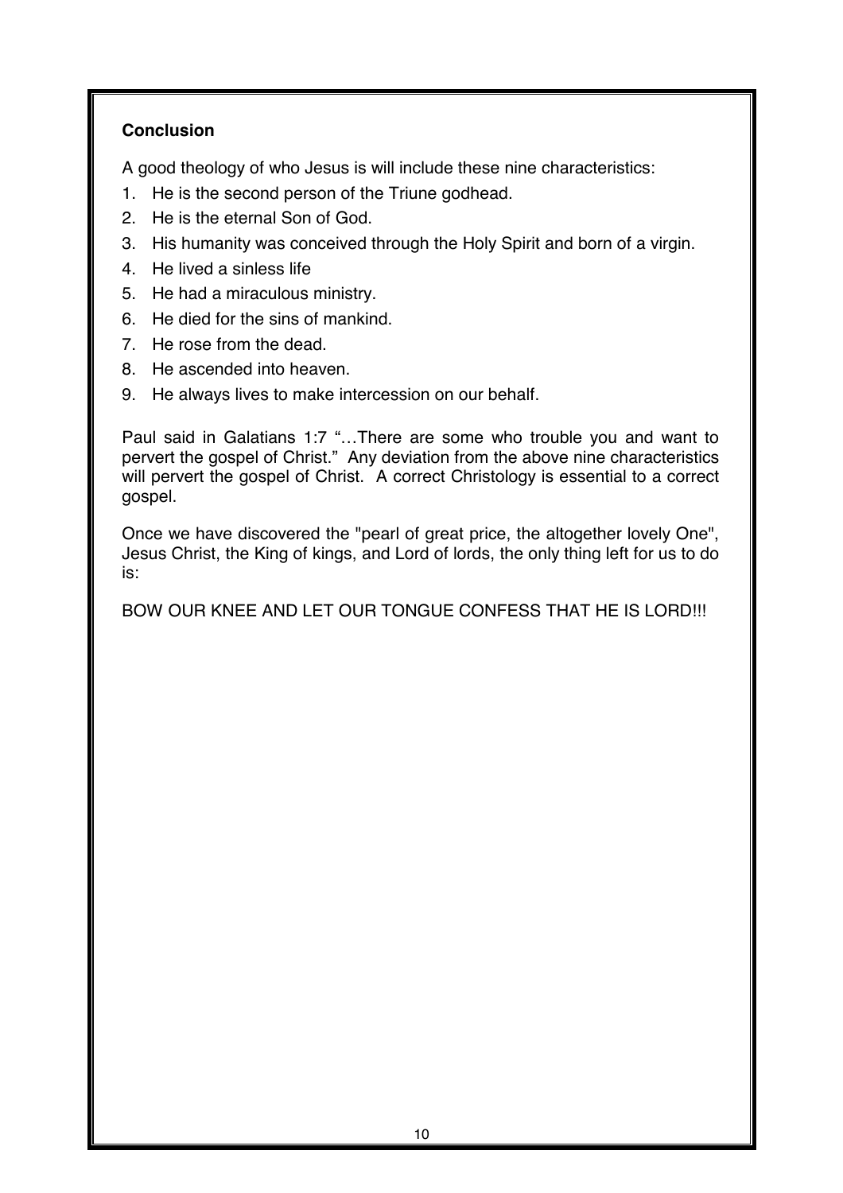## Conclusion

A good theology of who Jesus is will include these nine characteristics:

1. He is the second person of the Triune godhead.
2. He is the eternal Son of God.
3. His humanity was conceived through the Holy Spirit and born of a virgin.
4. He lived a sinless life
5. He had a miraculous ministry.
6. He died for the sins of mankind.
7. He rose from the dead.
8. He ascended into heaven.
9. He always lives to make intercession on our behalf.

Paul said in Galatians 1:7 "…There are some who trouble you and want to pervert the gospel of Christ." Any deviation from the above nine characteristics will pervert the gospel of Christ. A correct Christology is essential to a correct gospel.

Once we have discovered the "pearl of great price, the altogether lovely One", Jesus Christ, the King of kings, and Lord of lords, the only thing left for us to do is:

BOW OUR KNEE AND LET OUR TONGUE CONFESS THAT HE IS LORD!!!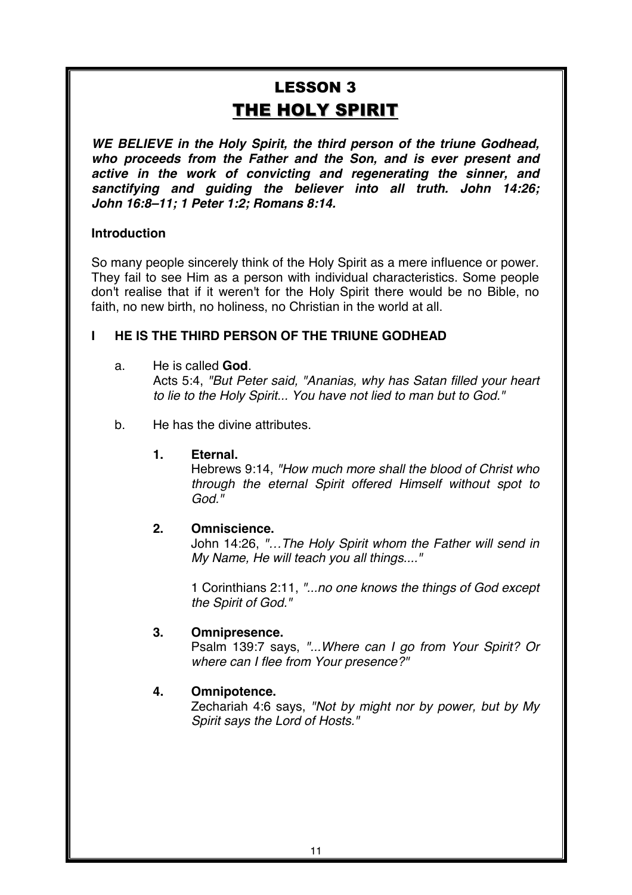# LESSON 3

## THE HOLY SPIRIT

***WE BELIEVE in the Holy Spirit, the third person of the triune Godhead, who proceeds from the Father and the Son, and is ever present and active in the work of convicting and regenerating the sinner, and sanctifying and guiding the believer into all truth. John 14:26; John 16:8–11; 1 Peter 1:2; Romans 8:14.***

### Introduction

So many people sincerely think of the Holy Spirit as a mere influence or power. They fail to see Him as a person with individual characteristics. Some people don't realise that if it weren't for the Holy Spirit there would be no Bible, no faith, no new birth, no holiness, no Christian in the world at all.

### I HE IS THE THIRD PERSON OF THE TRIUNE GODHEAD

a. He is called **God**.
Acts 5:4, *"But Peter said, "Ananias, why has Satan filled your heart to lie to the Holy Spirit... You have not lied to man but to God."*

b. He has the divine attributes.

**1. Eternal.**
Hebrews 9:14, *"How much more shall the blood of Christ who through the eternal Spirit offered Himself without spot to God."*

**2. Omniscience.**
John 14:26, *"…The Holy Spirit whom the Father will send in My Name, He will teach you all things...."*

1 Corinthians 2:11, *"...no one knows the things of God except the Spirit of God."*

**3. Omnipresence.**
Psalm 139:7 says, *"...Where can I go from Your Spirit? Or where can I flee from Your presence?"*

**4. Omnipotence.**
Zechariah 4:6 says, *"Not by might nor by power, but by My Spirit says the Lord of Hosts."*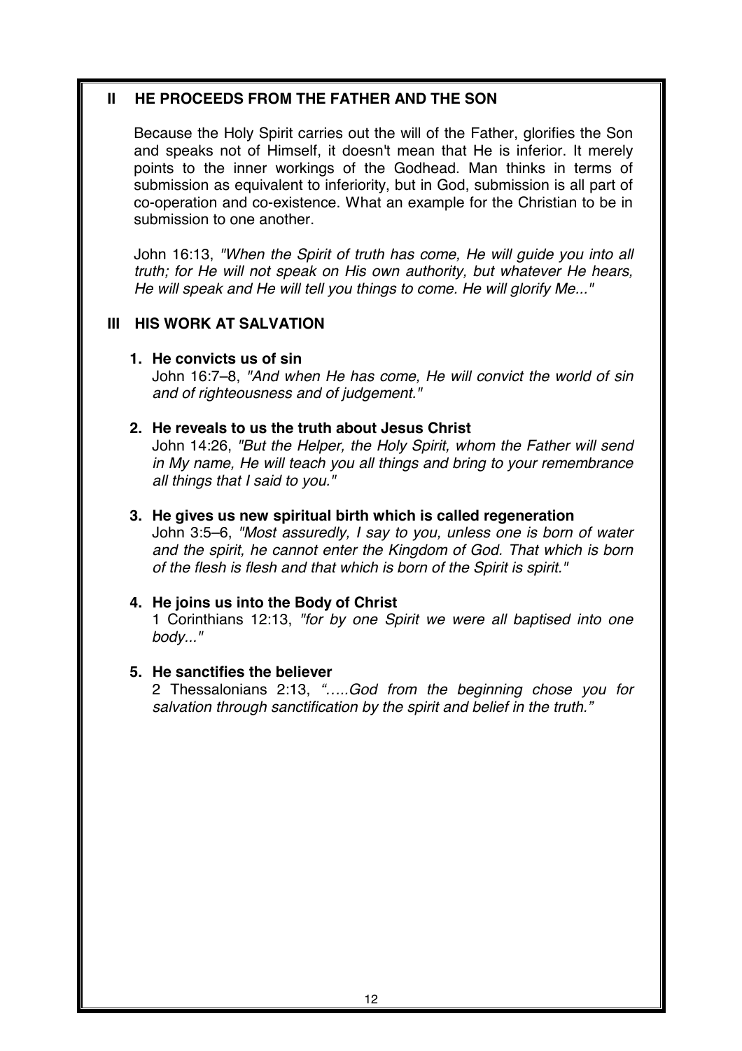## II HE PROCEEDS FROM THE FATHER AND THE SON

Because the Holy Spirit carries out the will of the Father, glorifies the Son and speaks not of Himself, it doesn't mean that He is inferior. It merely points to the inner workings of the Godhead. Man thinks in terms of submission as equivalent to inferiority, but in God, submission is all part of co-operation and co-existence. What an example for the Christian to be in submission to one another.

John 16:13, *"When the Spirit of truth has come, He will guide you into all truth; for He will not speak on His own authority, but whatever He hears, He will speak and He will tell you things to come. He will glorify Me..."*

## III HIS WORK AT SALVATION

1. **He convicts us of sin**
   John 16:7–8, *"And when He has come, He will convict the world of sin and of righteousness and of judgement."*

2. **He reveals to us the truth about Jesus Christ**
   John 14:26, *"But the Helper, the Holy Spirit, whom the Father will send in My name, He will teach you all things and bring to your remembrance all things that I said to you."*

3. **He gives us new spiritual birth which is called regeneration**
   John 3:5–6, *"Most assuredly, I say to you, unless one is born of water and the spirit, he cannot enter the Kingdom of God. That which is born of the flesh is flesh and that which is born of the Spirit is spirit."*

4. **He joins us into the Body of Christ**
   1 Corinthians 12:13, *"for by one Spirit we were all baptised into one body..."*

5. **He sanctifies the believer**
   2 Thessalonians 2:13, *"…..God from the beginning chose you for salvation through sanctification by the spirit and belief in the truth."*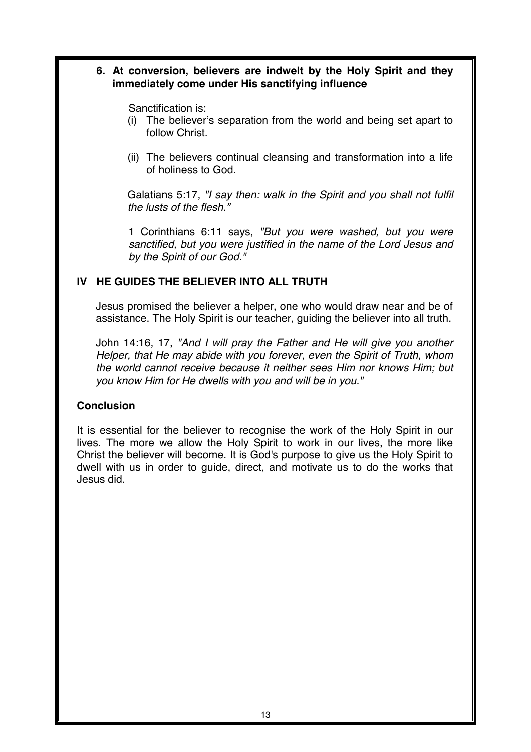6. **At conversion, believers are indwelt by the Holy Spirit and they immediately come under His sanctifying influence**

   Sanctification is:

   (i) The believer's separation from the world and being set apart to follow Christ.

   (ii) The believers continual cleansing and transformation into a life of holiness to God.

   Galatians 5:17, *"I say then: walk in the Spirit and you shall not fulfil the lusts of the flesh."*

   1 Corinthians 6:11 says, *"But you were washed, but you were sanctified, but you were justified in the name of the Lord Jesus and by the Spirit of our God."*

## IV HE GUIDES THE BELIEVER INTO ALL TRUTH

Jesus promised the believer a helper, one who would draw near and be of assistance. The Holy Spirit is our teacher, guiding the believer into all truth.

John 14:16, 17, *"And I will pray the Father and He will give you another Helper, that He may abide with you forever, even the Spirit of Truth, whom the world cannot receive because it neither sees Him nor knows Him; but you know Him for He dwells with you and will be in you."*

## Conclusion

It is essential for the believer to recognise the work of the Holy Spirit in our lives. The more we allow the Holy Spirit to work in our lives, the more like Christ the believer will become. It is God's purpose to give us the Holy Spirit to dwell with us in order to guide, direct, and motivate us to do the works that Jesus did.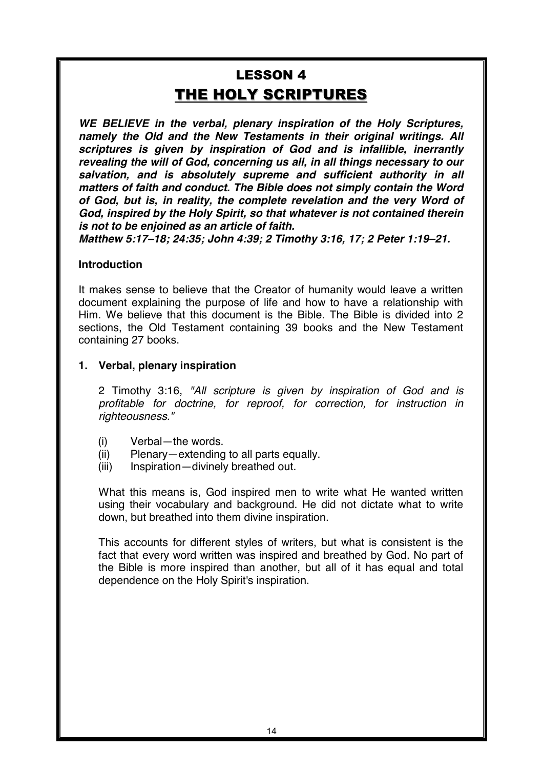# LESSON 4

# THE HOLY SCRIPTURES

***WE BELIEVE in the verbal, plenary inspiration of the Holy Scriptures, namely the Old and the New Testaments in their original writings. All scriptures is given by inspiration of God and is infallible, inerrantly revealing the will of God, concerning us all, in all things necessary to our salvation, and is absolutely supreme and sufficient authority in all matters of faith and conduct. The Bible does not simply contain the Word of God, but is, in reality, the complete revelation and the very Word of God, inspired by the Holy Spirit, so that whatever is not contained therein is not to be enjoined as an article of faith.***

***Matthew 5:17–18; 24:35; John 4:39; 2 Timothy 3:16, 17; 2 Peter 1:19–21.***

**Introduction**

It makes sense to believe that the Creator of humanity would leave a written document explaining the purpose of life and how to have a relationship with Him. We believe that this document is the Bible. The Bible is divided into 2 sections, the Old Testament containing 39 books and the New Testament containing 27 books.

**1. Verbal, plenary inspiration**

2 Timothy 3:16, *"All scripture is given by inspiration of God and is profitable for doctrine, for reproof, for correction, for instruction in righteousness."*

(i) Verbal—the words.
(ii) Plenary—extending to all parts equally.
(iii) Inspiration—divinely breathed out.

What this means is, God inspired men to write what He wanted written using their vocabulary and background. He did not dictate what to write down, but breathed into them divine inspiration.

This accounts for different styles of writers, but what is consistent is the fact that every word written was inspired and breathed by God. No part of the Bible is more inspired than another, but all of it has equal and total dependence on the Holy Spirit's inspiration.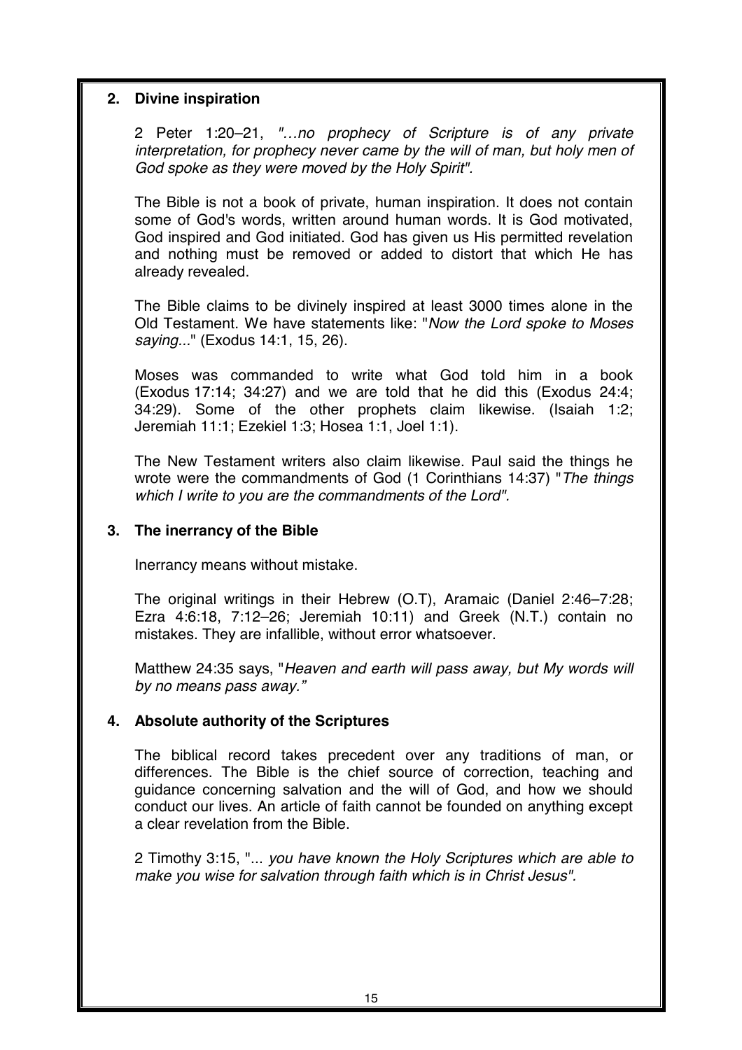## 2. Divine inspiration

2 Peter 1:20–21, *"…no prophecy of Scripture is of any private interpretation, for prophecy never came by the will of man, but holy men of God spoke as they were moved by the Holy Spirit".*

The Bible is not a book of private, human inspiration. It does not contain some of God's words, written around human words. It is God motivated, God inspired and God initiated. God has given us His permitted revelation and nothing must be removed or added to distort that which He has already revealed.

The Bible claims to be divinely inspired at least 3000 times alone in the Old Testament. We have statements like: "*Now the Lord spoke to Moses saying...*" (Exodus 14:1, 15, 26).

Moses was commanded to write what God told him in a book (Exodus 17:14; 34:27) and we are told that he did this (Exodus 24:4; 34:29). Some of the other prophets claim likewise. (Isaiah 1:2; Jeremiah 11:1; Ezekiel 1:3; Hosea 1:1, Joel 1:1).

The New Testament writers also claim likewise. Paul said the things he wrote were the commandments of God (1 Corinthians 14:37) "*The things which I write to you are the commandments of the Lord".*

## 3. The inerrancy of the Bible

Inerrancy means without mistake.

The original writings in their Hebrew (O.T), Aramaic (Daniel 2:46–7:28; Ezra 4:6:18, 7:12–26; Jeremiah 10:11) and Greek (N.T.) contain no mistakes. They are infallible, without error whatsoever.

Matthew 24:35 says, "*Heaven and earth will pass away, but My words will by no means pass away."*

## 4. Absolute authority of the Scriptures

The biblical record takes precedent over any traditions of man, or differences. The Bible is the chief source of correction, teaching and guidance concerning salvation and the will of God, and how we should conduct our lives. An article of faith cannot be founded on anything except a clear revelation from the Bible.

2 Timothy 3:15, "... *you have known the Holy Scriptures which are able to make you wise for salvation through faith which is in Christ Jesus".*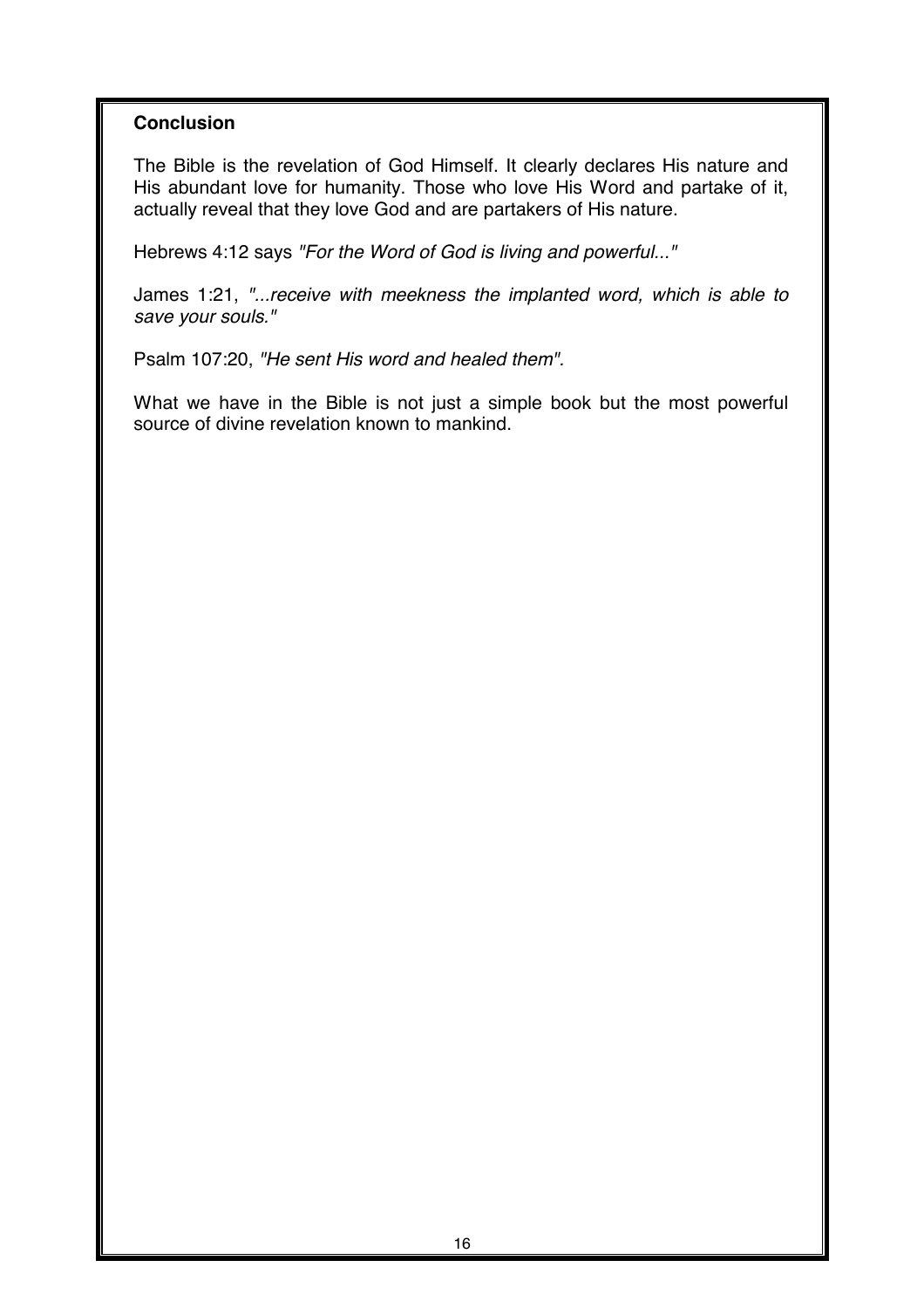**Conclusion**

The Bible is the revelation of God Himself. It clearly declares His nature and His abundant love for humanity. Those who love His Word and partake of it, actually reveal that they love God and are partakers of His nature.

Hebrews 4:12 says *"For the Word of God is living and powerful..."*

James 1:21, *"...receive with meekness the implanted word, which is able to save your souls."*

Psalm 107:20, *"He sent His word and healed them".*

What we have in the Bible is not just a simple book but the most powerful source of divine revelation known to mankind.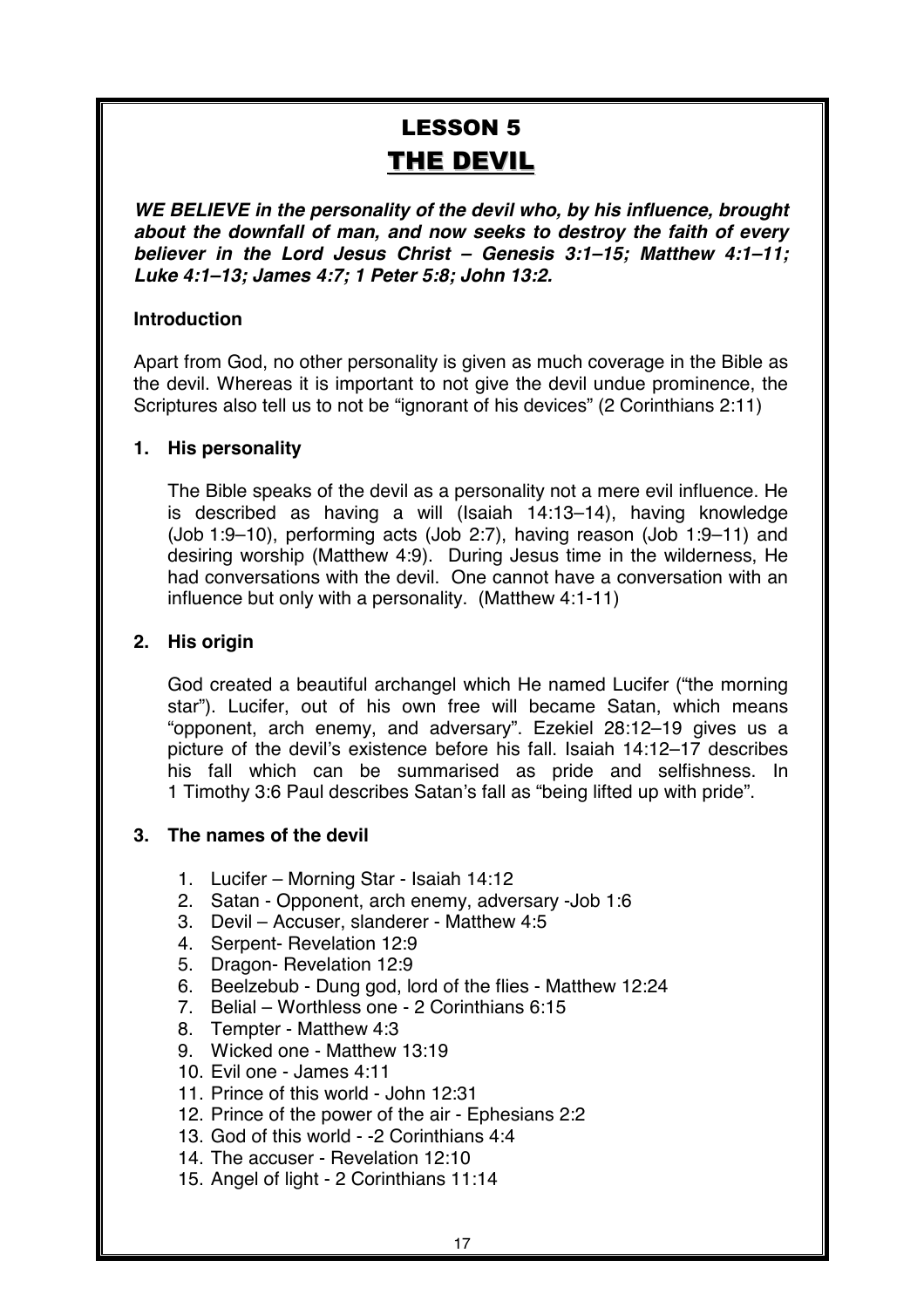# LESSON 5

## THE DEVIL

***WE BELIEVE in the personality of the devil who, by his influence, brought about the downfall of man, and now seeks to destroy the faith of every believer in the Lord Jesus Christ – Genesis 3:1–15; Matthew 4:1–11; Luke 4:1–13; James 4:7; 1 Peter 5:8; John 13:2.***

**Introduction**

Apart from God, no other personality is given as much coverage in the Bible as the devil. Whereas it is important to not give the devil undue prominence, the Scriptures also tell us to not be "ignorant of his devices" (2 Corinthians 2:11)

**1. His personality**

The Bible speaks of the devil as a personality not a mere evil influence. He is described as having a will (Isaiah 14:13–14), having knowledge (Job 1:9–10), performing acts (Job 2:7), having reason (Job 1:9–11) and desiring worship (Matthew 4:9). During Jesus time in the wilderness, He had conversations with the devil. One cannot have a conversation with an influence but only with a personality. (Matthew 4:1-11)

**2. His origin**

God created a beautiful archangel which He named Lucifer ("the morning star"). Lucifer, out of his own free will became Satan, which means "opponent, arch enemy, and adversary". Ezekiel 28:12–19 gives us a picture of the devil's existence before his fall. Isaiah 14:12–17 describes his fall which can be summarised as pride and selfishness. In 1 Timothy 3:6 Paul describes Satan's fall as "being lifted up with pride".

**3. The names of the devil**

1. Lucifer – Morning Star - Isaiah 14:12
2. Satan - Opponent, arch enemy, adversary -Job 1:6
3. Devil – Accuser, slanderer - Matthew 4:5
4. Serpent- Revelation 12:9
5. Dragon- Revelation 12:9
6. Beelzebub - Dung god, lord of the flies - Matthew 12:24
7. Belial – Worthless one - 2 Corinthians 6:15
8. Tempter - Matthew 4:3
9. Wicked one - Matthew 13:19
10. Evil one - James 4:11
11. Prince of this world - John 12:31
12. Prince of the power of the air - Ephesians 2:2
13. God of this world - -2 Corinthians 4:4
14. The accuser - Revelation 12:10
15. Angel of light - 2 Corinthians 11:14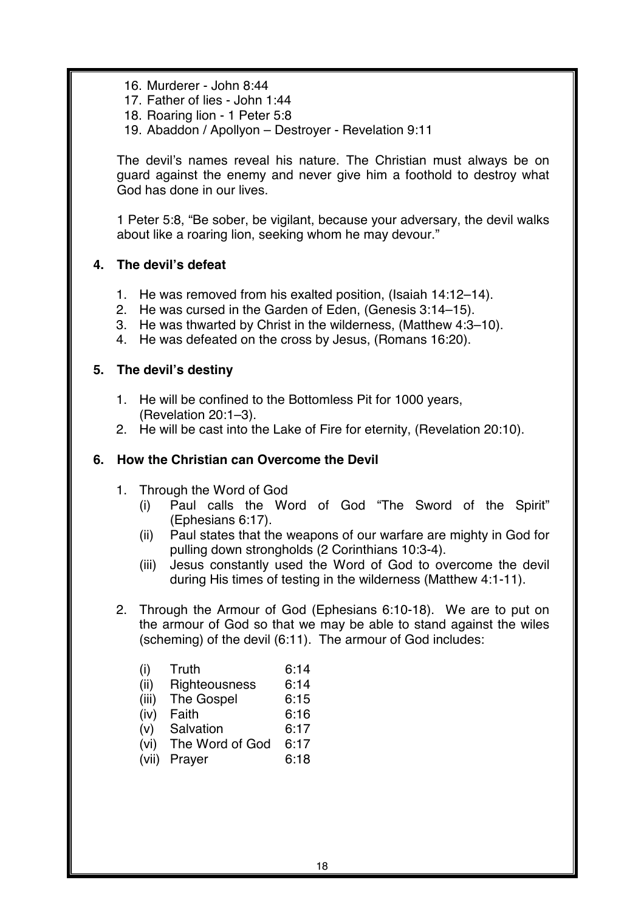16. Murderer - John 8:44
17. Father of lies - John 1:44
18. Roaring lion - 1 Peter 5:8
19. Abaddon / Apollyon – Destroyer - Revelation 9:11

The devil's names reveal his nature. The Christian must always be on guard against the enemy and never give him a foothold to destroy what God has done in our lives.

1 Peter 5:8, "Be sober, be vigilant, because your adversary, the devil walks about like a roaring lion, seeking whom he may devour."

### 4. The devil's defeat

1. He was removed from his exalted position, (Isaiah 14:12–14).
2. He was cursed in the Garden of Eden, (Genesis 3:14–15).
3. He was thwarted by Christ in the wilderness, (Matthew 4:3–10).
4. He was defeated on the cross by Jesus, (Romans 16:20).

### 5. The devil's destiny

1. He will be confined to the Bottomless Pit for 1000 years, (Revelation 20:1–3).
2. He will be cast into the Lake of Fire for eternity, (Revelation 20:10).

### 6. How the Christian can Overcome the Devil

1. Through the Word of God
   (i) Paul calls the Word of God "The Sword of the Spirit" (Ephesians 6:17).
   (ii) Paul states that the weapons of our warfare are mighty in God for pulling down strongholds (2 Corinthians 10:3-4).
   (iii) Jesus constantly used the Word of God to overcome the devil during His times of testing in the wilderness (Matthew 4:1-11).

2. Through the Armour of God (Ephesians 6:10-18). We are to put on the armour of God so that we may be able to stand against the wiles (scheming) of the devil (6:11). The armour of God includes:

   (i) Truth 6:14
   (ii) Righteousness 6:14
   (iii) The Gospel 6:15
   (iv) Faith 6:16
   (v) Salvation 6:17
   (vi) The Word of God 6:17
   (vii) Prayer 6:18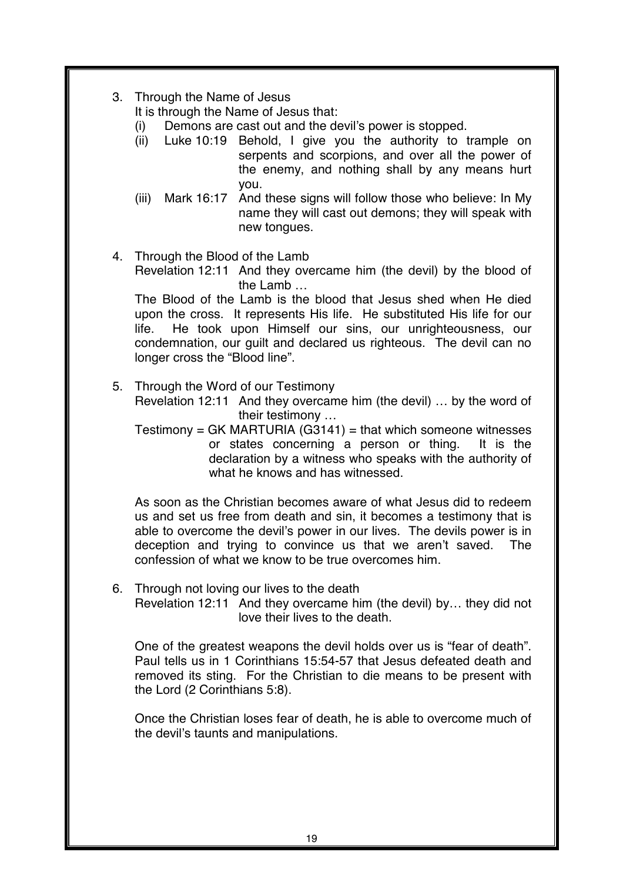3. Through the Name of Jesus

   It is through the Name of Jesus that:

   (i) Demons are cast out and the devil's power is stopped.

   (ii) Luke 10:19 Behold, I give you the authority to trample on serpents and scorpions, and over all the power of the enemy, and nothing shall by any means hurt you.

   (iii) Mark 16:17 And these signs will follow those who believe: In My name they will cast out demons; they will speak with new tongues.

4. Through the Blood of the Lamb

   Revelation 12:11 And they overcame him (the devil) by the blood of the Lamb …

   The Blood of the Lamb is the blood that Jesus shed when He died upon the cross. It represents His life. He substituted His life for our life. He took upon Himself our sins, our unrighteousness, our condemnation, our guilt and declared us righteous. The devil can no longer cross the "Blood line".

5. Through the Word of our Testimony

   Revelation 12:11 And they overcame him (the devil) … by the word of their testimony …

   Testimony = GK MARTURIA (G3141) = that which someone witnesses or states concerning a person or thing. It is the declaration by a witness who speaks with the authority of what he knows and has witnessed.

   As soon as the Christian becomes aware of what Jesus did to redeem us and set us free from death and sin, it becomes a testimony that is able to overcome the devil's power in our lives. The devils power is in deception and trying to convince us that we aren't saved. The confession of what we know to be true overcomes him.

6. Through not loving our lives to the death

   Revelation 12:11 And they overcame him (the devil) by… they did not love their lives to the death.

   One of the greatest weapons the devil holds over us is "fear of death". Paul tells us in 1 Corinthians 15:54-57 that Jesus defeated death and removed its sting. For the Christian to die means to be present with the Lord (2 Corinthians 5:8).

   Once the Christian loses fear of death, he is able to overcome much of the devil's taunts and manipulations.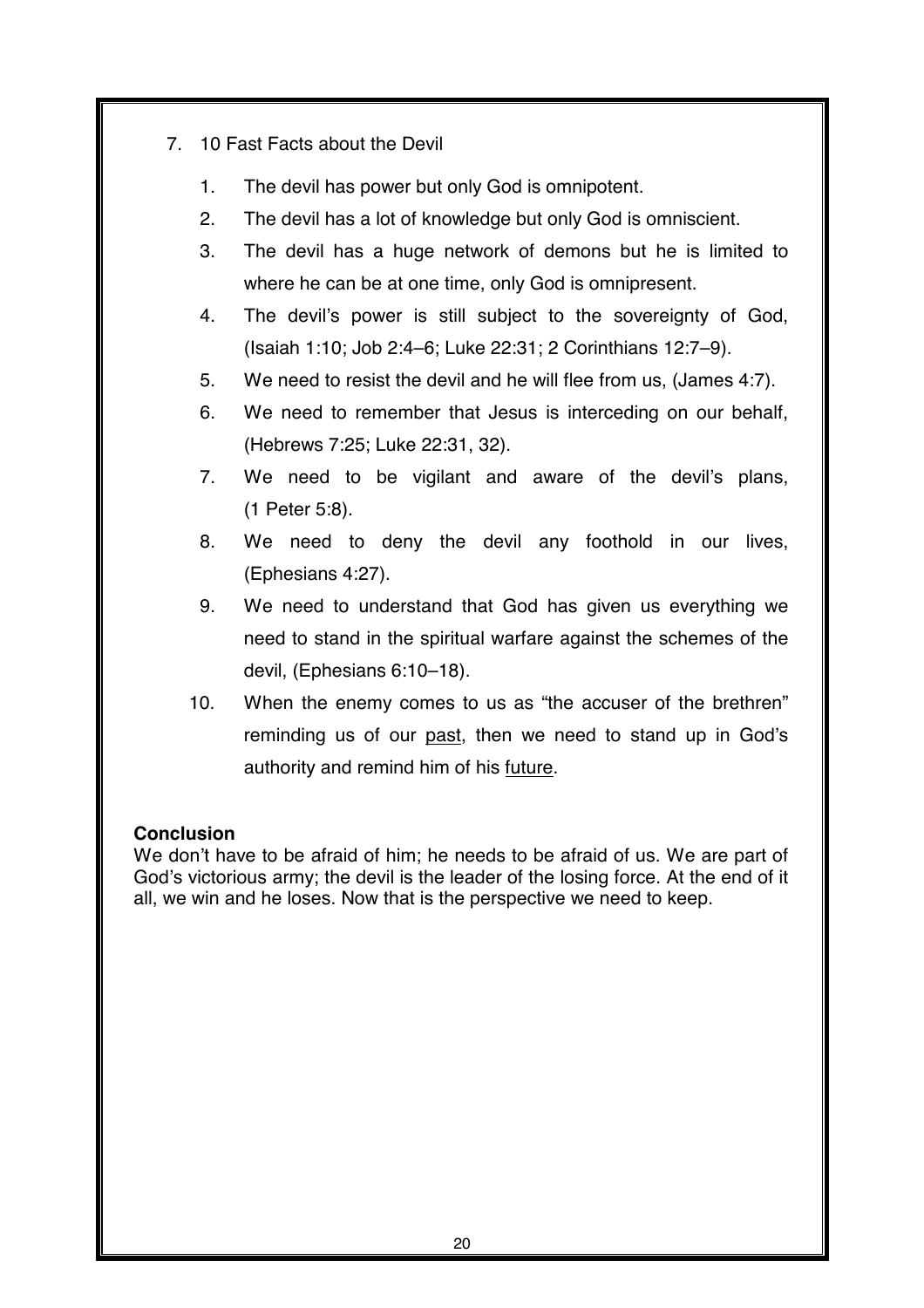7. 10 Fast Facts about the Devil

   1. The devil has power but only God is omnipotent.
   2. The devil has a lot of knowledge but only God is omniscient.
   3. The devil has a huge network of demons but he is limited to where he can be at one time, only God is omnipresent.
   4. The devil's power is still subject to the sovereignty of God, (Isaiah 1:10; Job 2:4–6; Luke 22:31; 2 Corinthians 12:7–9).
   5. We need to resist the devil and he will flee from us, (James 4:7).
   6. We need to remember that Jesus is interceding on our behalf, (Hebrews 7:25; Luke 22:31, 32).
   7. We need to be vigilant and aware of the devil's plans, (1 Peter 5:8).
   8. We need to deny the devil any foothold in our lives, (Ephesians 4:27).
   9. We need to understand that God has given us everything we need to stand in the spiritual warfare against the schemes of the devil, (Ephesians 6:10–18).
   10. When the enemy comes to us as "the accuser of the brethren" reminding us of our <u>past</u>, then we need to stand up in God's authority and remind him of his <u>future</u>.

**Conclusion**

We don't have to be afraid of him; he needs to be afraid of us. We are part of God's victorious army; the devil is the leader of the losing force. At the end of it all, we win and he loses. Now that is the perspective we need to keep.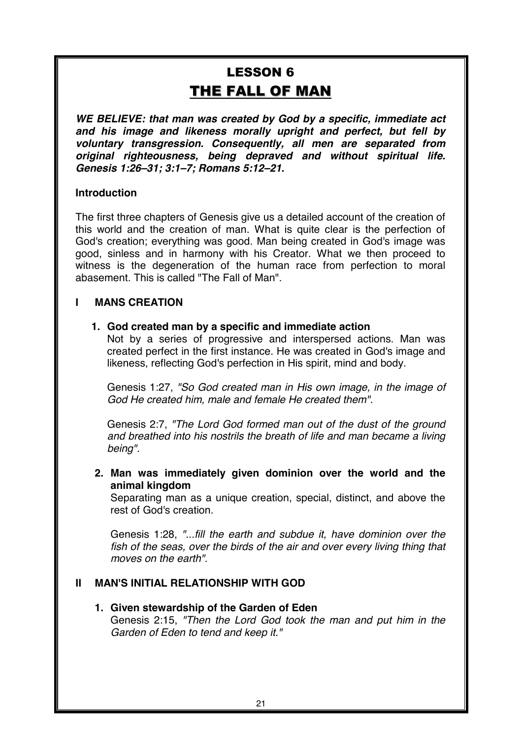# LESSON 6

# THE FALL OF MAN

***WE BELIEVE: that man was created by God by a specific, immediate act and his image and likeness morally upright and perfect, but fell by voluntary transgression. Consequently, all men are separated from original righteousness, being depraved and without spiritual life. Genesis 1:26–31; 3:1–7; Romans 5:12–21.***

**Introduction**

The first three chapters of Genesis give us a detailed account of the creation of this world and the creation of man. What is quite clear is the perfection of God's creation; everything was good. Man being created in God's image was good, sinless and in harmony with his Creator. What we then proceed to witness is the degeneration of the human race from perfection to moral abasement. This is called "The Fall of Man".

## I MANS CREATION

1. **God created man by a specific and immediate action**
   Not by a series of progressive and interspersed actions. Man was created perfect in the first instance. He was created in God's image and likeness, reflecting God's perfection in His spirit, mind and body.

   Genesis 1:27, *"So God created man in His own image, in the image of God He created him, male and female He created them".*

   Genesis 2:7, *"The Lord God formed man out of the dust of the ground and breathed into his nostrils the breath of life and man became a living being"*.

2. **Man was immediately given dominion over the world and the animal kingdom**
   Separating man as a unique creation, special, distinct, and above the rest of God's creation.

   Genesis 1:28, *"...fill the earth and subdue it, have dominion over the fish of the seas, over the birds of the air and over every living thing that moves on the earth".*

## II MAN'S INITIAL RELATIONSHIP WITH GOD

1. **Given stewardship of the Garden of Eden**
   Genesis 2:15, *"Then the Lord God took the man and put him in the Garden of Eden to tend and keep it."*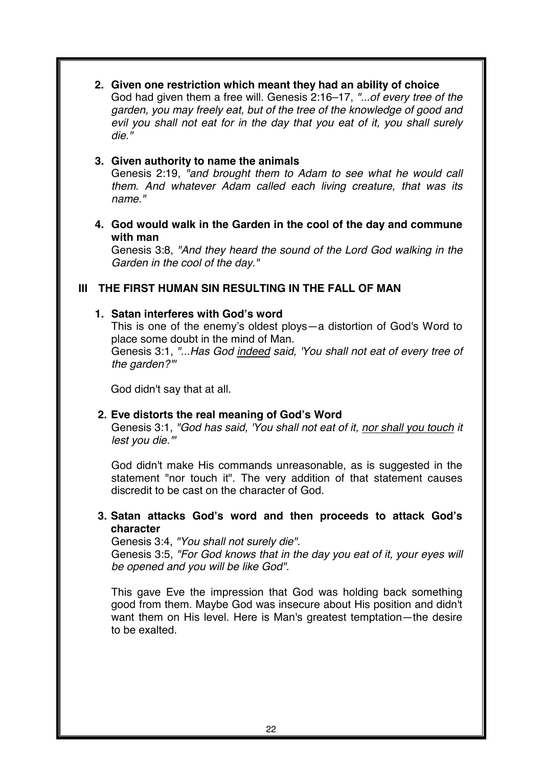**2. Given one restriction which meant they had an ability of choice**

God had given them a free will. Genesis 2:16–17, *"...of every tree of the garden, you may freely eat, but of the tree of the knowledge of good and evil you shall not eat for in the day that you eat of it, you shall surely die."*

**3. Given authority to name the animals**

Genesis 2:19, *"and brought them to Adam to see what he would call them. And whatever Adam called each living creature, that was its name."*

**4. God would walk in the Garden in the cool of the day and commune with man**

Genesis 3:8, *"And they heard the sound of the Lord God walking in the Garden in the cool of the day."*

## III THE FIRST HUMAN SIN RESULTING IN THE FALL OF MAN

**1. Satan interferes with God's word**

This is one of the enemy's oldest ploys—a distortion of God's Word to place some doubt in the mind of Man.

Genesis 3:1, *"...Has God <u>indeed</u> said, 'You shall not eat of every tree of the garden?'"*

God didn't say that at all.

**2. Eve distorts the real meaning of God's Word**

Genesis 3:1, *"God has said, 'You shall not eat of it, <u>nor shall you touch</u> it lest you die.'"*

God didn't make His commands unreasonable, as is suggested in the statement "nor touch it". The very addition of that statement causes discredit to be cast on the character of God.

**3. Satan attacks God's word and then proceeds to attack God's character**

Genesis 3:4, *"You shall not surely die".*

Genesis 3:5, *"For God knows that in the day you eat of it, your eyes will be opened and you will be like God".*

This gave Eve the impression that God was holding back something good from them. Maybe God was insecure about His position and didn't want them on His level. Here is Man's greatest temptation—the desire to be exalted.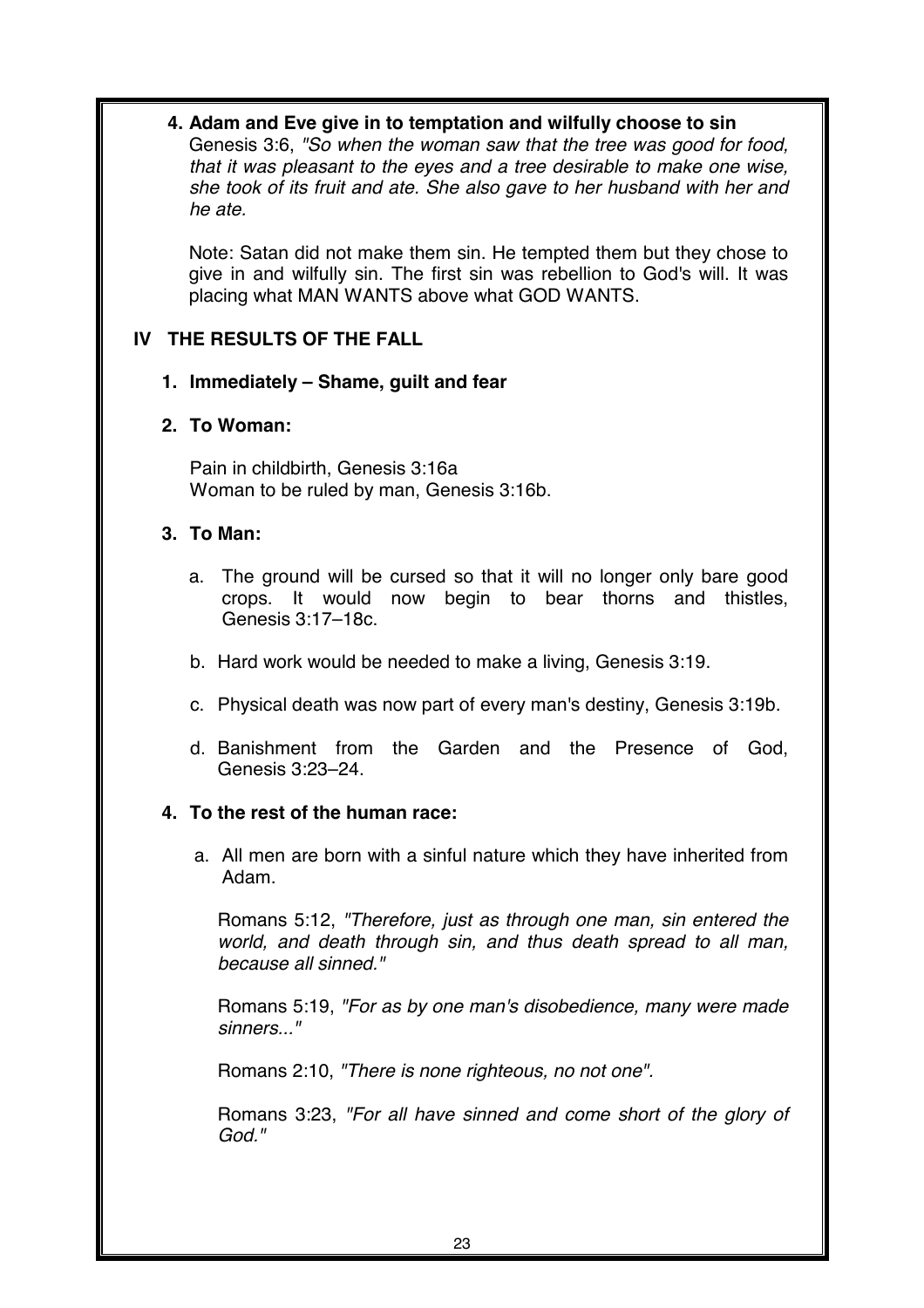**4. Adam and Eve give in to temptation and wilfully choose to sin**

Genesis 3:6, *"So when the woman saw that the tree was good for food, that it was pleasant to the eyes and a tree desirable to make one wise, she took of its fruit and ate. She also gave to her husband with her and he ate.*

Note: Satan did not make them sin. He tempted them but they chose to give in and wilfully sin. The first sin was rebellion to God's will. It was placing what MAN WANTS above what GOD WANTS.

## IV THE RESULTS OF THE FALL

**1. Immediately – Shame, guilt and fear**

**2. To Woman:**

Pain in childbirth, Genesis 3:16a
Woman to be ruled by man, Genesis 3:16b.

**3. To Man:**

a. The ground will be cursed so that it will no longer only bare good crops. It would now begin to bear thorns and thistles, Genesis 3:17–18c.

b. Hard work would be needed to make a living, Genesis 3:19.

c. Physical death was now part of every man's destiny, Genesis 3:19b.

d. Banishment from the Garden and the Presence of God, Genesis 3:23–24.

**4. To the rest of the human race:**

a. All men are born with a sinful nature which they have inherited from Adam.

Romans 5:12, *"Therefore, just as through one man, sin entered the world, and death through sin, and thus death spread to all man, because all sinned."*

Romans 5:19, *"For as by one man's disobedience, many were made sinners..."*

Romans 2:10, *"There is none righteous, no not one".*

Romans 3:23, *"For all have sinned and come short of the glory of God."*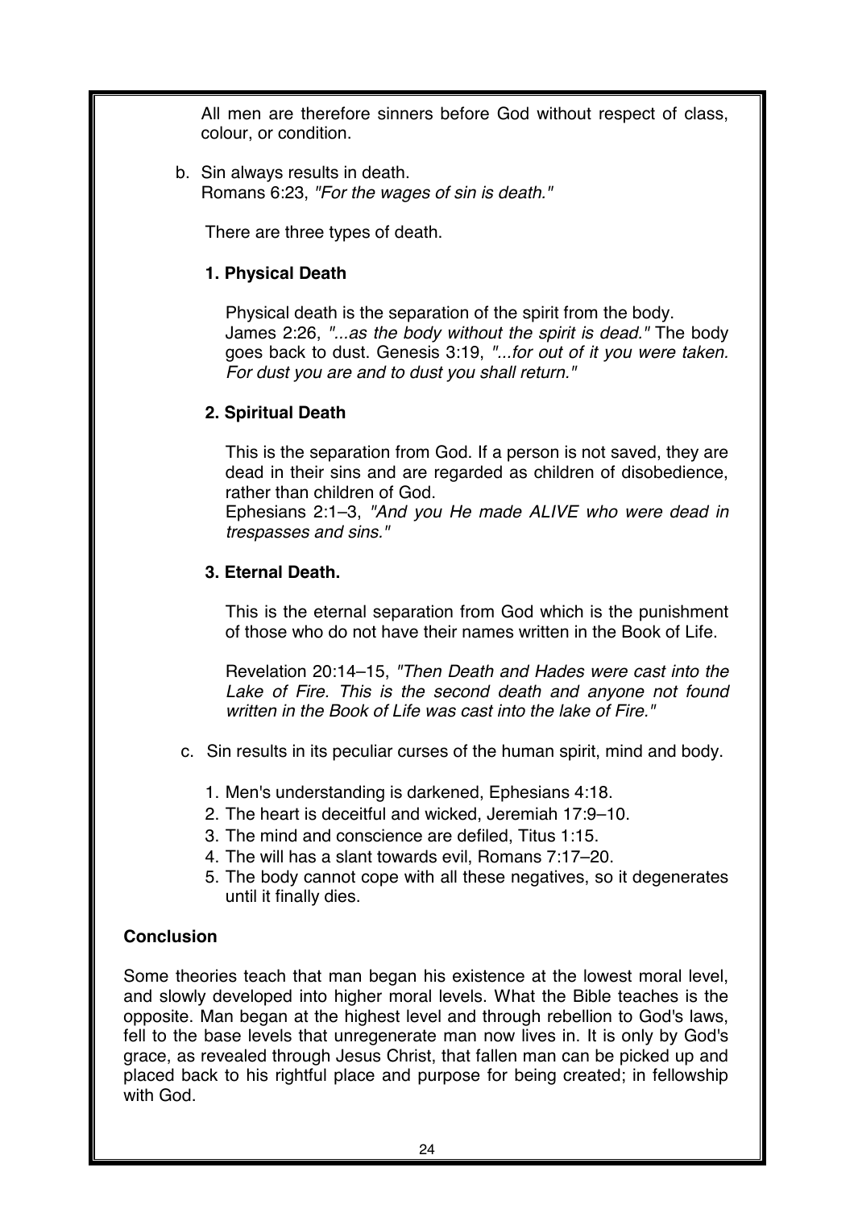All men are therefore sinners before God without respect of class, colour, or condition.

b. Sin always results in death.
   Romans 6:23, *"For the wages of sin is death."*

   There are three types of death.

   **1. Physical Death**

   Physical death is the separation of the spirit from the body. James 2:26, *"...as the body without the spirit is dead."* The body goes back to dust. Genesis 3:19, *"...for out of it you were taken. For dust you are and to dust you shall return."*

   **2. Spiritual Death**

   This is the separation from God. If a person is not saved, they are dead in their sins and are regarded as children of disobedience, rather than children of God.
   Ephesians 2:1–3, *"And you He made ALIVE who were dead in trespasses and sins."*

   **3. Eternal Death.**

   This is the eternal separation from God which is the punishment of those who do not have their names written in the Book of Life.

   Revelation 20:14–15, *"Then Death and Hades were cast into the Lake of Fire. This is the second death and anyone not found written in the Book of Life was cast into the lake of Fire."*

c. Sin results in its peculiar curses of the human spirit, mind and body.

   1. Men's understanding is darkened, Ephesians 4:18.
   2. The heart is deceitful and wicked, Jeremiah 17:9–10.
   3. The mind and conscience are defiled, Titus 1:15.
   4. The will has a slant towards evil, Romans 7:17–20.
   5. The body cannot cope with all these negatives, so it degenerates until it finally dies.

**Conclusion**

Some theories teach that man began his existence at the lowest moral level, and slowly developed into higher moral levels. What the Bible teaches is the opposite. Man began at the highest level and through rebellion to God's laws, fell to the base levels that unregenerate man now lives in. It is only by God's grace, as revealed through Jesus Christ, that fallen man can be picked up and placed back to his rightful place and purpose for being created; in fellowship with God.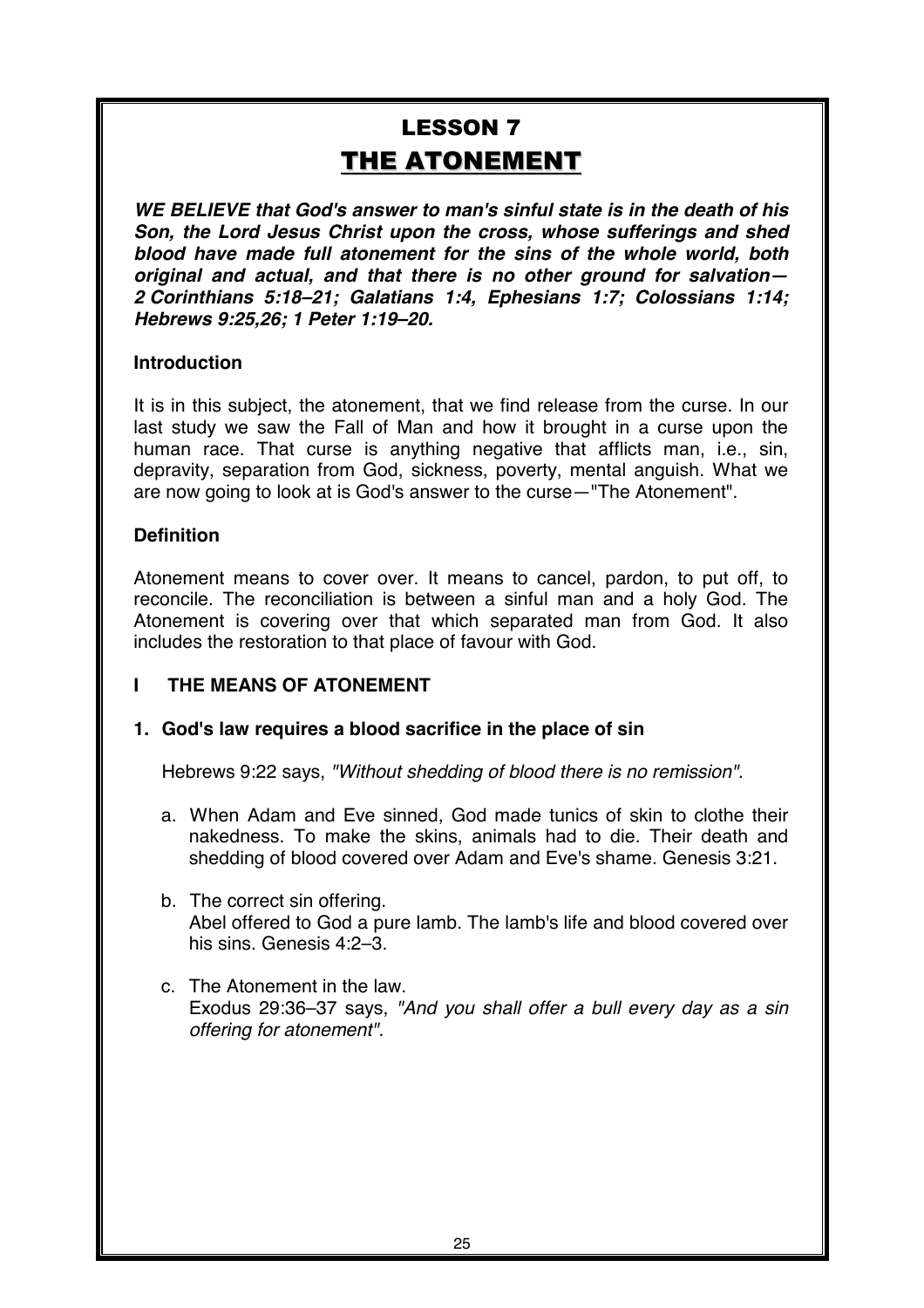# LESSON 7

# THE ATONEMENT

***WE BELIEVE that God's answer to man's sinful state is in the death of his Son, the Lord Jesus Christ upon the cross, whose sufferings and shed blood have made full atonement for the sins of the whole world, both original and actual, and that there is no other ground for salvation— 2 Corinthians 5:18–21; Galatians 1:4, Ephesians 1:7; Colossians 1:14; Hebrews 9:25,26; 1 Peter 1:19–20.***

**Introduction**

It is in this subject, the atonement, that we find release from the curse. In our last study we saw the Fall of Man and how it brought in a curse upon the human race. That curse is anything negative that afflicts man, i.e., sin, depravity, separation from God, sickness, poverty, mental anguish. What we are now going to look at is God's answer to the curse—"The Atonement".

**Definition**

Atonement means to cover over. It means to cancel, pardon, to put off, to reconcile. The reconciliation is between a sinful man and a holy God. The Atonement is covering over that which separated man from God. It also includes the restoration to that place of favour with God.

## I THE MEANS OF ATONEMENT

### 1. God's law requires a blood sacrifice in the place of sin

Hebrews 9:22 says, *"Without shedding of blood there is no remission".*

a. When Adam and Eve sinned, God made tunics of skin to clothe their nakedness. To make the skins, animals had to die. Their death and shedding of blood covered over Adam and Eve's shame. Genesis 3:21.

b. The correct sin offering.
Abel offered to God a pure lamb. The lamb's life and blood covered over his sins. Genesis 4:2–3.

c. The Atonement in the law.
Exodus 29:36–37 says, *"And you shall offer a bull every day as a sin offering for atonement".*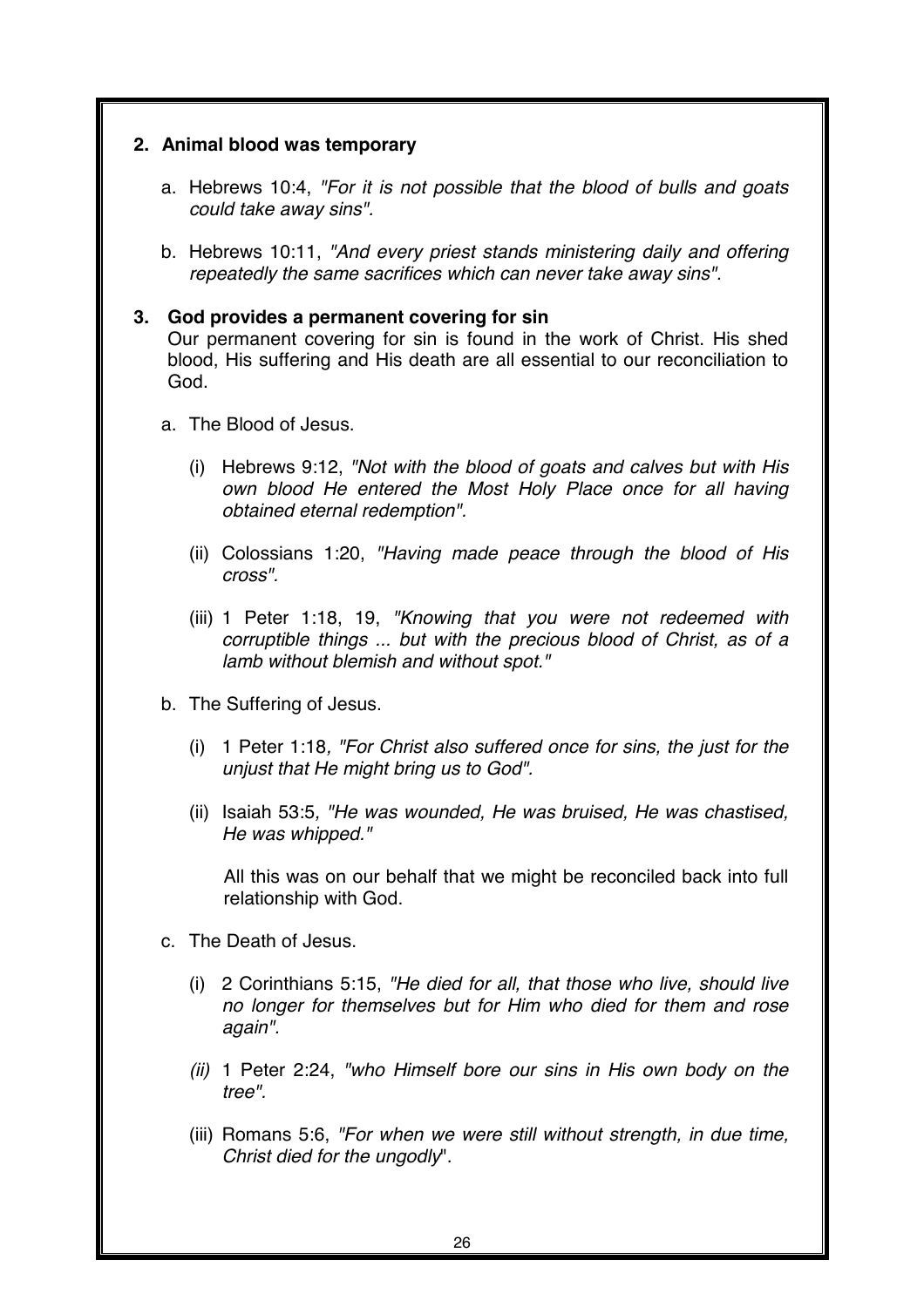**2. Animal blood was temporary**

a. Hebrews 10:4, *"For it is not possible that the blood of bulls and goats could take away sins".*

b. Hebrews 10:11, *"And every priest stands ministering daily and offering repeatedly the same sacrifices which can never take away sins".*

**3. God provides a permanent covering for sin**

Our permanent covering for sin is found in the work of Christ. His shed blood, His suffering and His death are all essential to our reconciliation to God.

a. The Blood of Jesus.

(i) Hebrews 9:12, *"Not with the blood of goats and calves but with His own blood He entered the Most Holy Place once for all having obtained eternal redemption".*

(ii) Colossians 1:20, *"Having made peace through the blood of His cross".*

(iii) 1 Peter 1:18, 19, *"Knowing that you were not redeemed with corruptible things ... but with the precious blood of Christ, as of a lamb without blemish and without spot."*

b. The Suffering of Jesus.

(i) 1 Peter 1:18*, "For Christ also suffered once for sins, the just for the unjust that He might bring us to God".*

(ii) Isaiah 53:5*, "He was wounded, He was bruised, He was chastised, He was whipped."*

All this was on our behalf that we might be reconciled back into full relationship with God.

c. The Death of Jesus.

(i) 2 Corinthians 5:15, *"He died for all, that those who live, should live no longer for themselves but for Him who died for them and rose again".*

*(ii)* 1 Peter 2:24, *"who Himself bore our sins in His own body on the tree".*

(iii) Romans 5:6, *"For when we were still without strength, in due time, Christ died for the ungodly*".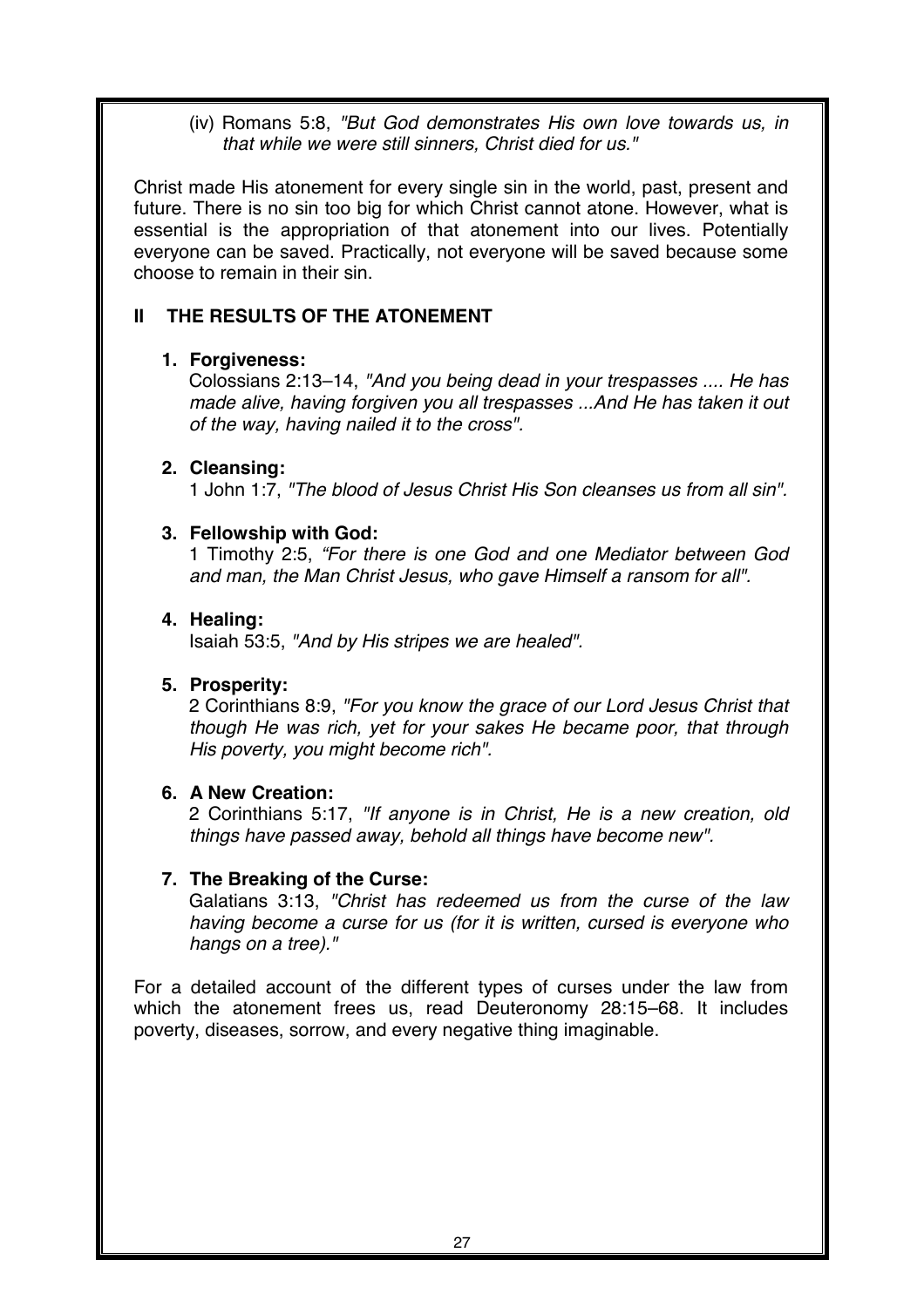(iv) Romans 5:8, *"But God demonstrates His own love towards us, in that while we were still sinners, Christ died for us."*

Christ made His atonement for every single sin in the world, past, present and future. There is no sin too big for which Christ cannot atone. However, what is essential is the appropriation of that atonement into our lives. Potentially everyone can be saved. Practically, not everyone will be saved because some choose to remain in their sin.

## II THE RESULTS OF THE ATONEMENT

1. **Forgiveness:**
   Colossians 2:13–14, *"And you being dead in your trespasses .... He has made alive, having forgiven you all trespasses ...And He has taken it out of the way, having nailed it to the cross".*

2. **Cleansing:**
   1 John 1:7, *"The blood of Jesus Christ His Son cleanses us from all sin".*

3. **Fellowship with God:**
   1 Timothy 2:5, *"For there is one God and one Mediator between God and man, the Man Christ Jesus, who gave Himself a ransom for all".*

4. **Healing:**
   Isaiah 53:5, *"And by His stripes we are healed".*

5. **Prosperity:**
   2 Corinthians 8:9, *"For you know the grace of our Lord Jesus Christ that though He was rich, yet for your sakes He became poor, that through His poverty, you might become rich".*

6. **A New Creation:**
   2 Corinthians 5:17, *"If anyone is in Christ, He is a new creation, old things have passed away, behold all things have become new".*

7. **The Breaking of the Curse:**
   Galatians 3:13, *"Christ has redeemed us from the curse of the law having become a curse for us (for it is written, cursed is everyone who hangs on a tree)."*

For a detailed account of the different types of curses under the law from which the atonement frees us, read Deuteronomy 28:15–68. It includes poverty, diseases, sorrow, and every negative thing imaginable.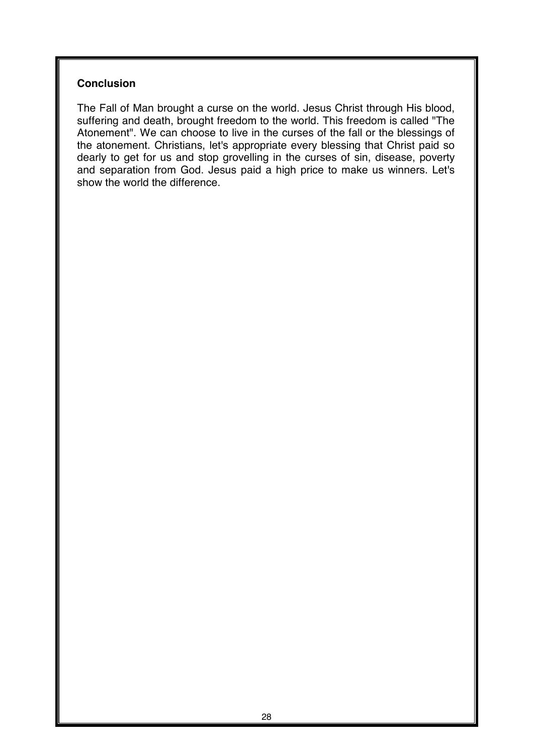## Conclusion

The Fall of Man brought a curse on the world. Jesus Christ through His blood, suffering and death, brought freedom to the world. This freedom is called "The Atonement". We can choose to live in the curses of the fall or the blessings of the atonement. Christians, let's appropriate every blessing that Christ paid so dearly to get for us and stop grovelling in the curses of sin, disease, poverty and separation from God. Jesus paid a high price to make us winners. Let's show the world the difference.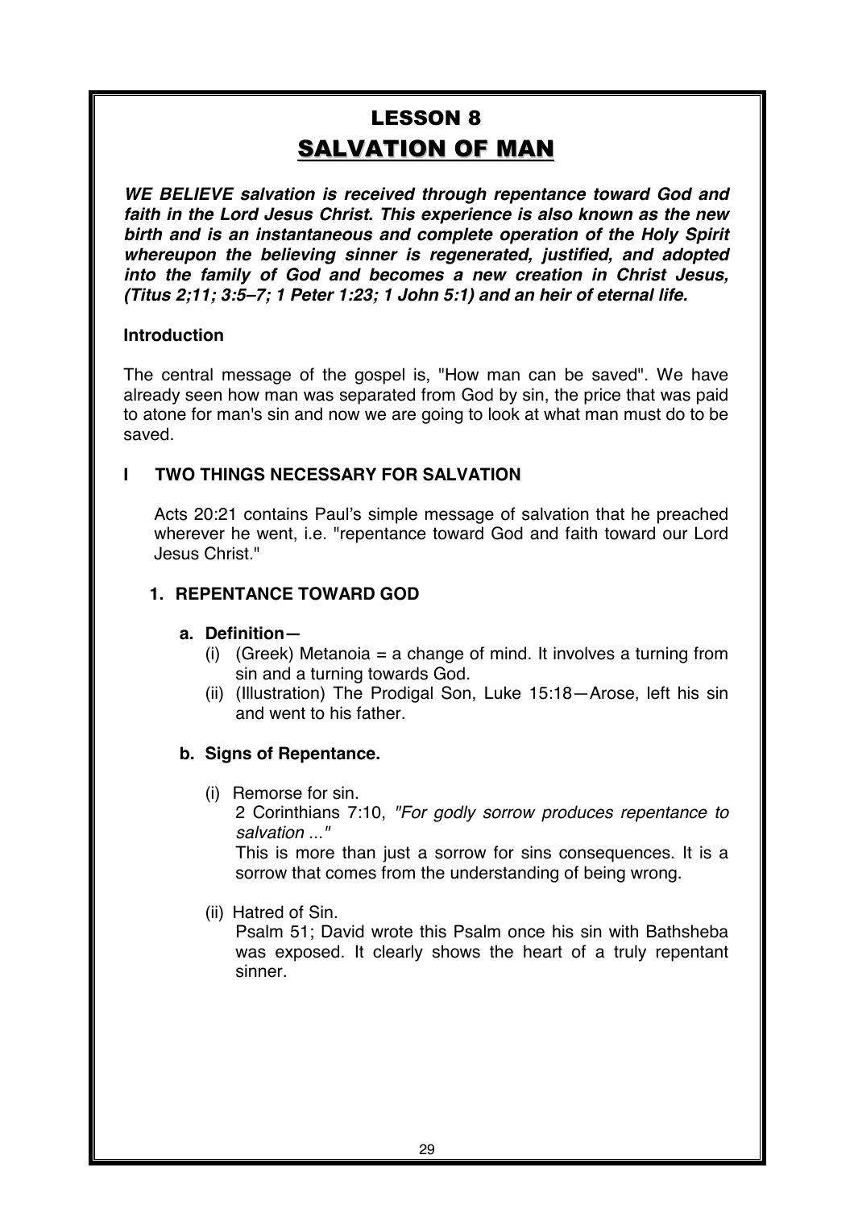# LESSON 8

# SALVATION OF MAN

***WE BELIEVE salvation is received through repentance toward God and faith in the Lord Jesus Christ. This experience is also known as the new birth and is an instantaneous and complete operation of the Holy Spirit whereupon the believing sinner is regenerated, justified, and adopted into the family of God and becomes a new creation in Christ Jesus, (Titus 2;11; 3:5–7; 1 Peter 1:23; 1 John 5:1) and an heir of eternal life.***

**Introduction**

The central message of the gospel is, "How man can be saved". We have already seen how man was separated from God by sin, the price that was paid to atone for man's sin and now we are going to look at what man must do to be saved.

## I TWO THINGS NECESSARY FOR SALVATION

Acts 20:21 contains Paul's simple message of salvation that he preached wherever he went, i.e. "repentance toward God and faith toward our Lord Jesus Christ."

### 1. REPENTANCE TOWARD GOD

**a. Definition—**

(i) (Greek) Metanoia = a change of mind. It involves a turning from sin and a turning towards God.

(ii) (Illustration) The Prodigal Son, Luke 15:18—Arose, left his sin and went to his father.

**b. Signs of Repentance.**

(i) Remorse for sin.
2 Corinthians 7:10, *"For godly sorrow produces repentance to salvation ..."*
This is more than just a sorrow for sins consequences. It is a sorrow that comes from the understanding of being wrong.

(ii) Hatred of Sin.
Psalm 51; David wrote this Psalm once his sin with Bathsheba was exposed. It clearly shows the heart of a truly repentant sinner.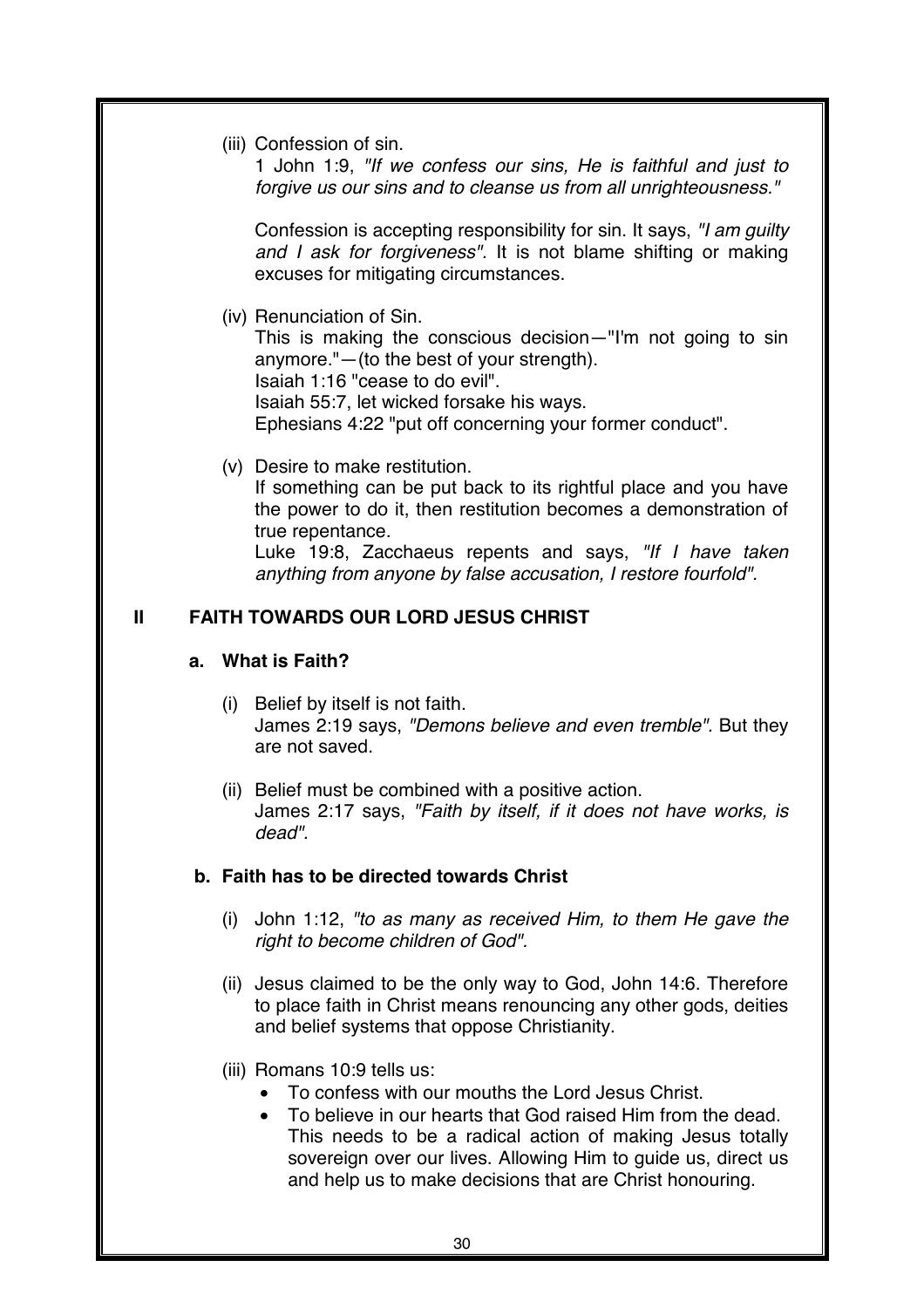(iii) Confession of sin.
1 John 1:9, *"If we confess our sins, He is faithful and just to forgive us our sins and to cleanse us from all unrighteousness."*

Confession is accepting responsibility for sin. It says, *"I am guilty and I ask for forgiveness".* It is not blame shifting or making excuses for mitigating circumstances.

(iv) Renunciation of Sin.
This is making the conscious decision—"I'm not going to sin anymore."—(to the best of your strength).
Isaiah 1:16 "cease to do evil".
Isaiah 55:7, let wicked forsake his ways.
Ephesians 4:22 "put off concerning your former conduct".

(v) Desire to make restitution.
If something can be put back to its rightful place and you have the power to do it, then restitution becomes a demonstration of true repentance.
Luke 19:8, Zacchaeus repents and says, *"If I have taken anything from anyone by false accusation, I restore fourfold".*

## II FAITH TOWARDS OUR LORD JESUS CHRIST

### a. What is Faith?

(i) Belief by itself is not faith.
James 2:19 says, *"Demons believe and even tremble".* But they are not saved.

(ii) Belief must be combined with a positive action.
James 2:17 says, *"Faith by itself, if it does not have works, is dead".*

### b. Faith has to be directed towards Christ

(i) John 1:12, *"to as many as received Him, to them He gave the right to become children of God".*

(ii) Jesus claimed to be the only way to God, John 14:6. Therefore to place faith in Christ means renouncing any other gods, deities and belief systems that oppose Christianity.

(iii) Romans 10:9 tells us:

- To confess with our mouths the Lord Jesus Christ.
- To believe in our hearts that God raised Him from the dead. This needs to be a radical action of making Jesus totally sovereign over our lives. Allowing Him to guide us, direct us and help us to make decisions that are Christ honouring.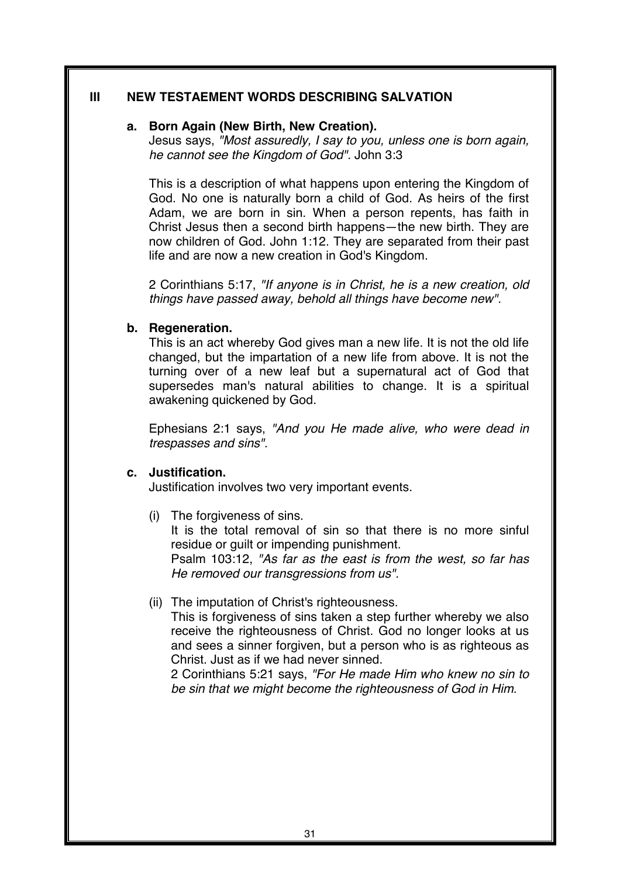## III NEW TESTAEMENT WORDS DESCRIBING SALVATION

### a. Born Again (New Birth, New Creation).

Jesus says, *"Most assuredly, I say to you, unless one is born again, he cannot see the Kingdom of God".* John 3:3

This is a description of what happens upon entering the Kingdom of God. No one is naturally born a child of God. As heirs of the first Adam, we are born in sin. When a person repents, has faith in Christ Jesus then a second birth happens—the new birth. They are now children of God. John 1:12. They are separated from their past life and are now a new creation in God's Kingdom.

2 Corinthians 5:17, *"If anyone is in Christ, he is a new creation, old things have passed away, behold all things have become new".*

### b. Regeneration.

This is an act whereby God gives man a new life. It is not the old life changed, but the impartation of a new life from above. It is not the turning over of a new leaf but a supernatural act of God that supersedes man's natural abilities to change. It is a spiritual awakening quickened by God.

Ephesians 2:1 says, *"And you He made alive, who were dead in trespasses and sins".*

### c. Justification.

Justification involves two very important events.

(i) The forgiveness of sins.
It is the total removal of sin so that there is no more sinful residue or guilt or impending punishment.
Psalm 103:12, *"As far as the east is from the west, so far has He removed our transgressions from us".*

(ii) The imputation of Christ's righteousness.
This is forgiveness of sins taken a step further whereby we also receive the righteousness of Christ. God no longer looks at us and sees a sinner forgiven, but a person who is as righteous as Christ. Just as if we had never sinned.
2 Corinthians 5:21 says, *"For He made Him who knew no sin to be sin that we might become the righteousness of God in Him.*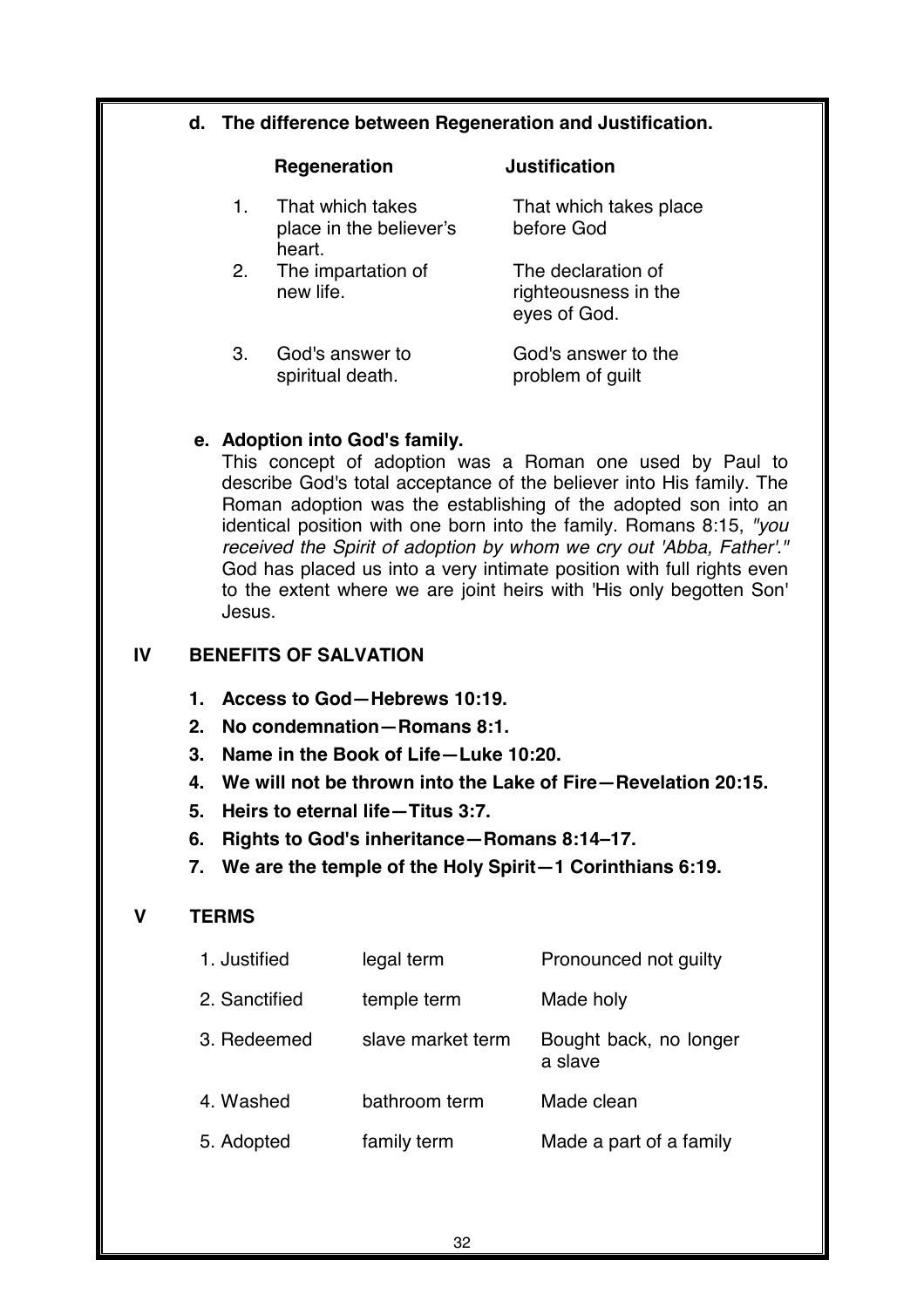**d. The difference between Regeneration and Justification.**

| | Regeneration | Justification |
|---|---|---|
| 1. | That which takes place in the believer's heart. | That which takes place before God |
| 2. | The impartation of new life. | The declaration of righteousness in the eyes of God. |
| 3. | God's answer to spiritual death. | God's answer to the problem of guilt |

**e. Adoption into God's family.**

This concept of adoption was a Roman one used by Paul to describe God's total acceptance of the believer into His family. The Roman adoption was the establishing of the adopted son into an identical position with one born into the family. Romans 8:15, *"you received the Spirit of adoption by whom we cry out 'Abba, Father'."* God has placed us into a very intimate position with full rights even to the extent where we are joint heirs with 'His only begotten Son' Jesus.

## IV BENEFITS OF SALVATION

1. **Access to God—Hebrews 10:19.**
2. **No condemnation—Romans 8:1.**
3. **Name in the Book of Life—Luke 10:20.**
4. **We will not be thrown into the Lake of Fire—Revelation 20:15.**
5. **Heirs to eternal life—Titus 3:7.**
6. **Rights to God's inheritance—Romans 8:14–17.**
7. **We are the temple of the Holy Spirit—1 Corinthians 6:19.**

## V TERMS

| | | |
|---|---|---|
| 1. Justified | legal term | Pronounced not guilty |
| 2. Sanctified | temple term | Made holy |
| 3. Redeemed | slave market term | Bought back, no longer a slave |
| 4. Washed | bathroom term | Made clean |
| 5. Adopted | family term | Made a part of a family |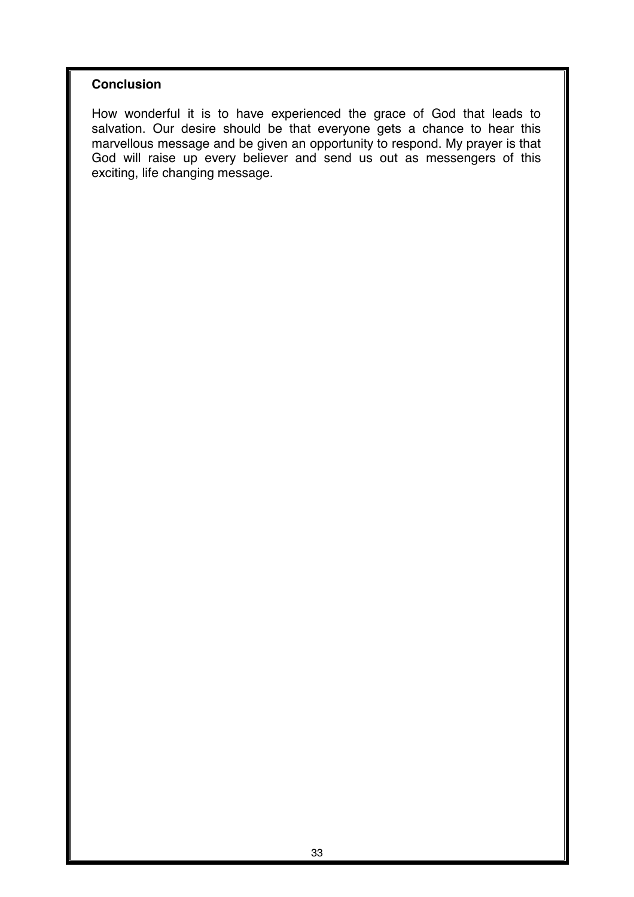## Conclusion

How wonderful it is to have experienced the grace of God that leads to salvation. Our desire should be that everyone gets a chance to hear this marvellous message and be given an opportunity to respond. My prayer is that God will raise up every believer and send us out as messengers of this exciting, life changing message.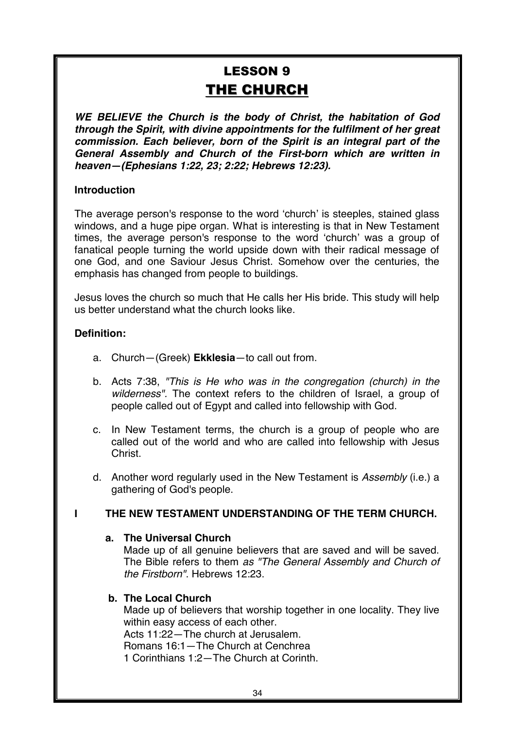# LESSON 9

## THE CHURCH

***WE BELIEVE the Church is the body of Christ, the habitation of God through the Spirit, with divine appointments for the fulfilment of her great commission. Each believer, born of the Spirit is an integral part of the General Assembly and Church of the First-born which are written in heaven—(Ephesians 1:22, 23; 2:22; Hebrews 12:23).***

**Introduction**

The average person's response to the word 'church' is steeples, stained glass windows, and a huge pipe organ. What is interesting is that in New Testament times, the average person's response to the word 'church' was a group of fanatical people turning the world upside down with their radical message of one God, and one Saviour Jesus Christ. Somehow over the centuries, the emphasis has changed from people to buildings.

Jesus loves the church so much that He calls her His bride. This study will help us better understand what the church looks like.

**Definition:**

a. Church—(Greek) **Ekklesia**—to call out from.

b. Acts 7:38, *"This is He who was in the congregation (church) in the wilderness".* The context refers to the children of Israel, a group of people called out of Egypt and called into fellowship with God.

c. In New Testament terms, the church is a group of people who are called out of the world and who are called into fellowship with Jesus Christ.

d. Another word regularly used in the New Testament is *Assembly* (i.e.) a gathering of God's people.

### I THE NEW TESTAMENT UNDERSTANDING OF THE TERM CHURCH.

**a. The Universal Church**
Made up of all genuine believers that are saved and will be saved. The Bible refers to them *as "The General Assembly and Church of the Firstborn"*. Hebrews 12:23.

**b. The Local Church**
Made up of believers that worship together in one locality. They live within easy access of each other.
Acts 11:22—The church at Jerusalem.
Romans 16:1—The Church at Cenchrea
1 Corinthians 1:2—The Church at Corinth.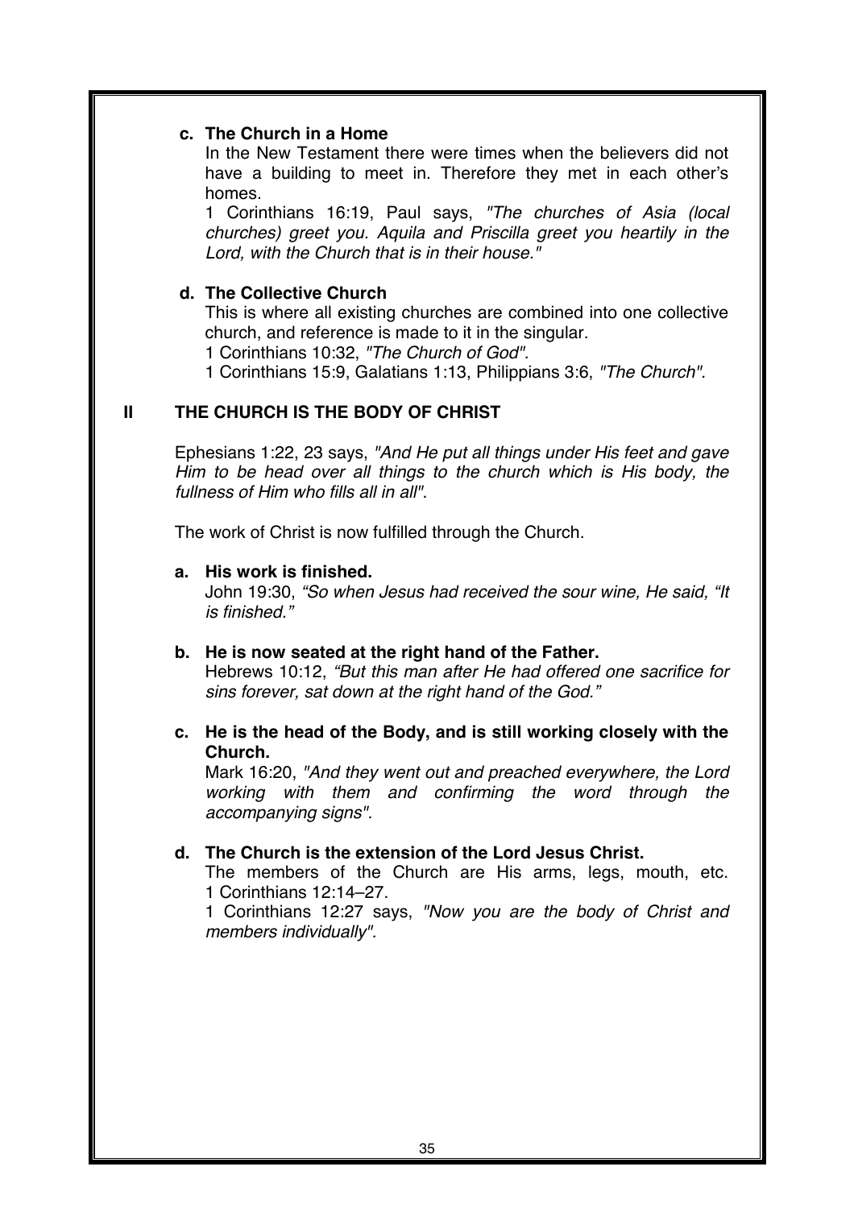**c. The Church in a Home**

In the New Testament there were times when the believers did not have a building to meet in. Therefore they met in each other's homes.

1 Corinthians 16:19, Paul says, *"The churches of Asia (local churches) greet you. Aquila and Priscilla greet you heartily in the Lord, with the Church that is in their house."*

**d. The Collective Church**

This is where all existing churches are combined into one collective church, and reference is made to it in the singular.

1 Corinthians 10:32, *"The Church of God".*

1 Corinthians 15:9, Galatians 1:13, Philippians 3:6, *"The Church".*

## II THE CHURCH IS THE BODY OF CHRIST

Ephesians 1:22, 23 says, *"And He put all things under His feet and gave Him to be head over all things to the church which is His body, the fullness of Him who fills all in all".*

The work of Christ is now fulfilled through the Church.

**a. His work is finished.**

John 19:30, *"So when Jesus had received the sour wine, He said, "It is finished."*

**b. He is now seated at the right hand of the Father.**

Hebrews 10:12, *"But this man after He had offered one sacrifice for sins forever, sat down at the right hand of the God."*

**c. He is the head of the Body, and is still working closely with the Church.**

Mark 16:20, *"And they went out and preached everywhere, the Lord working with them and confirming the word through the accompanying signs".*

**d. The Church is the extension of the Lord Jesus Christ.**

The members of the Church are His arms, legs, mouth, etc. 1 Corinthians 12:14–27.

1 Corinthians 12:27 says, *"Now you are the body of Christ and members individually".*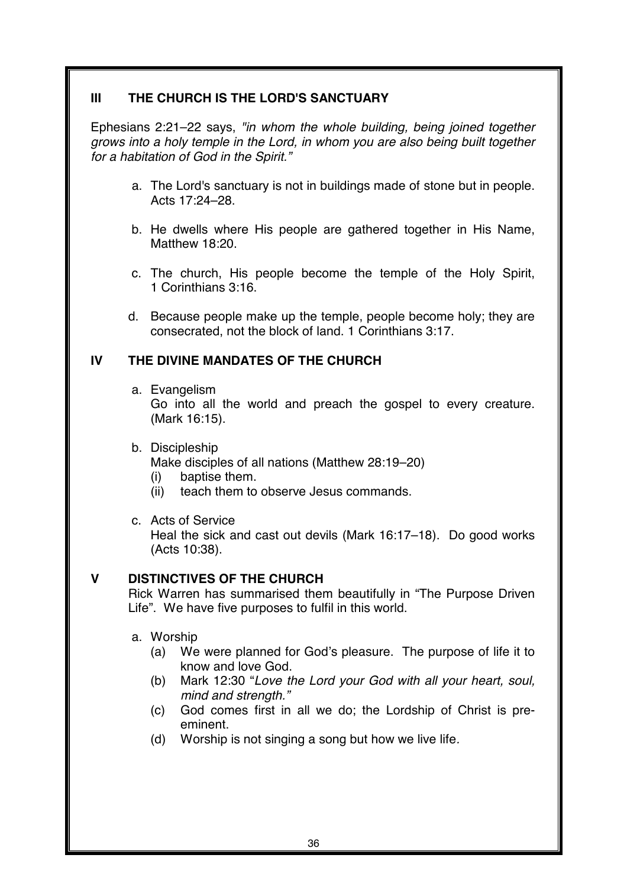## III THE CHURCH IS THE LORD'S SANCTUARY

Ephesians 2:21–22 says, *"in whom the whole building, being joined together grows into a holy temple in the Lord, in whom you are also being built together for a habitation of God in the Spirit."*

a. The Lord's sanctuary is not in buildings made of stone but in people. Acts 17:24–28.

b. He dwells where His people are gathered together in His Name, Matthew 18:20.

c. The church, His people become the temple of the Holy Spirit, 1 Corinthians 3:16.

d. Because people make up the temple, people become holy; they are consecrated, not the block of land. 1 Corinthians 3:17.

## IV THE DIVINE MANDATES OF THE CHURCH

a. Evangelism
Go into all the world and preach the gospel to every creature. (Mark 16:15).

b. Discipleship
Make disciples of all nations (Matthew 28:19–20)
   (i) baptise them.
   (ii) teach them to observe Jesus commands.

c. Acts of Service
Heal the sick and cast out devils (Mark 16:17–18). Do good works (Acts 10:38).

## V DISTINCTIVES OF THE CHURCH

Rick Warren has summarised them beautifully in "The Purpose Driven Life". We have five purposes to fulfil in this world.

a. Worship
   (a) We were planned for God's pleasure. The purpose of life it to know and love God.
   (b) Mark 12:30 "*Love the Lord your God with all your heart, soul, mind and strength.*"
   (c) God comes first in all we do; the Lordship of Christ is pre-eminent.
   (d) Worship is not singing a song but how we live life.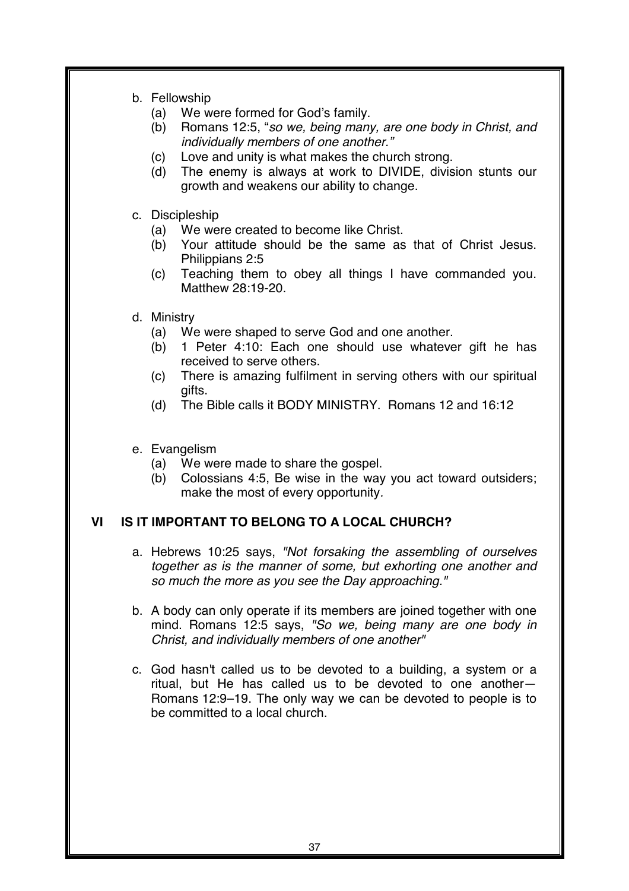b. Fellowship
   (a) We were formed for God's family.
   (b) Romans 12:5, "*so we, being many, are one body in Christ, and individually members of one another.*"
   (c) Love and unity is what makes the church strong.
   (d) The enemy is always at work to DIVIDE, division stunts our growth and weakens our ability to change.

c. Discipleship
   (a) We were created to become like Christ.
   (b) Your attitude should be the same as that of Christ Jesus. Philippians 2:5
   (c) Teaching them to obey all things I have commanded you. Matthew 28:19-20.

d. Ministry
   (a) We were shaped to serve God and one another.
   (b) 1 Peter 4:10: Each one should use whatever gift he has received to serve others.
   (c) There is amazing fulfilment in serving others with our spiritual gifts.
   (d) The Bible calls it BODY MINISTRY. Romans 12 and 16:12

e. Evangelism
   (a) We were made to share the gospel.
   (b) Colossians 4:5, Be wise in the way you act toward outsiders; make the most of every opportunity.

## VI IS IT IMPORTANT TO BELONG TO A LOCAL CHURCH?

a. Hebrews 10:25 says, *"Not forsaking the assembling of ourselves together as is the manner of some, but exhorting one another and so much the more as you see the Day approaching."*

b. A body can only operate if its members are joined together with one mind. Romans 12:5 says, *"So we, being many are one body in Christ, and individually members of one another"*

c. God hasn't called us to be devoted to a building, a system or a ritual, but He has called us to be devoted to one another—Romans 12:9–19. The only way we can be devoted to people is to be committed to a local church.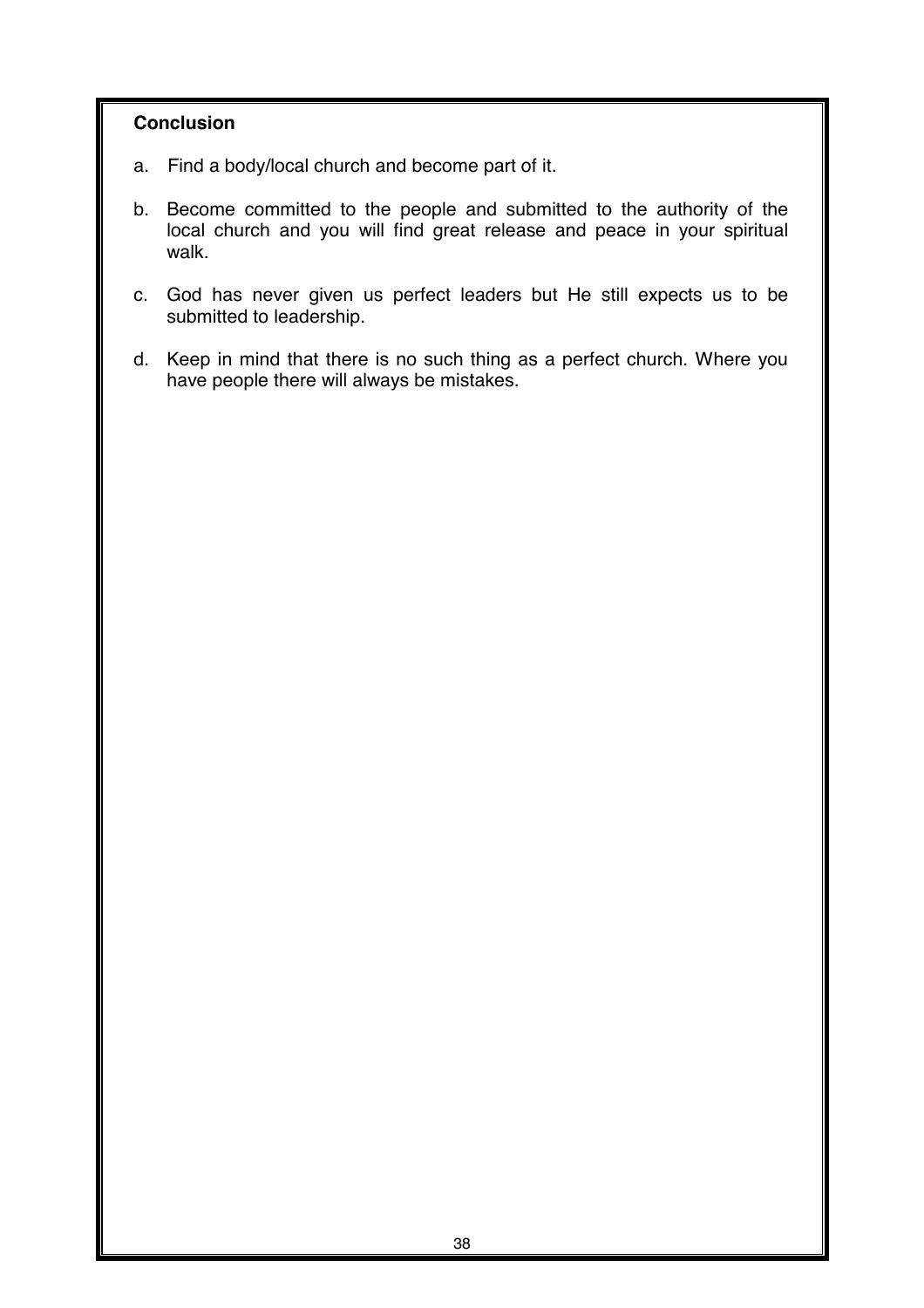**Conclusion**

a. Find a body/local church and become part of it.

b. Become committed to the people and submitted to the authority of the local church and you will find great release and peace in your spiritual walk.

c. God has never given us perfect leaders but He still expects us to be submitted to leadership.

d. Keep in mind that there is no such thing as a perfect church. Where you have people there will always be mistakes.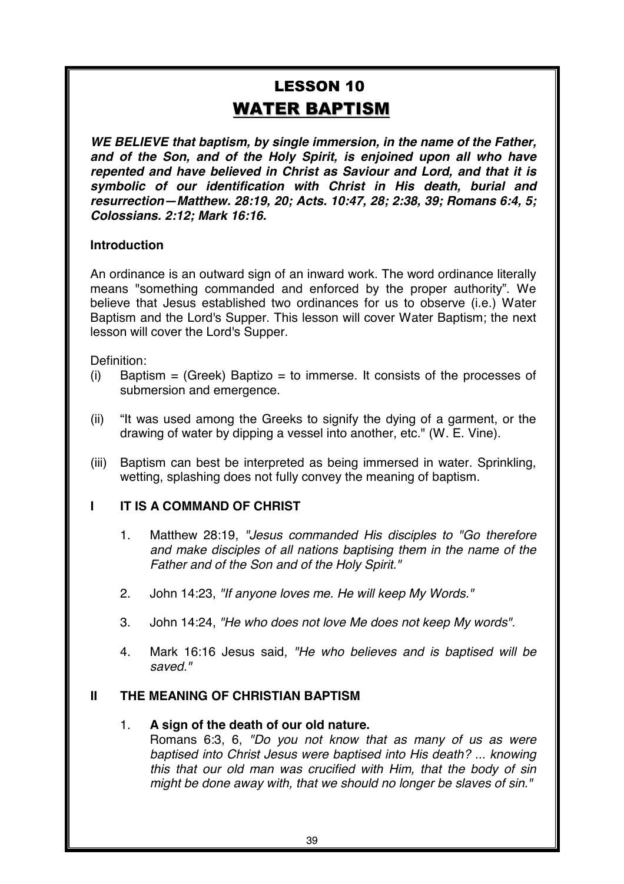# LESSON 10

# WATER BAPTISM

***WE BELIEVE that baptism, by single immersion, in the name of the Father, and of the Son, and of the Holy Spirit, is enjoined upon all who have repented and have believed in Christ as Saviour and Lord, and that it is symbolic of our identification with Christ in His death, burial and resurrection—Matthew. 28:19, 20; Acts. 10:47, 28; 2:38, 39; Romans 6:4, 5; Colossians. 2:12; Mark 16:16.***

**Introduction**

An ordinance is an outward sign of an inward work. The word ordinance literally means "something commanded and enforced by the proper authority". We believe that Jesus established two ordinances for us to observe (i.e.) Water Baptism and the Lord's Supper. This lesson will cover Water Baptism; the next lesson will cover the Lord's Supper.

Definition:

(i) Baptism = (Greek) Baptizo = to immerse. It consists of the processes of submersion and emergence.

(ii) "It was used among the Greeks to signify the dying of a garment, or the drawing of water by dipping a vessel into another, etc." (W. E. Vine).

(iii) Baptism can best be interpreted as being immersed in water. Sprinkling, wetting, splashing does not fully convey the meaning of baptism.

## I IT IS A COMMAND OF CHRIST

1. Matthew 28:19, *"Jesus commanded His disciples to "Go therefore and make disciples of all nations baptising them in the name of the Father and of the Son and of the Holy Spirit."*

2. John 14:23, *"If anyone loves me. He will keep My Words."*

3. John 14:24, *"He who does not love Me does not keep My words".*

4. Mark 16:16 Jesus said, *"He who believes and is baptised will be saved."*

## II THE MEANING OF CHRISTIAN BAPTISM

1. **A sign of the death of our old nature.**
   Romans 6:3, 6, *"Do you not know that as many of us as were baptised into Christ Jesus were baptised into His death? ... knowing this that our old man was crucified with Him, that the body of sin might be done away with, that we should no longer be slaves of sin."*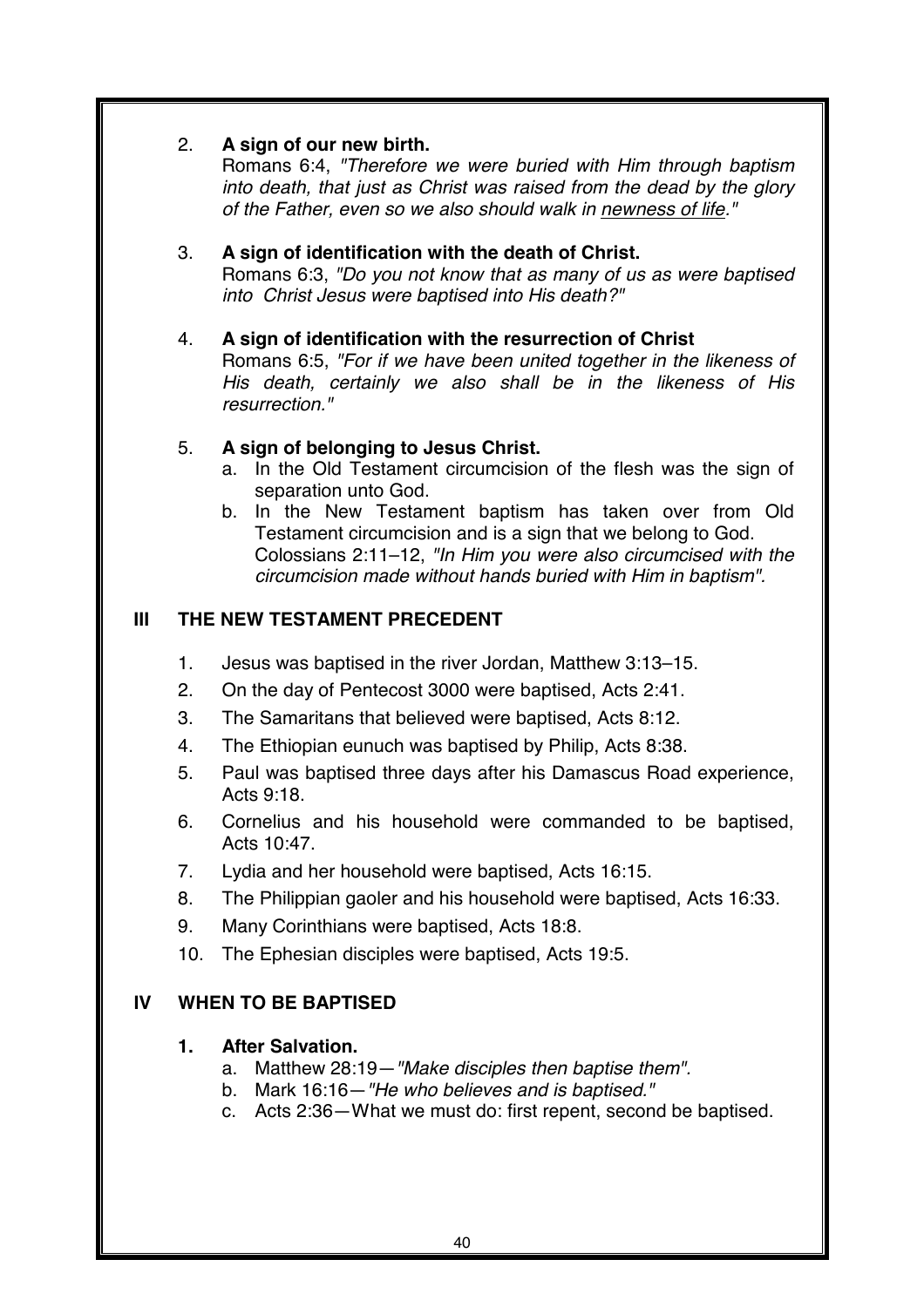2. **A sign of our new birth.**
   Romans 6:4, *"Therefore we were buried with Him through baptism into death, that just as Christ was raised from the dead by the glory of the Father, even so we also should walk in* <u>*newness of life*</u>*."*

3. **A sign of identification with the death of Christ.**
   Romans 6:3, *"Do you not know that as many of us as were baptised into Christ Jesus were baptised into His death?"*

4. **A sign of identification with the resurrection of Christ**
   Romans 6:5, *"For if we have been united together in the likeness of His death, certainly we also shall be in the likeness of His resurrection."*

5. **A sign of belonging to Jesus Christ.**
   a. In the Old Testament circumcision of the flesh was the sign of separation unto God.
   b. In the New Testament baptism has taken over from Old Testament circumcision and is a sign that we belong to God. Colossians 2:11–12, *"In Him you were also circumcised with the circumcision made without hands buried with Him in baptism".*

## III THE NEW TESTAMENT PRECEDENT

1. Jesus was baptised in the river Jordan, Matthew 3:13–15.
2. On the day of Pentecost 3000 were baptised, Acts 2:41.
3. The Samaritans that believed were baptised, Acts 8:12.
4. The Ethiopian eunuch was baptised by Philip, Acts 8:38.
5. Paul was baptised three days after his Damascus Road experience, Acts 9:18.
6. Cornelius and his household were commanded to be baptised, Acts 10:47.
7. Lydia and her household were baptised, Acts 16:15.
8. The Philippian gaoler and his household were baptised, Acts 16:33.
9. Many Corinthians were baptised, Acts 18:8.
10. The Ephesian disciples were baptised, Acts 19:5.

## IV WHEN TO BE BAPTISED

1. **After Salvation.**
   a. Matthew 28:19—*"Make disciples then baptise them".*
   b. Mark 16:16—*"He who believes and is baptised."*
   c. Acts 2:36—What we must do: first repent, second be baptised.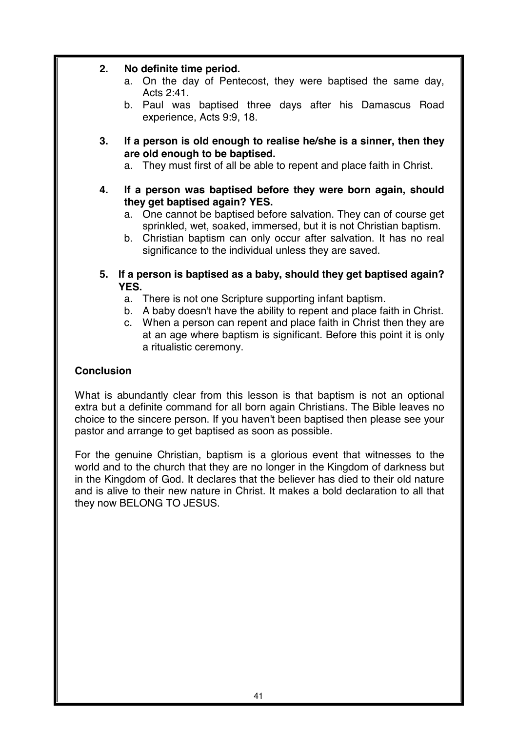2. **No definite time period.**
   a. On the day of Pentecost, they were baptised the same day, Acts 2:41.
   b. Paul was baptised three days after his Damascus Road experience, Acts 9:9, 18.

3. **If a person is old enough to realise he/she is a sinner, then they are old enough to be baptised.**
   a. They must first of all be able to repent and place faith in Christ.

4. **If a person was baptised before they were born again, should they get baptised again? YES.**
   a. One cannot be baptised before salvation. They can of course get sprinkled, wet, soaked, immersed, but it is not Christian baptism.
   b. Christian baptism can only occur after salvation. It has no real significance to the individual unless they are saved.

5. **If a person is baptised as a baby, should they get baptised again? YES.**
   a. There is not one Scripture supporting infant baptism.
   b. A baby doesn't have the ability to repent and place faith in Christ.
   c. When a person can repent and place faith in Christ then they are at an age where baptism is significant. Before this point it is only a ritualistic ceremony.

**Conclusion**

What is abundantly clear from this lesson is that baptism is not an optional extra but a definite command for all born again Christians. The Bible leaves no choice to the sincere person. If you haven't been baptised then please see your pastor and arrange to get baptised as soon as possible.

For the genuine Christian, baptism is a glorious event that witnesses to the world and to the church that they are no longer in the Kingdom of darkness but in the Kingdom of God. It declares that the believer has died to their old nature and is alive to their new nature in Christ. It makes a bold declaration to all that they now BELONG TO JESUS.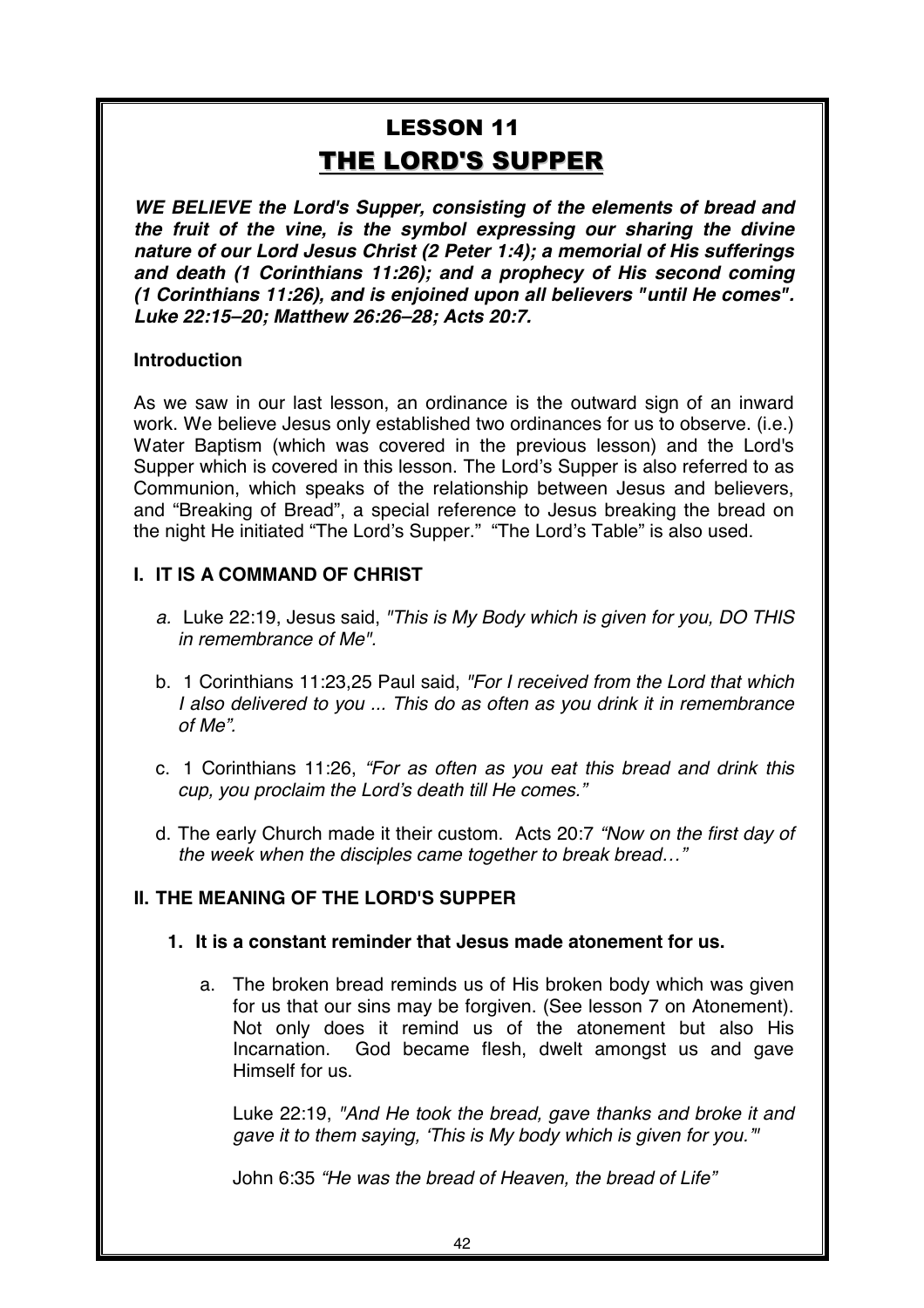# LESSON 11

## THE LORD'S SUPPER

***WE BELIEVE the Lord's Supper, consisting of the elements of bread and the fruit of the vine, is the symbol expressing our sharing the divine nature of our Lord Jesus Christ (2 Peter 1:4); a memorial of His sufferings and death (1 Corinthians 11:26); and a prophecy of His second coming (1 Corinthians 11:26), and is enjoined upon all believers "until He comes". Luke 22:15–20; Matthew 26:26–28; Acts 20:7.***

### Introduction

As we saw in our last lesson, an ordinance is the outward sign of an inward work. We believe Jesus only established two ordinances for us to observe. (i.e.) Water Baptism (which was covered in the previous lesson) and the Lord's Supper which is covered in this lesson. The Lord's Supper is also referred to as Communion, which speaks of the relationship between Jesus and believers, and "Breaking of Bread", a special reference to Jesus breaking the bread on the night He initiated "The Lord's Supper." "The Lord's Table" is also used.

### I. IT IS A COMMAND OF CHRIST

a. Luke 22:19, Jesus said, *"This is My Body which is given for you, DO THIS in remembrance of Me".*

b. 1 Corinthians 11:23,25 Paul said, *"For I received from the Lord that which I also delivered to you ... This do as often as you drink it in remembrance of Me".*

c. 1 Corinthians 11:26, *"For as often as you eat this bread and drink this cup, you proclaim the Lord's death till He comes."*

d. The early Church made it their custom. Acts 20:7 *"Now on the first day of the week when the disciples came together to break bread…"*

### II. THE MEANING OF THE LORD'S SUPPER

**1. It is a constant reminder that Jesus made atonement for us.**

a. The broken bread reminds us of His broken body which was given for us that our sins may be forgiven. (See lesson 7 on Atonement). Not only does it remind us of the atonement but also His Incarnation. God became flesh, dwelt amongst us and gave Himself for us.

Luke 22:19, *"And He took the bread, gave thanks and broke it and gave it to them saying, 'This is My body which is given for you.'"*

John 6:35 *"He was the bread of Heaven, the bread of Life"*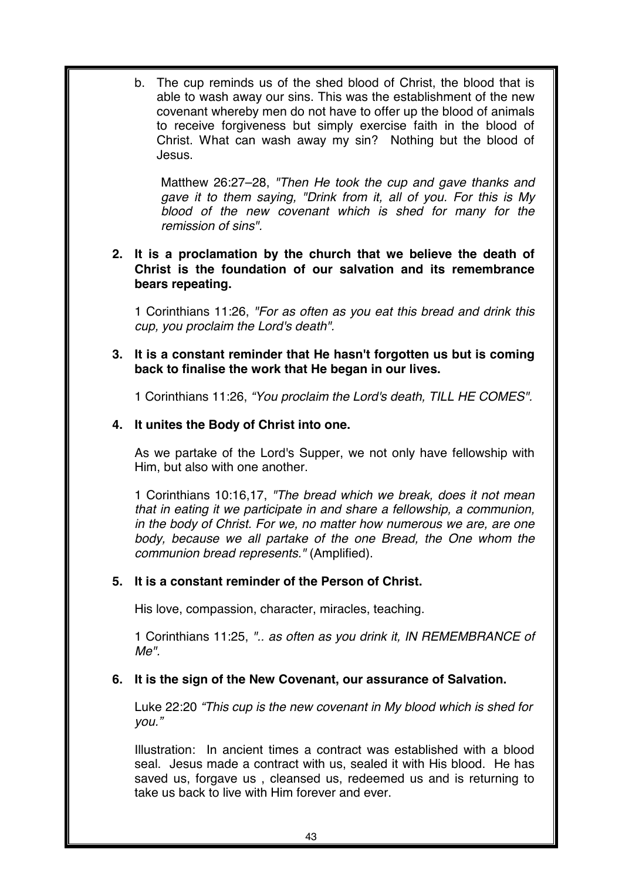b. The cup reminds us of the shed blood of Christ, the blood that is able to wash away our sins. This was the establishment of the new covenant whereby men do not have to offer up the blood of animals to receive forgiveness but simply exercise faith in the blood of Christ. What can wash away my sin? Nothing but the blood of Jesus.

   Matthew 26:27–28, *"Then He took the cup and gave thanks and gave it to them saying, "Drink from it, all of you. For this is My blood of the new covenant which is shed for many for the remission of sins".*

**2. It is a proclamation by the church that we believe the death of Christ is the foundation of our salvation and its remembrance bears repeating.**

1 Corinthians 11:26, *"For as often as you eat this bread and drink this cup, you proclaim the Lord's death".*

**3. It is a constant reminder that He hasn't forgotten us but is coming back to finalise the work that He began in our lives.**

1 Corinthians 11:26, *"You proclaim the Lord's death, TILL HE COMES".*

**4. It unites the Body of Christ into one.**

As we partake of the Lord's Supper, we not only have fellowship with Him, but also with one another.

1 Corinthians 10:16,17, *"The bread which we break, does it not mean that in eating it we participate in and share a fellowship, a communion, in the body of Christ. For we, no matter how numerous we are, are one body, because we all partake of the one Bread, the One whom the communion bread represents."* (Amplified).

**5. It is a constant reminder of the Person of Christ.**

His love, compassion, character, miracles, teaching.

1 Corinthians 11:25, *".. as often as you drink it, IN REMEMBRANCE of Me".*

**6. It is the sign of the New Covenant, our assurance of Salvation.**

Luke 22:20 *"This cup is the new covenant in My blood which is shed for you."*

Illustration: In ancient times a contract was established with a blood seal. Jesus made a contract with us, sealed it with His blood. He has saved us, forgave us , cleansed us, redeemed us and is returning to take us back to live with Him forever and ever.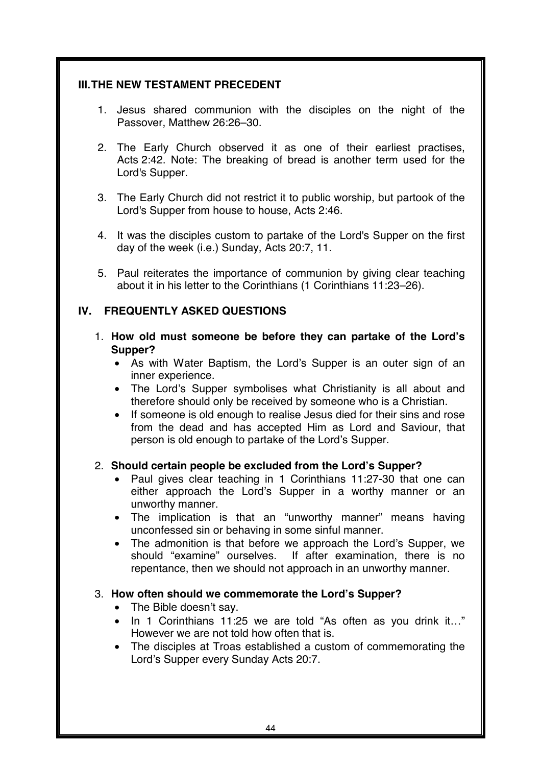## III. THE NEW TESTAMENT PRECEDENT

1. Jesus shared communion with the disciples on the night of the Passover, Matthew 26:26–30.

2. The Early Church observed it as one of their earliest practises, Acts 2:42. Note: The breaking of bread is another term used for the Lord's Supper.

3. The Early Church did not restrict it to public worship, but partook of the Lord's Supper from house to house, Acts 2:46.

4. It was the disciples custom to partake of the Lord's Supper on the first day of the week (i.e.) Sunday, Acts 20:7, 11.

5. Paul reiterates the importance of communion by giving clear teaching about it in his letter to the Corinthians (1 Corinthians 11:23–26).

## IV. FREQUENTLY ASKED QUESTIONS

1. **How old must someone be before they can partake of the Lord's Supper?**
   - As with Water Baptism, the Lord's Supper is an outer sign of an inner experience.
   - The Lord's Supper symbolises what Christianity is all about and therefore should only be received by someone who is a Christian.
   - If someone is old enough to realise Jesus died for their sins and rose from the dead and has accepted Him as Lord and Saviour, that person is old enough to partake of the Lord's Supper.

2. **Should certain people be excluded from the Lord's Supper?**
   - Paul gives clear teaching in 1 Corinthians 11:27-30 that one can either approach the Lord's Supper in a worthy manner or an unworthy manner.
   - The implication is that an "unworthy manner" means having unconfessed sin or behaving in some sinful manner.
   - The admonition is that before we approach the Lord's Supper, we should "examine" ourselves. If after examination, there is no repentance, then we should not approach in an unworthy manner.

3. **How often should we commemorate the Lord's Supper?**
   - The Bible doesn't say.
   - In 1 Corinthians 11:25 we are told "As often as you drink it…" However we are not told how often that is.
   - The disciples at Troas established a custom of commemorating the Lord's Supper every Sunday Acts 20:7.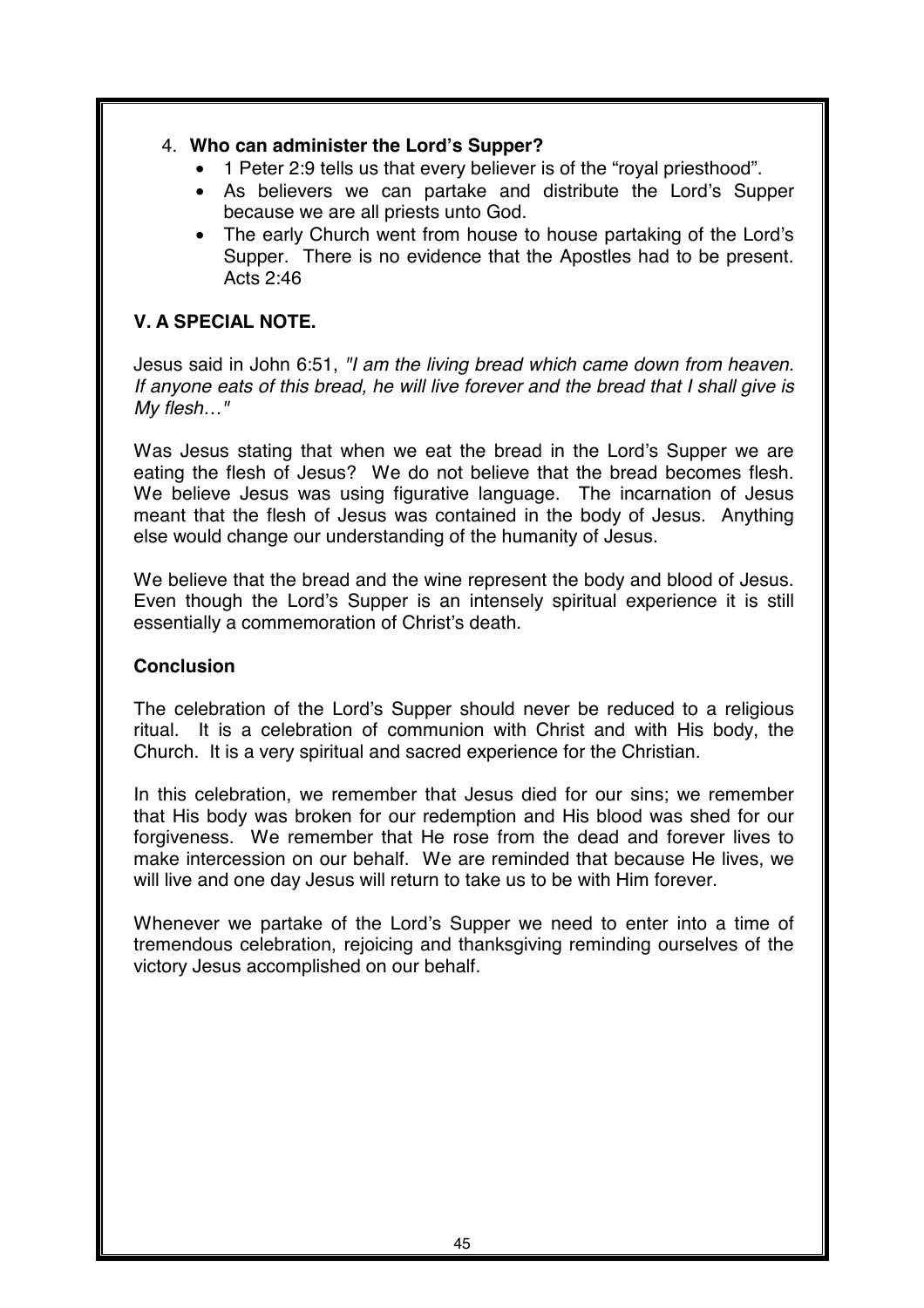4. **Who can administer the Lord's Supper?**
   - 1 Peter 2:9 tells us that every believer is of the "royal priesthood".
   - As believers we can partake and distribute the Lord's Supper because we are all priests unto God.
   - The early Church went from house to house partaking of the Lord's Supper. There is no evidence that the Apostles had to be present. Acts 2:46

## V. A SPECIAL NOTE.

Jesus said in John 6:51, *"I am the living bread which came down from heaven. If anyone eats of this bread, he will live forever and the bread that I shall give is My flesh…"*

Was Jesus stating that when we eat the bread in the Lord's Supper we are eating the flesh of Jesus? We do not believe that the bread becomes flesh. We believe Jesus was using figurative language. The incarnation of Jesus meant that the flesh of Jesus was contained in the body of Jesus. Anything else would change our understanding of the humanity of Jesus.

We believe that the bread and the wine represent the body and blood of Jesus. Even though the Lord's Supper is an intensely spiritual experience it is still essentially a commemoration of Christ's death.

### Conclusion

The celebration of the Lord's Supper should never be reduced to a religious ritual. It is a celebration of communion with Christ and with His body, the Church. It is a very spiritual and sacred experience for the Christian.

In this celebration, we remember that Jesus died for our sins; we remember that His body was broken for our redemption and His blood was shed for our forgiveness. We remember that He rose from the dead and forever lives to make intercession on our behalf. We are reminded that because He lives, we will live and one day Jesus will return to take us to be with Him forever.

Whenever we partake of the Lord's Supper we need to enter into a time of tremendous celebration, rejoicing and thanksgiving reminding ourselves of the victory Jesus accomplished on our behalf.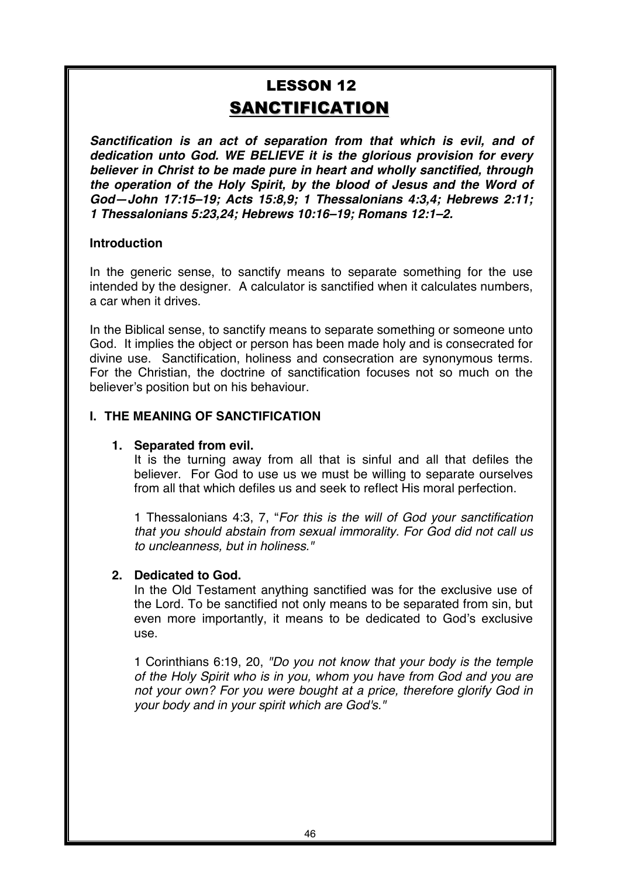# LESSON 12

## SANCTIFICATION

***Sanctification is an act of separation from that which is evil, and of dedication unto God. WE BELIEVE it is the glorious provision for every believer in Christ to be made pure in heart and wholly sanctified, through the operation of the Holy Spirit, by the blood of Jesus and the Word of God—John 17:15–19; Acts 15:8,9; 1 Thessalonians 4:3,4; Hebrews 2:11; 1 Thessalonians 5:23,24; Hebrews 10:16–19; Romans 12:1–2.***

**Introduction**

In the generic sense, to sanctify means to separate something for the use intended by the designer. A calculator is sanctified when it calculates numbers, a car when it drives.

In the Biblical sense, to sanctify means to separate something or someone unto God. It implies the object or person has been made holy and is consecrated for divine use. Sanctification, holiness and consecration are synonymous terms. For the Christian, the doctrine of sanctification focuses not so much on the believer's position but on his behaviour.

### I. THE MEANING OF SANCTIFICATION

1. **Separated from evil.**
   It is the turning away from all that is sinful and all that defiles the believer. For God to use us we must be willing to separate ourselves from all that which defiles us and seek to reflect His moral perfection.

   1 Thessalonians 4:3, 7, "*For this is the will of God your sanctification that you should abstain from sexual immorality. For God did not call us to uncleanness, but in holiness."*

2. **Dedicated to God.**
   In the Old Testament anything sanctified was for the exclusive use of the Lord. To be sanctified not only means to be separated from sin, but even more importantly, it means to be dedicated to God's exclusive use.

   1 Corinthians 6:19, 20, *"Do you not know that your body is the temple of the Holy Spirit who is in you, whom you have from God and you are not your own? For you were bought at a price, therefore glorify God in your body and in your spirit which are God's."*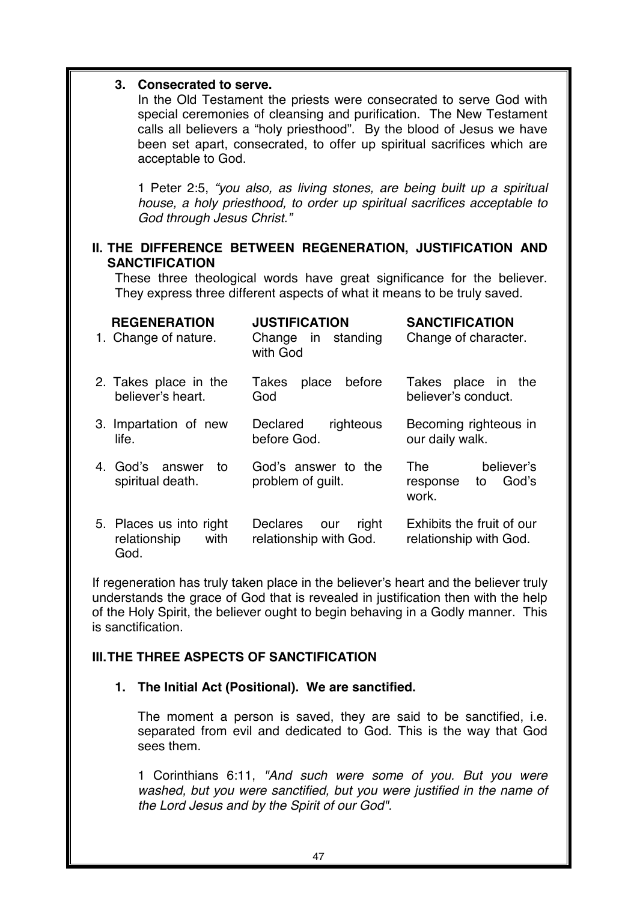**3. Consecrated to serve.**

In the Old Testament the priests were consecrated to serve God with special ceremonies of cleansing and purification. The New Testament calls all believers a "holy priesthood". By the blood of Jesus we have been set apart, consecrated, to offer up spiritual sacrifices which are acceptable to God.

1 Peter 2:5, *"you also, as living stones, are being built up a spiritual house, a holy priesthood, to order up spiritual sacrifices acceptable to God through Jesus Christ."*

## II. THE DIFFERENCE BETWEEN REGENERATION, JUSTIFICATION AND SANCTIFICATION

These three theological words have great significance for the believer. They express three different aspects of what it means to be truly saved.

| | REGENERATION | JUSTIFICATION | SANCTIFICATION |
|---|---|---|---|
| 1. | Change of nature. | Change in standing with God | Change of character. |
| 2. | Takes place in the believer's heart. | Takes place before God | Takes place in the believer's conduct. |
| 3. | Impartation of new life. | Declared righteous before God. | Becoming righteous in our daily walk. |
| 4. | God's answer to spiritual death. | God's answer to the problem of guilt. | The believer's response to God's work. |
| 5. | Places us into right relationship with God. | Declares our right relationship with God. | Exhibits the fruit of our relationship with God. |

If regeneration has truly taken place in the believer's heart and the believer truly understands the grace of God that is revealed in justification then with the help of the Holy Spirit, the believer ought to begin behaving in a Godly manner. This is sanctification.

## III. THE THREE ASPECTS OF SANCTIFICATION

**1. The Initial Act (Positional). We are sanctified.**

The moment a person is saved, they are said to be sanctified, i.e. separated from evil and dedicated to God. This is the way that God sees them.

1 Corinthians 6:11, *"And such were some of you. But you were washed, but you were sanctified, but you were justified in the name of the Lord Jesus and by the Spirit of our God".*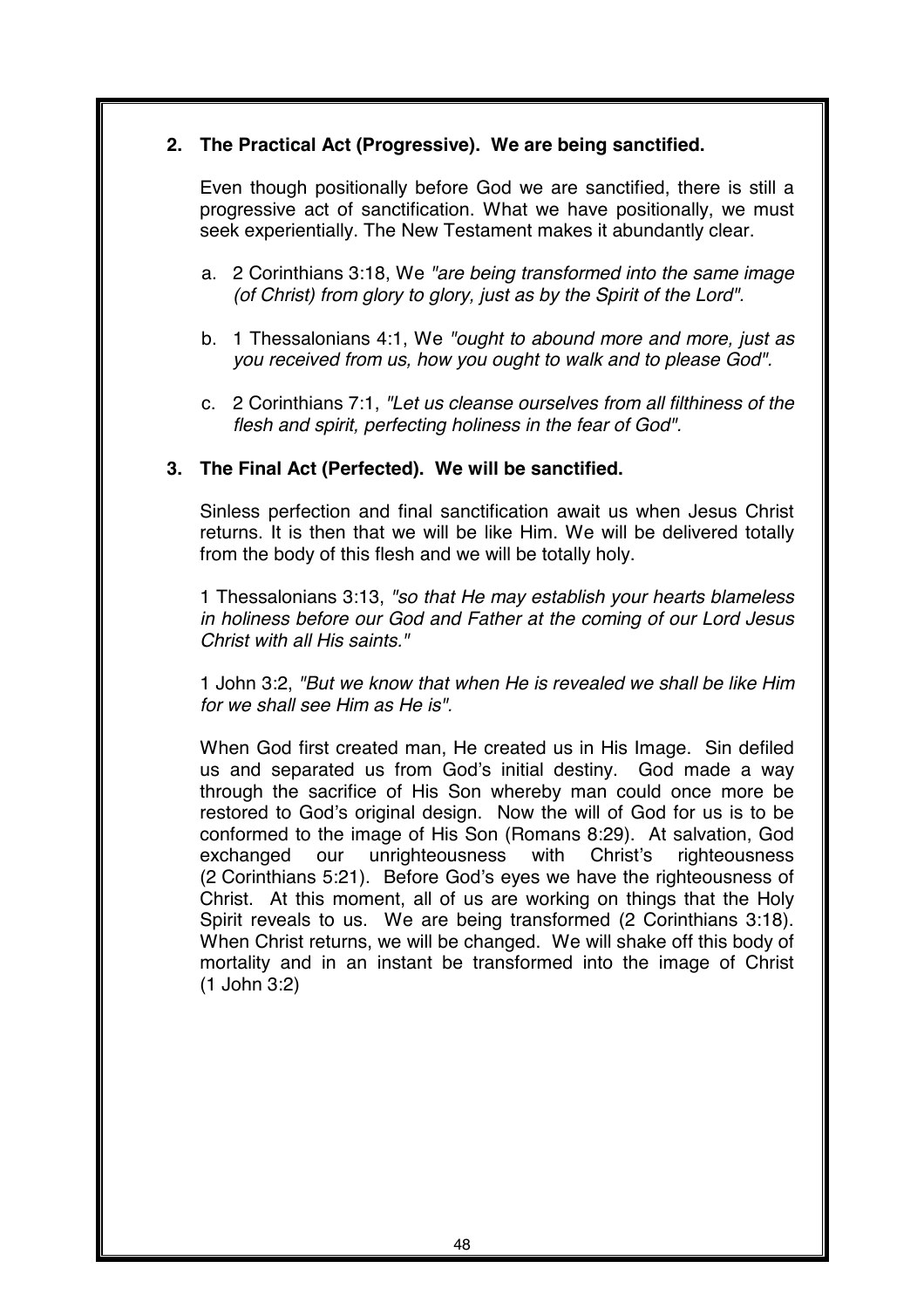**2. The Practical Act (Progressive). We are being sanctified.**

Even though positionally before God we are sanctified, there is still a progressive act of sanctification. What we have positionally, we must seek experientially. The New Testament makes it abundantly clear.

a. 2 Corinthians 3:18, We *"are being transformed into the same image (of Christ) from glory to glory, just as by the Spirit of the Lord".*

b. 1 Thessalonians 4:1, We *"ought to abound more and more, just as you received from us, how you ought to walk and to please God".*

c. 2 Corinthians 7:1, *"Let us cleanse ourselves from all filthiness of the flesh and spirit, perfecting holiness in the fear of God".*

**3. The Final Act (Perfected). We will be sanctified.**

Sinless perfection and final sanctification await us when Jesus Christ returns. It is then that we will be like Him. We will be delivered totally from the body of this flesh and we will be totally holy.

1 Thessalonians 3:13, *"so that He may establish your hearts blameless in holiness before our God and Father at the coming of our Lord Jesus Christ with all His saints."*

1 John 3:2, *"But we know that when He is revealed we shall be like Him for we shall see Him as He is".*

When God first created man, He created us in His Image. Sin defiled us and separated us from God's initial destiny. God made a way through the sacrifice of His Son whereby man could once more be restored to God's original design. Now the will of God for us is to be conformed to the image of His Son (Romans 8:29). At salvation, God exchanged our unrighteousness with Christ's righteousness (2 Corinthians 5:21). Before God's eyes we have the righteousness of Christ. At this moment, all of us are working on things that the Holy Spirit reveals to us. We are being transformed (2 Corinthians 3:18). When Christ returns, we will be changed. We will shake off this body of mortality and in an instant be transformed into the image of Christ (1 John 3:2)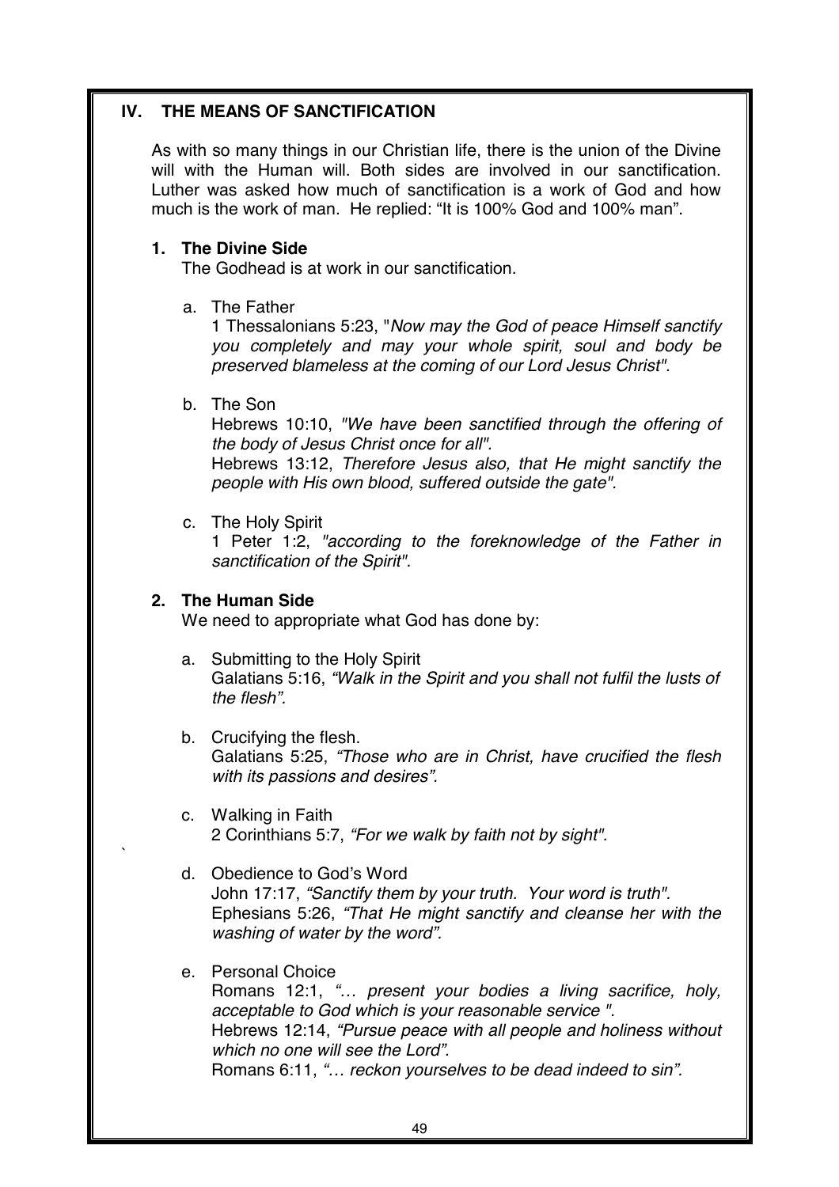## IV. THE MEANS OF SANCTIFICATION

As with so many things in our Christian life, there is the union of the Divine will with the Human will. Both sides are involved in our sanctification. Luther was asked how much of sanctification is a work of God and how much is the work of man. He replied: "It is 100% God and 100% man".

### 1. The Divine Side

The Godhead is at work in our sanctification.

a. The Father
1 Thessalonians 5:23, "*Now may the God of peace Himself sanctify you completely and may your whole spirit, soul and body be preserved blameless at the coming of our Lord Jesus Christ".*

b. The Son
Hebrews 10:10, *"We have been sanctified through the offering of the body of Jesus Christ once for all".*
Hebrews 13:12, *Therefore Jesus also, that He might sanctify the people with His own blood, suffered outside the gate".*

c. The Holy Spirit
1 Peter 1:2, *"according to the foreknowledge of the Father in sanctification of the Spirit".*

### 2. The Human Side

We need to appropriate what God has done by:

a. Submitting to the Holy Spirit
Galatians 5:16, *"Walk in the Spirit and you shall not fulfil the lusts of the flesh".*

b. Crucifying the flesh.
Galatians 5:25, *"Those who are in Christ, have crucified the flesh with its passions and desires".*

c. Walking in Faith
2 Corinthians 5:7, *"For we walk by faith not by sight".*

d. Obedience to God's Word
John 17:17, *"Sanctify them by your truth. Your word is truth".*
Ephesians 5:26, *"That He might sanctify and cleanse her with the washing of water by the word".*

e. Personal Choice
Romans 12:1, *"… present your bodies a living sacrifice, holy, acceptable to God which is your reasonable service ".*
Hebrews 12:14, *"Pursue peace with all people and holiness without which no one will see the Lord".*
Romans 6:11, *"… reckon yourselves to be dead indeed to sin".*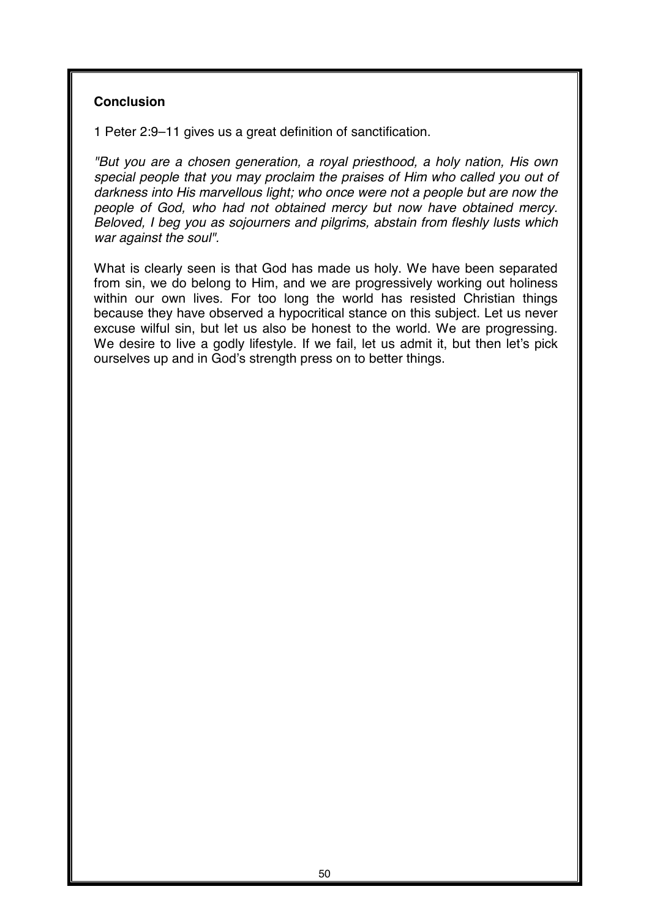**Conclusion**

1 Peter 2:9–11 gives us a great definition of sanctification.

*"But you are a chosen generation, a royal priesthood, a holy nation, His own special people that you may proclaim the praises of Him who called you out of darkness into His marvellous light; who once were not a people but are now the people of God, who had not obtained mercy but now have obtained mercy. Beloved, I beg you as sojourners and pilgrims, abstain from fleshly lusts which war against the soul".*

What is clearly seen is that God has made us holy. We have been separated from sin, we do belong to Him, and we are progressively working out holiness within our own lives. For too long the world has resisted Christian things because they have observed a hypocritical stance on this subject. Let us never excuse wilful sin, but let us also be honest to the world. We are progressing. We desire to live a godly lifestyle. If we fail, let us admit it, but then let's pick ourselves up and in God's strength press on to better things.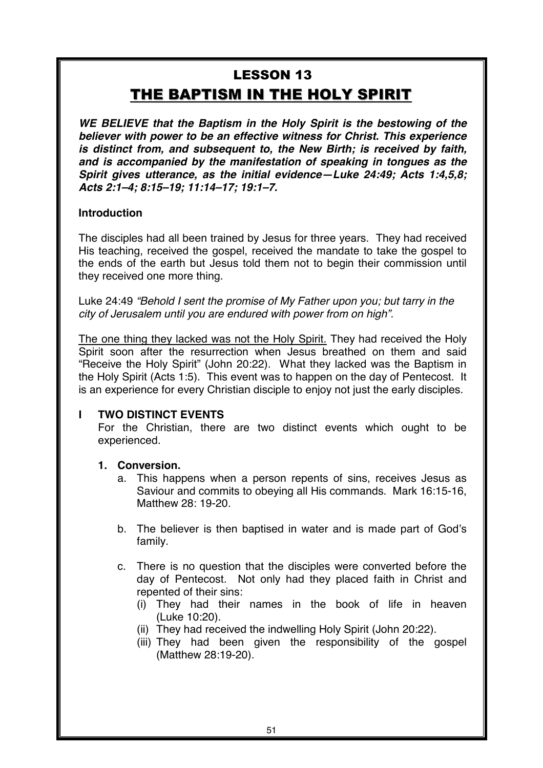# LESSON 13

## THE BAPTISM IN THE HOLY SPIRIT

***WE BELIEVE that the Baptism in the Holy Spirit is the bestowing of the believer with power to be an effective witness for Christ. This experience is distinct from, and subsequent to, the New Birth; is received by faith, and is accompanied by the manifestation of speaking in tongues as the Spirit gives utterance, as the initial evidence—Luke 24:49; Acts 1:4,5,8; Acts 2:1–4; 8:15–19; 11:14–17; 19:1–7.***

**Introduction**

The disciples had all been trained by Jesus for three years. They had received His teaching, received the gospel, received the mandate to take the gospel to the ends of the earth but Jesus told them not to begin their commission until they received one more thing.

Luke 24:49 *"Behold I sent the promise of My Father upon you; but tarry in the city of Jerusalem until you are endured with power from on high".*

<u>The one thing they lacked was not the Holy Spirit.</u> They had received the Holy Spirit soon after the resurrection when Jesus breathed on them and said "Receive the Holy Spirit" (John 20:22). What they lacked was the Baptism in the Holy Spirit (Acts 1:5). This event was to happen on the day of Pentecost. It is an experience for every Christian disciple to enjoy not just the early disciples.

**I TWO DISTINCT EVENTS**

For the Christian, there are two distinct events which ought to be experienced.

**1. Conversion.**

a. This happens when a person repents of sins, receives Jesus as Saviour and commits to obeying all His commands. Mark 16:15-16, Matthew 28: 19-20.

b. The believer is then baptised in water and is made part of God's family.

c. There is no question that the disciples were converted before the day of Pentecost. Not only had they placed faith in Christ and repented of their sins:

(i) They had their names in the book of life in heaven (Luke 10:20).

(ii) They had received the indwelling Holy Spirit (John 20:22).

(iii) They had been given the responsibility of the gospel (Matthew 28:19-20).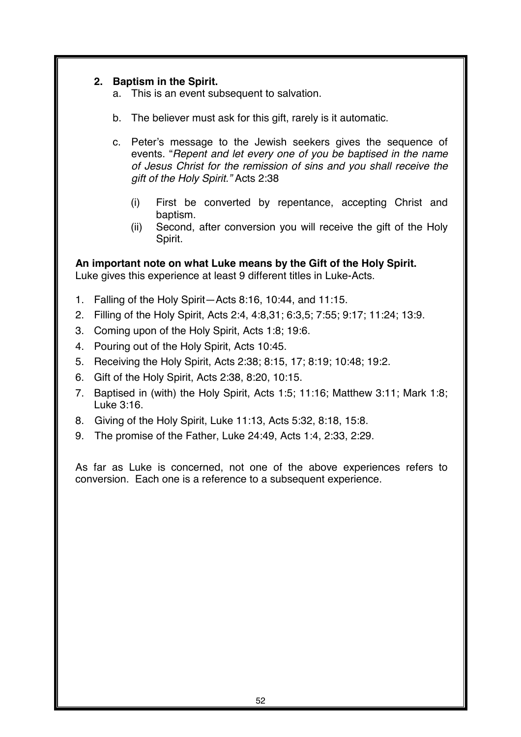2. **Baptism in the Spirit.**
    a. This is an event subsequent to salvation.

    b. The believer must ask for this gift, rarely is it automatic.

    c. Peter's message to the Jewish seekers gives the sequence of events. "*Repent and let every one of you be baptised in the name of Jesus Christ for the remission of sins and you shall receive the gift of the Holy Spirit."* Acts 2:38

    (i) First be converted by repentance, accepting Christ and baptism.
    (ii) Second, after conversion you will receive the gift of the Holy Spirit.

**An important note on what Luke means by the Gift of the Holy Spirit.**
Luke gives this experience at least 9 different titles in Luke-Acts.

1. Falling of the Holy Spirit—Acts 8:16, 10:44, and 11:15.
2. Filling of the Holy Spirit, Acts 2:4, 4:8,31; 6:3,5; 7:55; 9:17; 11:24; 13:9.
3. Coming upon of the Holy Spirit, Acts 1:8; 19:6.
4. Pouring out of the Holy Spirit, Acts 10:45.
5. Receiving the Holy Spirit, Acts 2:38; 8:15, 17; 8:19; 10:48; 19:2.
6. Gift of the Holy Spirit, Acts 2:38, 8:20, 10:15.
7. Baptised in (with) the Holy Spirit, Acts 1:5; 11:16; Matthew 3:11; Mark 1:8; Luke 3:16.
8. Giving of the Holy Spirit, Luke 11:13, Acts 5:32, 8:18, 15:8.
9. The promise of the Father, Luke 24:49, Acts 1:4, 2:33, 2:29.

As far as Luke is concerned, not one of the above experiences refers to conversion. Each one is a reference to a subsequent experience.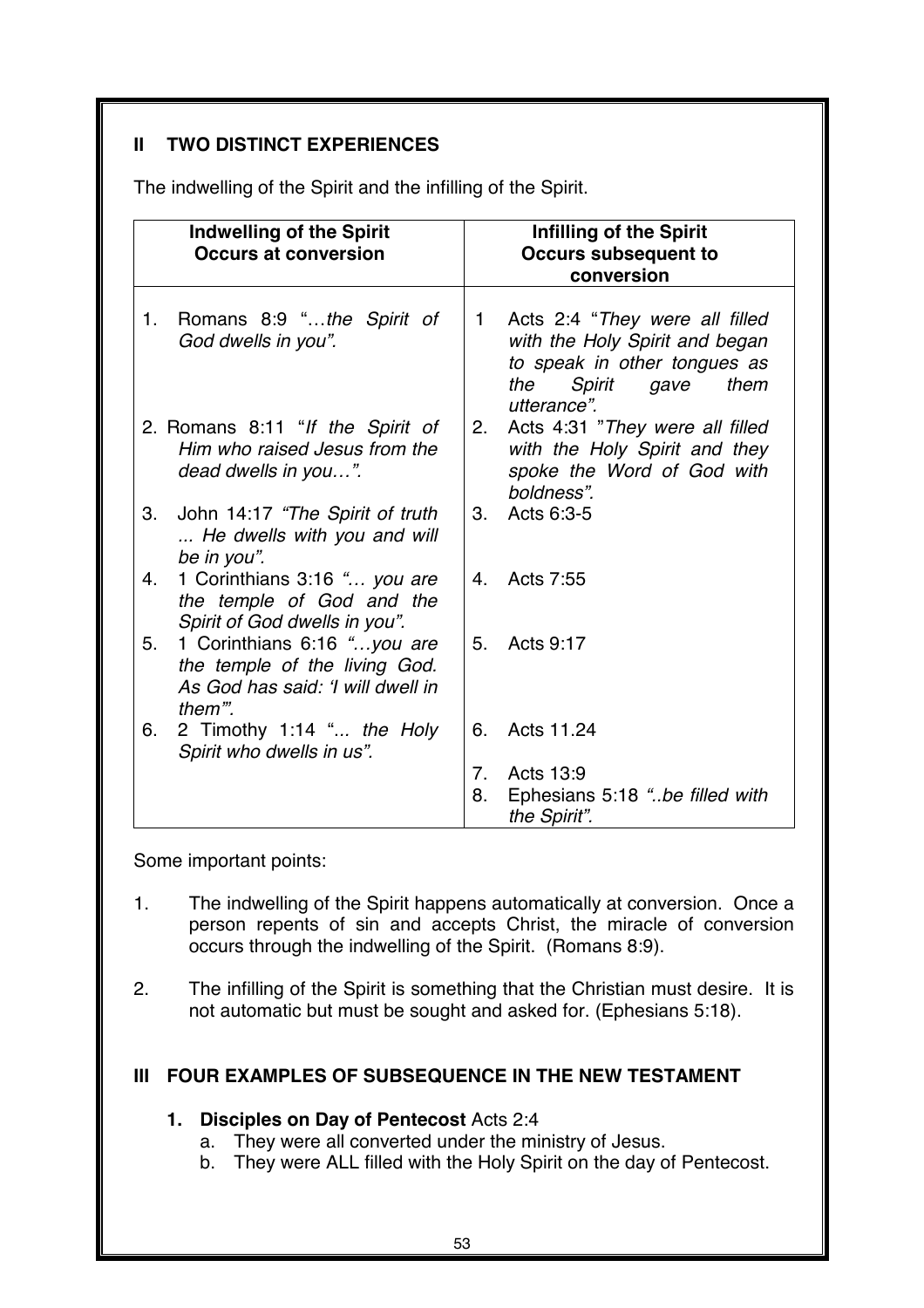## II TWO DISTINCT EXPERIENCES

The indwelling of the Spirit and the infilling of the Spirit.

| Indwelling of the Spirit Occurs at conversion | Infilling of the Spirit Occurs subsequent to conversion |
|---|---|
| 1. Romans 8:9 "…*the Spirit of God dwells in you".* | 1 Acts 2:4 "*They were all filled with the Holy Spirit and began to speak in other tongues as the Spirit gave them utterance".* |
| 2. Romans 8:11 "*If the Spirit of Him who raised Jesus from the dead dwells in you…".* | 2. Acts 4:31 "*They were all filled with the Holy Spirit and they spoke the Word of God with boldness".* |
| 3. John 14:17 *"The Spirit of truth ... He dwells with you and will be in you".* | 3. Acts 6:3-5 |
| 4. 1 Corinthians 3:16 *"… you are the temple of God and the Spirit of God dwells in you".* | 4. Acts 7:55 |
| 5. 1 Corinthians 6:16 *"…you are the temple of the living God. As God has said: 'I will dwell in them'".* | 5. Acts 9:17 |
| 6. 2 Timothy 1:14 "*... the Holy Spirit who dwells in us".* | 6. Acts 11.24 |
| | 7. Acts 13:9 |
| | 8. Ephesians 5:18 *"..be filled with the Spirit".* |

Some important points:

1. The indwelling of the Spirit happens automatically at conversion. Once a person repents of sin and accepts Christ, the miracle of conversion occurs through the indwelling of the Spirit. (Romans 8:9).

2. The infilling of the Spirit is something that the Christian must desire. It is not automatic but must be sought and asked for. (Ephesians 5:18).

## III FOUR EXAMPLES OF SUBSEQUENCE IN THE NEW TESTAMENT

1. **Disciples on Day of Pentecost** Acts 2:4
   a. They were all converted under the ministry of Jesus.
   b. They were ALL filled with the Holy Spirit on the day of Pentecost.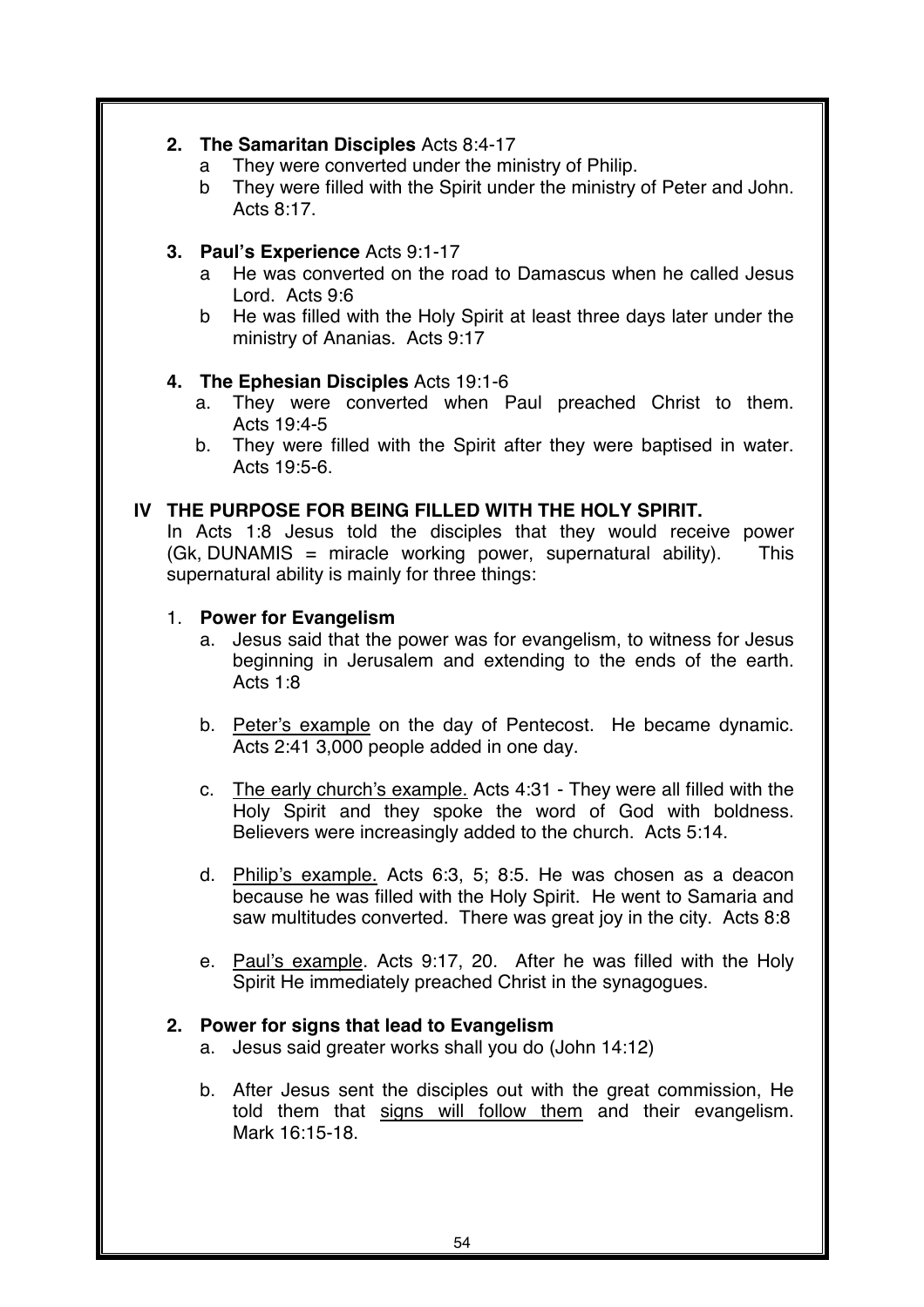### 2. The Samaritan Disciples Acts 8:4-17

a They were converted under the ministry of Philip.

b They were filled with the Spirit under the ministry of Peter and John. Acts 8:17.

### 3. Paul's Experience Acts 9:1-17

a He was converted on the road to Damascus when he called Jesus Lord. Acts 9:6

b He was filled with the Holy Spirit at least three days later under the ministry of Ananias. Acts 9:17

### 4. The Ephesian Disciples Acts 19:1-6

a. They were converted when Paul preached Christ to them. Acts 19:4-5

b. They were filled with the Spirit after they were baptised in water. Acts 19:5-6.

## IV THE PURPOSE FOR BEING FILLED WITH THE HOLY SPIRIT.

In Acts 1:8 Jesus told the disciples that they would receive power (Gk, DUNAMIS = miracle working power, supernatural ability). This supernatural ability is mainly for three things:

### 1. Power for Evangelism

a. Jesus said that the power was for evangelism, to witness for Jesus beginning in Jerusalem and extending to the ends of the earth. Acts 1:8

b. Peter's example on the day of Pentecost. He became dynamic. Acts 2:41 3,000 people added in one day.

c. The early church's example. Acts 4:31 - They were all filled with the Holy Spirit and they spoke the word of God with boldness. Believers were increasingly added to the church. Acts 5:14.

d. Philip's example. Acts 6:3, 5; 8:5. He was chosen as a deacon because he was filled with the Holy Spirit. He went to Samaria and saw multitudes converted. There was great joy in the city. Acts 8:8

e. Paul's example. Acts 9:17, 20. After he was filled with the Holy Spirit He immediately preached Christ in the synagogues.

### 2. Power for signs that lead to Evangelism

a. Jesus said greater works shall you do (John 14:12)

b. After Jesus sent the disciples out with the great commission, He told them that signs will follow them and their evangelism. Mark 16:15-18.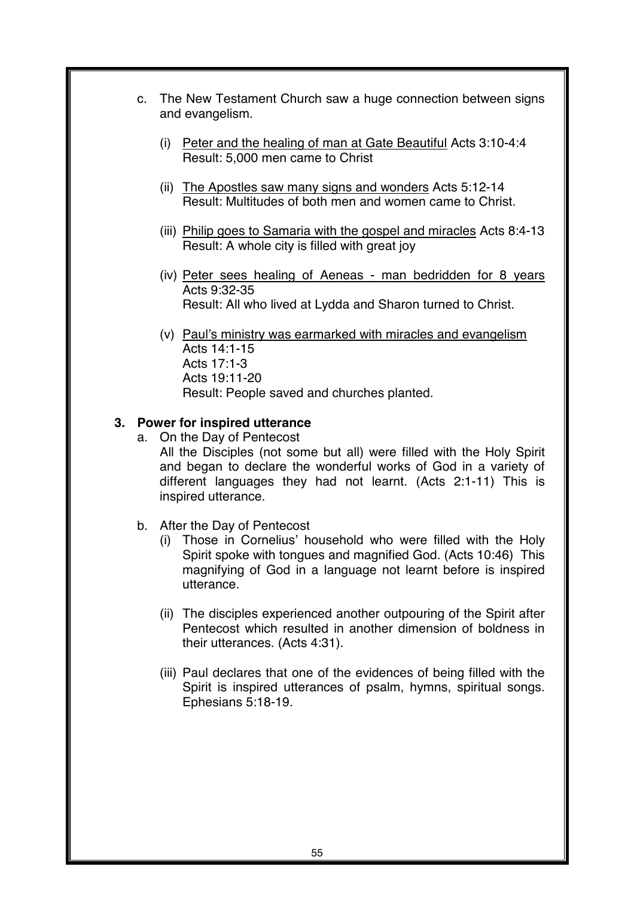c. The New Testament Church saw a huge connection between signs and evangelism.

   (i) <u>Peter and the healing of man at Gate Beautiful</u> Acts 3:10-4:4
   Result: 5,000 men came to Christ

   (ii) <u>The Apostles saw many signs and wonders</u> Acts 5:12-14
   Result: Multitudes of both men and women came to Christ.

   (iii) <u>Philip goes to Samaria with the gospel and miracles</u> Acts 8:4-13
   Result: A whole city is filled with great joy

   (iv) <u>Peter sees healing of Aeneas - man bedridden for 8 years</u> Acts 9:32-35
   Result: All who lived at Lydda and Sharon turned to Christ.

   (v) <u>Paul's ministry was earmarked with miracles and evangelism</u>
   Acts 14:1-15
   Acts 17:1-3
   Acts 19:11-20
   Result: People saved and churches planted.

**3. Power for inspired utterance**

a. On the Day of Pentecost
All the Disciples (not some but all) were filled with the Holy Spirit and began to declare the wonderful works of God in a variety of different languages they had not learnt. (Acts 2:1-11) This is inspired utterance.

b. After the Day of Pentecost

   (i) Those in Cornelius' household who were filled with the Holy Spirit spoke with tongues and magnified God. (Acts 10:46) This magnifying of God in a language not learnt before is inspired utterance.

   (ii) The disciples experienced another outpouring of the Spirit after Pentecost which resulted in another dimension of boldness in their utterances. (Acts 4:31).

   (iii) Paul declares that one of the evidences of being filled with the Spirit is inspired utterances of psalm, hymns, spiritual songs. Ephesians 5:18-19.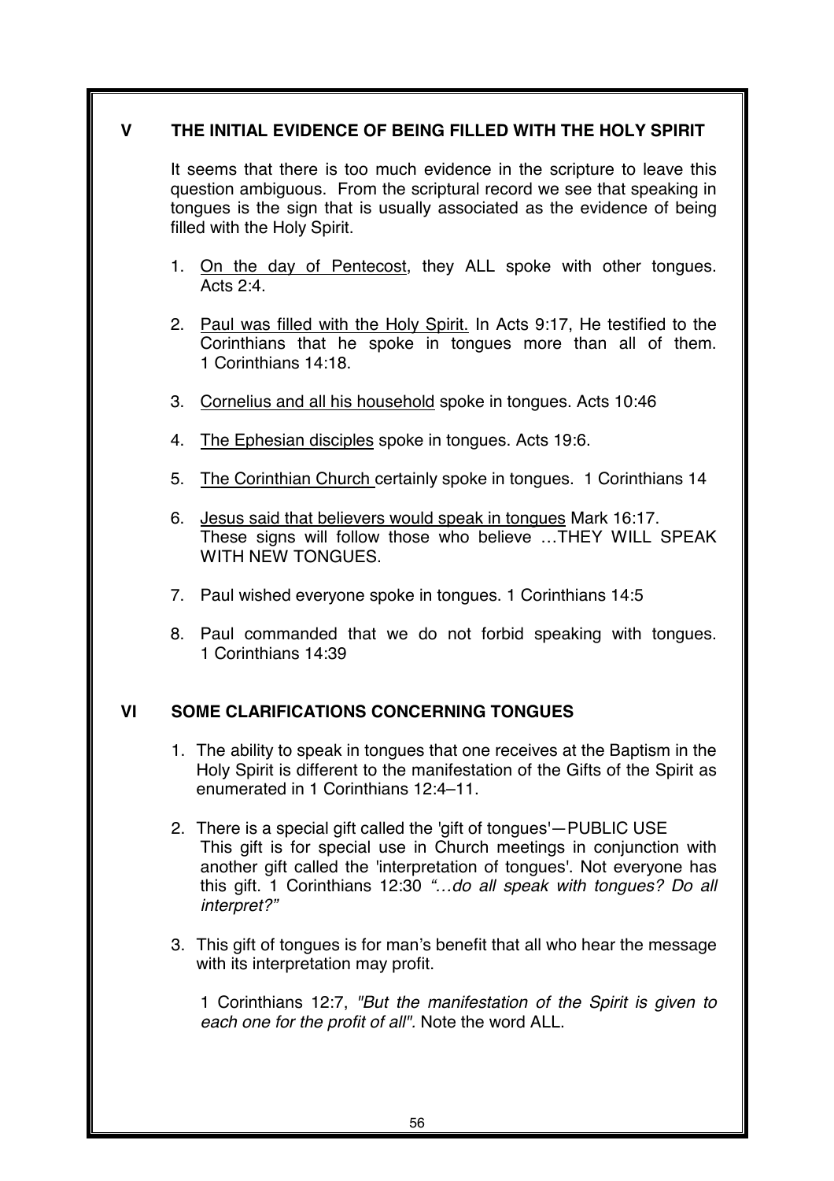## V THE INITIAL EVIDENCE OF BEING FILLED WITH THE HOLY SPIRIT

It seems that there is too much evidence in the scripture to leave this question ambiguous. From the scriptural record we see that speaking in tongues is the sign that is usually associated as the evidence of being filled with the Holy Spirit.

1. <u>On the day of Pentecost</u>, they ALL spoke with other tongues. Acts 2:4.
2. <u>Paul was filled with the Holy Spirit.</u> In Acts 9:17, He testified to the Corinthians that he spoke in tongues more than all of them. 1 Corinthians 14:18.
3. <u>Cornelius and all his household</u> spoke in tongues. Acts 10:46
4. <u>The Ephesian disciples</u> spoke in tongues. Acts 19:6.
5. <u>The Corinthian Church</u> certainly spoke in tongues. 1 Corinthians 14
6. <u>Jesus said that believers would speak in tongues</u> Mark 16:17. These signs will follow those who believe …THEY WILL SPEAK WITH NEW TONGUES.
7. Paul wished everyone spoke in tongues. 1 Corinthians 14:5
8. Paul commanded that we do not forbid speaking with tongues. 1 Corinthians 14:39

## VI SOME CLARIFICATIONS CONCERNING TONGUES

1. The ability to speak in tongues that one receives at the Baptism in the Holy Spirit is different to the manifestation of the Gifts of the Spirit as enumerated in 1 Corinthians 12:4–11.
2. There is a special gift called the 'gift of tongues'—PUBLIC USE
   This gift is for special use in Church meetings in conjunction with another gift called the 'interpretation of tongues'. Not everyone has this gift. 1 Corinthians 12:30 *"…do all speak with tongues? Do all interpret?"*
3. This gift of tongues is for man's benefit that all who hear the message with its interpretation may profit.

   1 Corinthians 12:7, *"But the manifestation of the Spirit is given to each one for the profit of all".* Note the word ALL.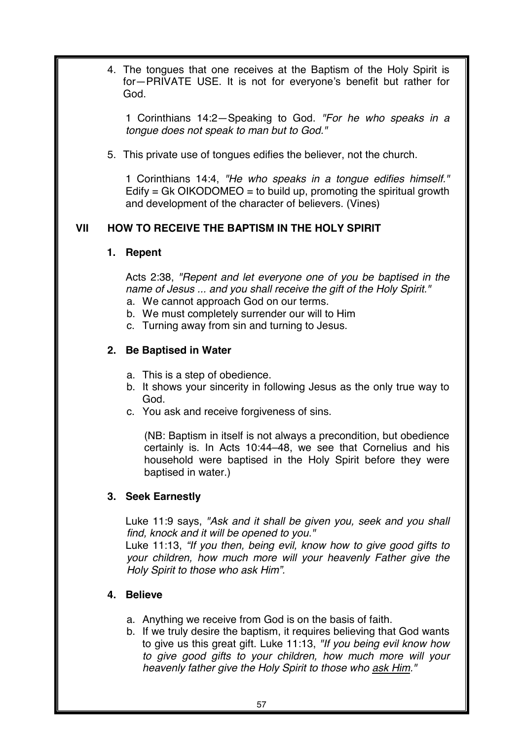4. The tongues that one receives at the Baptism of the Holy Spirit is for—PRIVATE USE. It is not for everyone's benefit but rather for God.

   1 Corinthians 14:2—Speaking to God. *"For he who speaks in a tongue does not speak to man but to God."*

5. This private use of tongues edifies the believer, not the church.

   1 Corinthians 14:4, *"He who speaks in a tongue edifies himself."* Edify = Gk OIKODOMEO = to build up, promoting the spiritual growth and development of the character of believers. (Vines)

## VII HOW TO RECEIVE THE BAPTISM IN THE HOLY SPIRIT

### 1. Repent

Acts 2:38, *"Repent and let everyone one of you be baptised in the name of Jesus ... and you shall receive the gift of the Holy Spirit."*

a. We cannot approach God on our terms.
b. We must completely surrender our will to Him
c. Turning away from sin and turning to Jesus.

### 2. Be Baptised in Water

a. This is a step of obedience.
b. It shows your sincerity in following Jesus as the only true way to God.
c. You ask and receive forgiveness of sins.

(NB: Baptism in itself is not always a precondition, but obedience certainly is. In Acts 10:44–48, we see that Cornelius and his household were baptised in the Holy Spirit before they were baptised in water.)

### 3. Seek Earnestly

Luke 11:9 says, *"Ask and it shall be given you, seek and you shall find, knock and it will be opened to you."*
Luke 11:13, *"If you then, being evil, know how to give good gifts to your children, how much more will your heavenly Father give the Holy Spirit to those who ask Him".*

### 4. Believe

a. Anything we receive from God is on the basis of faith.
b. If we truly desire the baptism, it requires believing that God wants to give us this great gift. Luke 11:13, *"If you being evil know how to give good gifts to your children, how much more will your heavenly father give the Holy Spirit to those who ask Him."*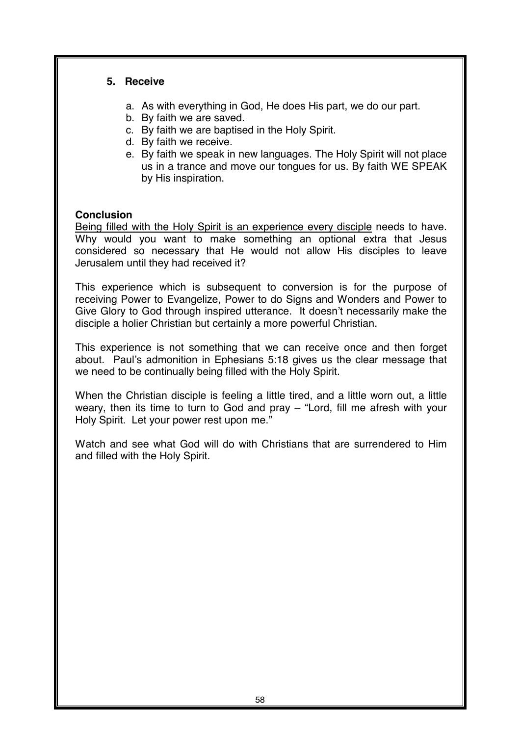### 5. Receive

a. As with everything in God, He does His part, we do our part.
b. By faith we are saved.
c. By faith we are baptised in the Holy Spirit.
d. By faith we receive.
e. By faith we speak in new languages. The Holy Spirit will not place us in a trance and move our tongues for us. By faith WE SPEAK by His inspiration.

**Conclusion**

<u>Being filled with the Holy Spirit is an experience every disciple</u> needs to have. Why would you want to make something an optional extra that Jesus considered so necessary that He would not allow His disciples to leave Jerusalem until they had received it?

This experience which is subsequent to conversion is for the purpose of receiving Power to Evangelize, Power to do Signs and Wonders and Power to Give Glory to God through inspired utterance. It doesn't necessarily make the disciple a holier Christian but certainly a more powerful Christian.

This experience is not something that we can receive once and then forget about. Paul's admonition in Ephesians 5:18 gives us the clear message that we need to be continually being filled with the Holy Spirit.

When the Christian disciple is feeling a little tired, and a little worn out, a little weary, then its time to turn to God and pray – "Lord, fill me afresh with your Holy Spirit. Let your power rest upon me."

Watch and see what God will do with Christians that are surrendered to Him and filled with the Holy Spirit.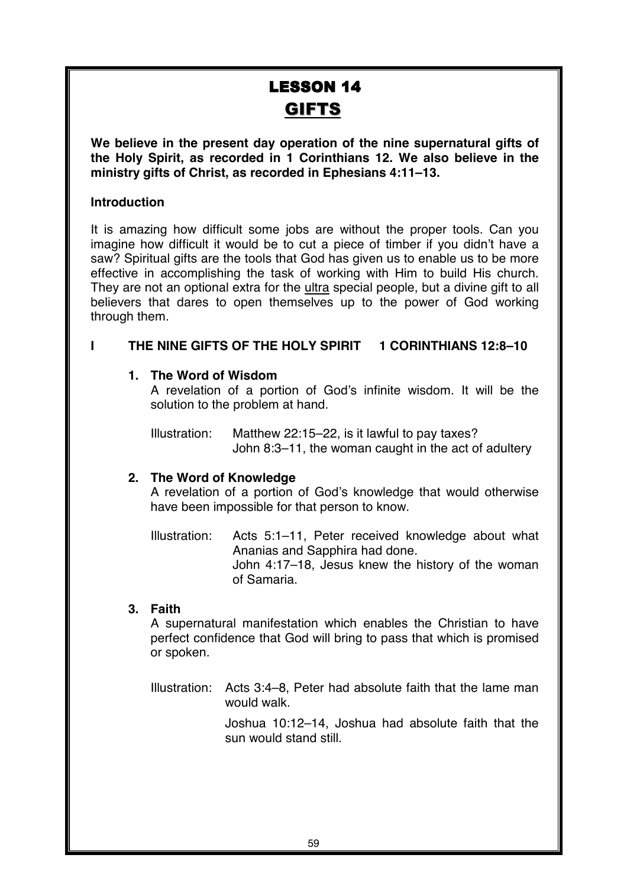# LESSON 14

## GIFTS

**We believe in the present day operation of the nine supernatural gifts of the Holy Spirit, as recorded in 1 Corinthians 12. We also believe in the ministry gifts of Christ, as recorded in Ephesians 4:11–13.**

### Introduction

It is amazing how difficult some jobs are without the proper tools. Can you imagine how difficult it would be to cut a piece of timber if you didn't have a saw? Spiritual gifts are the tools that God has given us to enable us to be more effective in accomplishing the task of working with Him to build His church. They are not an optional extra for the <u>ultra</u> special people, but a divine gift to all believers that dares to open themselves up to the power of God working through them.

### I THE NINE GIFTS OF THE HOLY SPIRIT 1 CORINTHIANS 12:8–10

1. **The Word of Wisdom**
   A revelation of a portion of God's infinite wisdom. It will be the solution to the problem at hand.

   Illustration: Matthew 22:15–22, is it lawful to pay taxes?
   John 8:3–11, the woman caught in the act of adultery

2. **The Word of Knowledge**
   A revelation of a portion of God's knowledge that would otherwise have been impossible for that person to know.

   Illustration: Acts 5:1–11, Peter received knowledge about what Ananias and Sapphira had done.
   John 4:17–18, Jesus knew the history of the woman of Samaria.

3. **Faith**
   A supernatural manifestation which enables the Christian to have perfect confidence that God will bring to pass that which is promised or spoken.

   Illustration: Acts 3:4–8, Peter had absolute faith that the lame man would walk.

   Joshua 10:12–14, Joshua had absolute faith that the sun would stand still.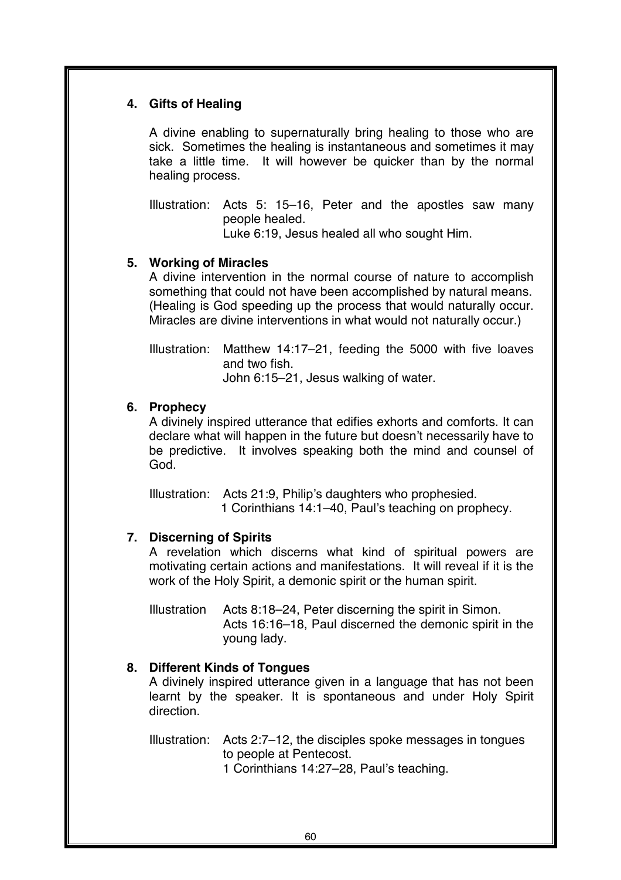**4. Gifts of Healing**

A divine enabling to supernaturally bring healing to those who are sick. Sometimes the healing is instantaneous and sometimes it may take a little time. It will however be quicker than by the normal healing process.

Illustration: Acts 5: 15–16, Peter and the apostles saw many people healed.
Luke 6:19, Jesus healed all who sought Him.

**5. Working of Miracles**

A divine intervention in the normal course of nature to accomplish something that could not have been accomplished by natural means. (Healing is God speeding up the process that would naturally occur. Miracles are divine interventions in what would not naturally occur.)

Illustration: Matthew 14:17–21, feeding the 5000 with five loaves and two fish.
John 6:15–21, Jesus walking of water.

**6. Prophecy**

A divinely inspired utterance that edifies exhorts and comforts. It can declare what will happen in the future but doesn't necessarily have to be predictive. It involves speaking both the mind and counsel of God.

Illustration: Acts 21:9, Philip's daughters who prophesied.
1 Corinthians 14:1–40, Paul's teaching on prophecy.

**7. Discerning of Spirits**

A revelation which discerns what kind of spiritual powers are motivating certain actions and manifestations. It will reveal if it is the work of the Holy Spirit, a demonic spirit or the human spirit.

Illustration Acts 8:18–24, Peter discerning the spirit in Simon.
Acts 16:16–18, Paul discerned the demonic spirit in the young lady.

**8. Different Kinds of Tongues**

A divinely inspired utterance given in a language that has not been learnt by the speaker. It is spontaneous and under Holy Spirit direction.

Illustration: Acts 2:7–12, the disciples spoke messages in tongues to people at Pentecost.
1 Corinthians 14:27–28, Paul's teaching.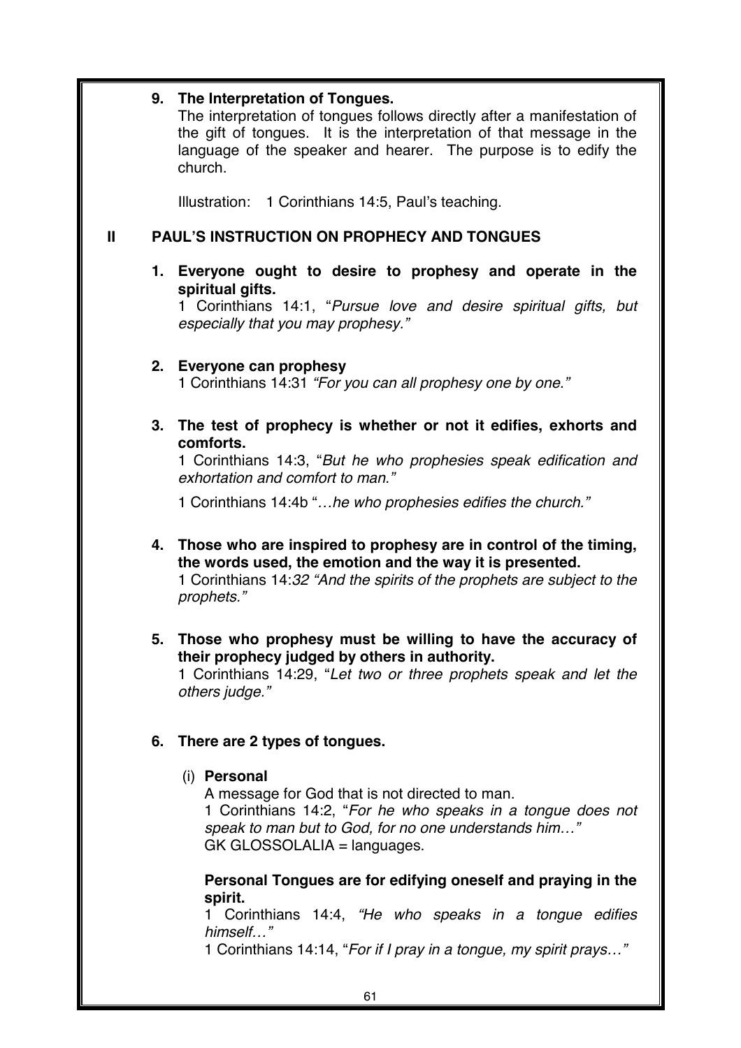**9. The Interpretation of Tongues.**

The interpretation of tongues follows directly after a manifestation of the gift of tongues. It is the interpretation of that message in the language of the speaker and hearer. The purpose is to edify the church.

Illustration: 1 Corinthians 14:5, Paul's teaching.

## II PAUL'S INSTRUCTION ON PROPHECY AND TONGUES

**1. Everyone ought to desire to prophesy and operate in the spiritual gifts.**

1 Corinthians 14:1, "*Pursue love and desire spiritual gifts, but especially that you may prophesy.*"

**2. Everyone can prophesy**

1 Corinthians 14:31 *"For you can all prophesy one by one."*

**3. The test of prophecy is whether or not it edifies, exhorts and comforts.**

1 Corinthians 14:3, "*But he who prophesies speak edification and exhortation and comfort to man.*"

1 Corinthians 14:4b "*…he who prophesies edifies the church.*"

**4. Those who are inspired to prophesy are in control of the timing, the words used, the emotion and the way it is presented.**

1 Corinthians 14:*32 "And the spirits of the prophets are subject to the prophets."*

**5. Those who prophesy must be willing to have the accuracy of their prophecy judged by others in authority.**

1 Corinthians 14:29, "*Let two or three prophets speak and let the others judge.*"

**6. There are 2 types of tongues.**

(i) **Personal**

A message for God that is not directed to man.

1 Corinthians 14:2, "*For he who speaks in a tongue does not speak to man but to God, for no one understands him…*"

GK GLOSSOLALIA = languages.

**Personal Tongues are for edifying oneself and praying in the spirit.**

1 Corinthians 14:4, *"He who speaks in a tongue edifies himself…"*

1 Corinthians 14:14, "*For if I pray in a tongue, my spirit prays…*"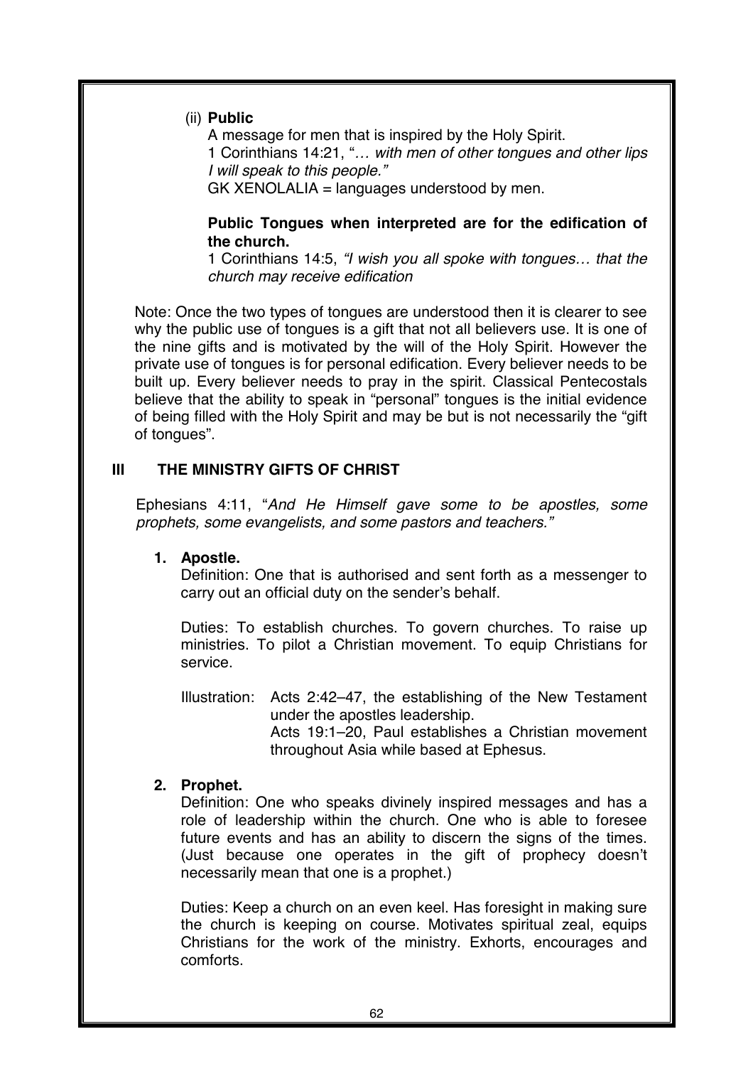(ii) **Public**

A message for men that is inspired by the Holy Spirit.

1 Corinthians 14:21, "*… with men of other tongues and other lips I will speak to this people."*

GK XENOLALIA = languages understood by men.

**Public Tongues when interpreted are for the edification of the church.**

1 Corinthians 14:5, *"I wish you all spoke with tongues… that the church may receive edification*

Note: Once the two types of tongues are understood then it is clearer to see why the public use of tongues is a gift that not all believers use. It is one of the nine gifts and is motivated by the will of the Holy Spirit. However the private use of tongues is for personal edification. Every believer needs to be built up. Every believer needs to pray in the spirit. Classical Pentecostals believe that the ability to speak in "personal" tongues is the initial evidence of being filled with the Holy Spirit and may be but is not necessarily the "gift of tongues".

## III THE MINISTRY GIFTS OF CHRIST

Ephesians 4:11, "*And He Himself gave some to be apostles, some prophets, some evangelists, and some pastors and teachers."*

### 1. Apostle.

Definition: One that is authorised and sent forth as a messenger to carry out an official duty on the sender's behalf.

Duties: To establish churches. To govern churches. To raise up ministries. To pilot a Christian movement. To equip Christians for service.

Illustration: Acts 2:42–47, the establishing of the New Testament under the apostles leadership.
Acts 19:1–20, Paul establishes a Christian movement throughout Asia while based at Ephesus.

### 2. Prophet.

Definition: One who speaks divinely inspired messages and has a role of leadership within the church. One who is able to foresee future events and has an ability to discern the signs of the times. (Just because one operates in the gift of prophecy doesn't necessarily mean that one is a prophet.)

Duties: Keep a church on an even keel. Has foresight in making sure the church is keeping on course. Motivates spiritual zeal, equips Christians for the work of the ministry. Exhorts, encourages and comforts.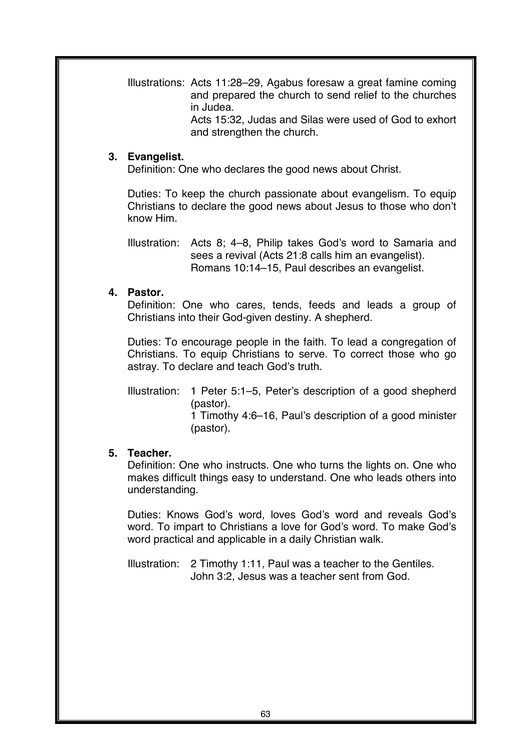Illustrations: Acts 11:28–29, Agabus foresaw a great famine coming and prepared the church to send relief to the churches in Judea.
Acts 15:32, Judas and Silas were used of God to exhort and strengthen the church.

**3. Evangelist.**

Definition: One who declares the good news about Christ.

Duties: To keep the church passionate about evangelism. To equip Christians to declare the good news about Jesus to those who don't know Him.

Illustration: Acts 8; 4–8, Philip takes God's word to Samaria and sees a revival (Acts 21:8 calls him an evangelist).
Romans 10:14–15, Paul describes an evangelist.

**4. Pastor.**

Definition: One who cares, tends, feeds and leads a group of Christians into their God-given destiny. A shepherd.

Duties: To encourage people in the faith. To lead a congregation of Christians. To equip Christians to serve. To correct those who go astray. To declare and teach God's truth.

Illustration: 1 Peter 5:1–5, Peter's description of a good shepherd (pastor).
1 Timothy 4:6–16, Paul's description of a good minister (pastor).

**5. Teacher.**

Definition: One who instructs. One who turns the lights on. One who makes difficult things easy to understand. One who leads others into understanding.

Duties: Knows God's word, loves God's word and reveals God's word. To impart to Christians a love for God's word. To make God's word practical and applicable in a daily Christian walk.

Illustration: 2 Timothy 1:11, Paul was a teacher to the Gentiles.
John 3:2, Jesus was a teacher sent from God.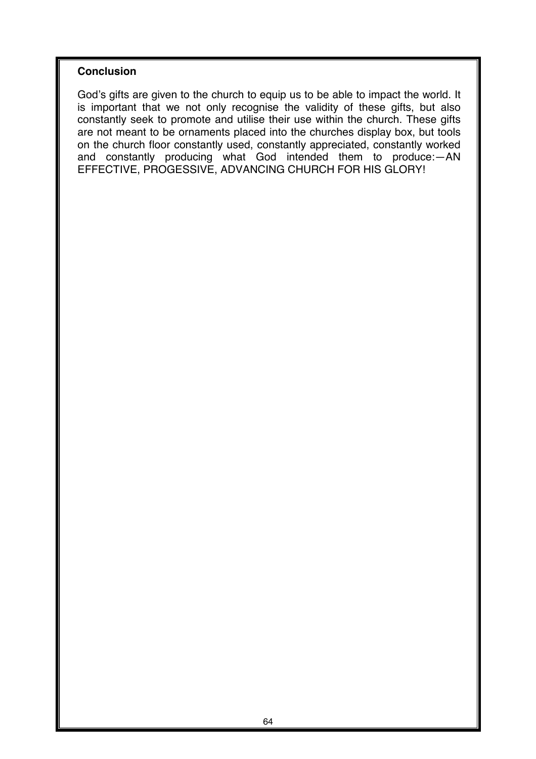**Conclusion**

God's gifts are given to the church to equip us to be able to impact the world. It is important that we not only recognise the validity of these gifts, but also constantly seek to promote and utilise their use within the church. These gifts are not meant to be ornaments placed into the churches display box, but tools on the church floor constantly used, constantly appreciated, constantly worked and constantly producing what God intended them to produce:—AN EFFECTIVE, PROGESSIVE, ADVANCING CHURCH FOR HIS GLORY!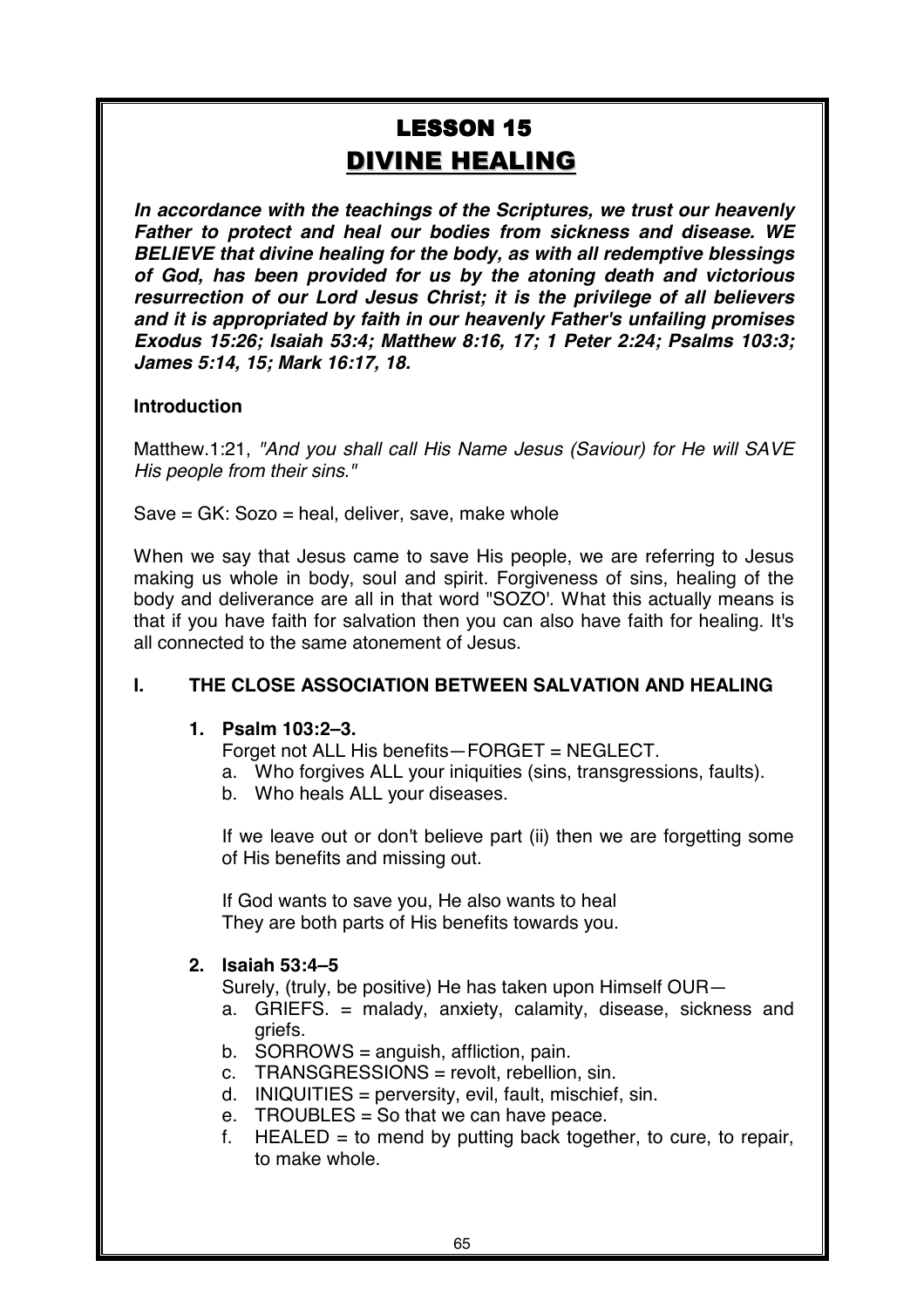# LESSON 15

## DIVINE HEALING

***In accordance with the teachings of the Scriptures, we trust our heavenly Father to protect and heal our bodies from sickness and disease. WE BELIEVE that divine healing for the body, as with all redemptive blessings of God, has been provided for us by the atoning death and victorious resurrection of our Lord Jesus Christ; it is the privilege of all believers and it is appropriated by faith in our heavenly Father's unfailing promises Exodus 15:26; Isaiah 53:4; Matthew 8:16, 17; 1 Peter 2:24; Psalms 103:3; James 5:14, 15; Mark 16:17, 18.***

**Introduction**

Matthew.1:21, *"And you shall call His Name Jesus (Saviour) for He will SAVE His people from their sins."*

Save = GK: Sozo = heal, deliver, save, make whole

When we say that Jesus came to save His people, we are referring to Jesus making us whole in body, soul and spirit. Forgiveness of sins, healing of the body and deliverance are all in that word "SOZO'. What this actually means is that if you have faith for salvation then you can also have faith for healing. It's all connected to the same atonement of Jesus.

### I. THE CLOSE ASSOCIATION BETWEEN SALVATION AND HEALING

**1. Psalm 103:2–3.**

Forget not ALL His benefits—FORGET = NEGLECT.

a. Who forgives ALL your iniquities (sins, transgressions, faults).
b. Who heals ALL your diseases.

If we leave out or don't believe part (ii) then we are forgetting some of His benefits and missing out.

If God wants to save you, He also wants to heal
They are both parts of His benefits towards you.

**2. Isaiah 53:4–5**

Surely, (truly, be positive) He has taken upon Himself OUR—

a. GRIEFS. = malady, anxiety, calamity, disease, sickness and griefs.
b. SORROWS = anguish, affliction, pain.
c. TRANSGRESSIONS = revolt, rebellion, sin.
d. INIQUITIES = perversity, evil, fault, mischief, sin.
e. TROUBLES = So that we can have peace.
f. HEALED = to mend by putting back together, to cure, to repair, to make whole.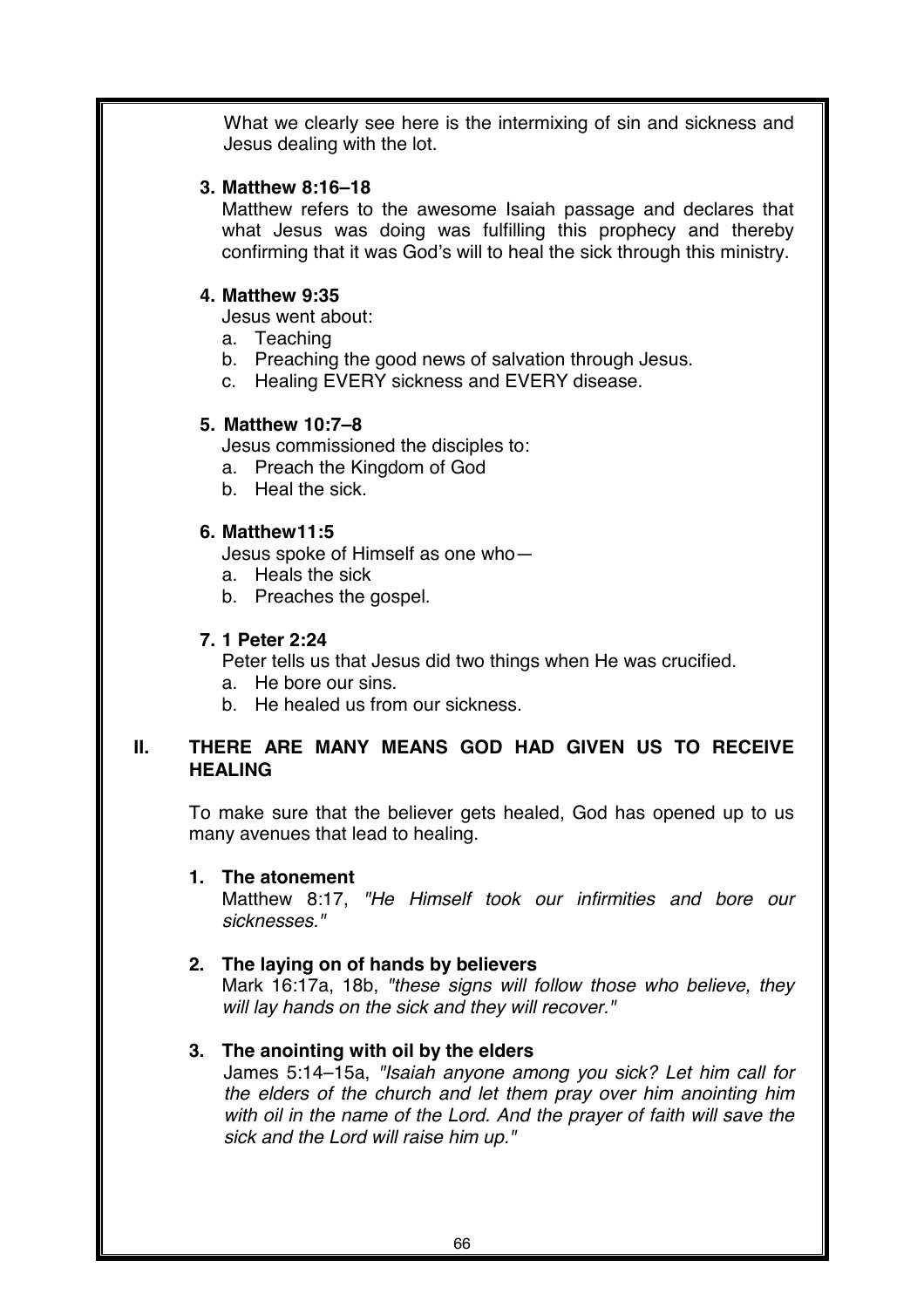What we clearly see here is the intermixing of sin and sickness and Jesus dealing with the lot.

**3. Matthew 8:16–18**

Matthew refers to the awesome Isaiah passage and declares that what Jesus was doing was fulfilling this prophecy and thereby confirming that it was God's will to heal the sick through this ministry.

**4. Matthew 9:35**

Jesus went about:

a. Teaching
b. Preaching the good news of salvation through Jesus.
c. Healing EVERY sickness and EVERY disease.

**5. Matthew 10:7–8**

Jesus commissioned the disciples to:

a. Preach the Kingdom of God
b. Heal the sick.

**6. Matthew11:5**

Jesus spoke of Himself as one who—

a. Heals the sick
b. Preaches the gospel.

**7. 1 Peter 2:24**

Peter tells us that Jesus did two things when He was crucified.

a. He bore our sins.
b. He healed us from our sickness.

## II. THERE ARE MANY MEANS GOD HAD GIVEN US TO RECEIVE HEALING

To make sure that the believer gets healed, God has opened up to us many avenues that lead to healing.

**1. The atonement**

Matthew 8:17, *"He Himself took our infirmities and bore our sicknesses."*

**2. The laying on of hands by believers**

Mark 16:17a, 18b, *"these signs will follow those who believe, they will lay hands on the sick and they will recover."*

**3. The anointing with oil by the elders**

James 5:14–15a, *"Isaiah anyone among you sick? Let him call for the elders of the church and let them pray over him anointing him with oil in the name of the Lord. And the prayer of faith will save the sick and the Lord will raise him up."*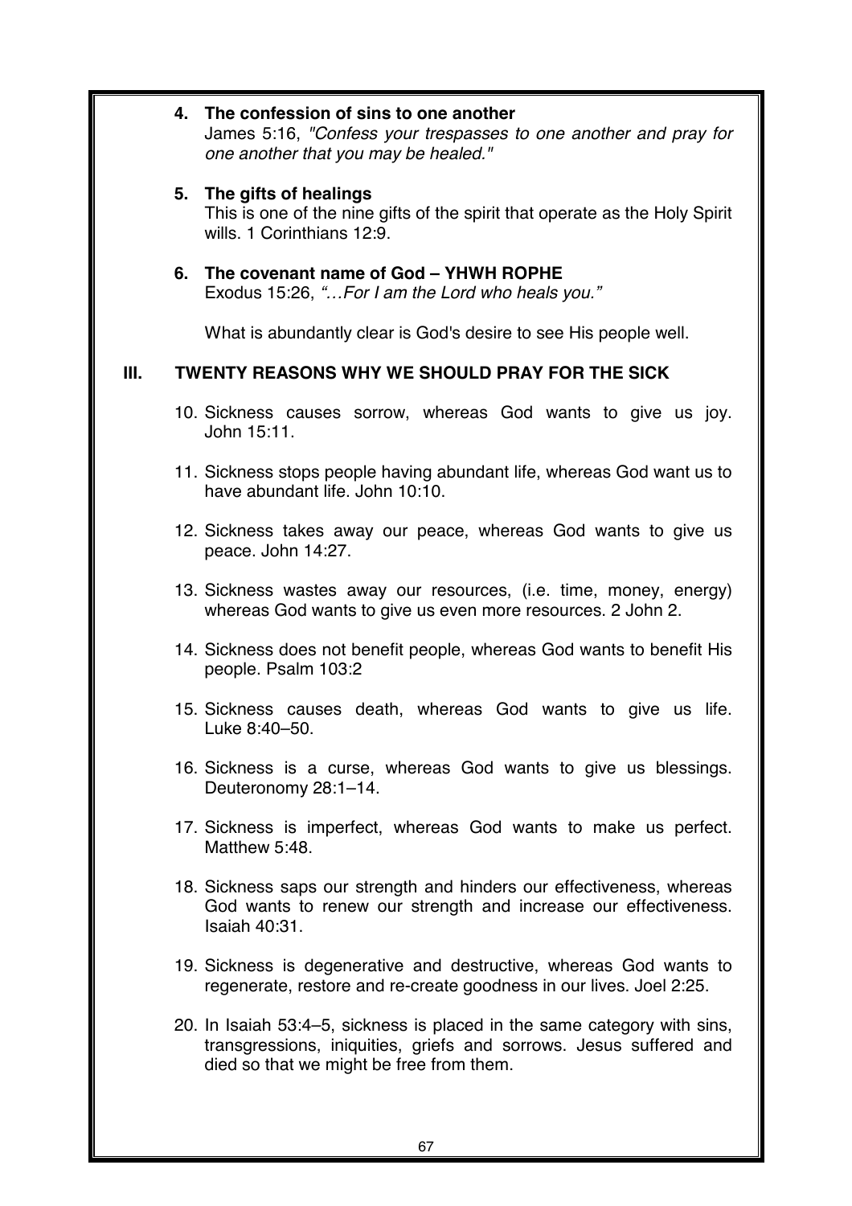4. **The confession of sins to one another**
   James 5:16, *"Confess your trespasses to one another and pray for one another that you may be healed."*

5. **The gifts of healings**
   This is one of the nine gifts of the spirit that operate as the Holy Spirit wills. 1 Corinthians 12:9.

6. **The covenant name of God – YHWH ROPHE**
   Exodus 15:26, *"…For I am the Lord who heals you."*

   What is abundantly clear is God's desire to see His people well.

## III. TWENTY REASONS WHY WE SHOULD PRAY FOR THE SICK

10. Sickness causes sorrow, whereas God wants to give us joy. John 15:11.

11. Sickness stops people having abundant life, whereas God want us to have abundant life. John 10:10.

12. Sickness takes away our peace, whereas God wants to give us peace. John 14:27.

13. Sickness wastes away our resources, (i.e. time, money, energy) whereas God wants to give us even more resources. 2 John 2.

14. Sickness does not benefit people, whereas God wants to benefit His people. Psalm 103:2

15. Sickness causes death, whereas God wants to give us life. Luke 8:40–50.

16. Sickness is a curse, whereas God wants to give us blessings. Deuteronomy 28:1–14.

17. Sickness is imperfect, whereas God wants to make us perfect. Matthew 5:48.

18. Sickness saps our strength and hinders our effectiveness, whereas God wants to renew our strength and increase our effectiveness. Isaiah 40:31.

19. Sickness is degenerative and destructive, whereas God wants to regenerate, restore and re-create goodness in our lives. Joel 2:25.

20. In Isaiah 53:4–5, sickness is placed in the same category with sins, transgressions, iniquities, griefs and sorrows. Jesus suffered and died so that we might be free from them.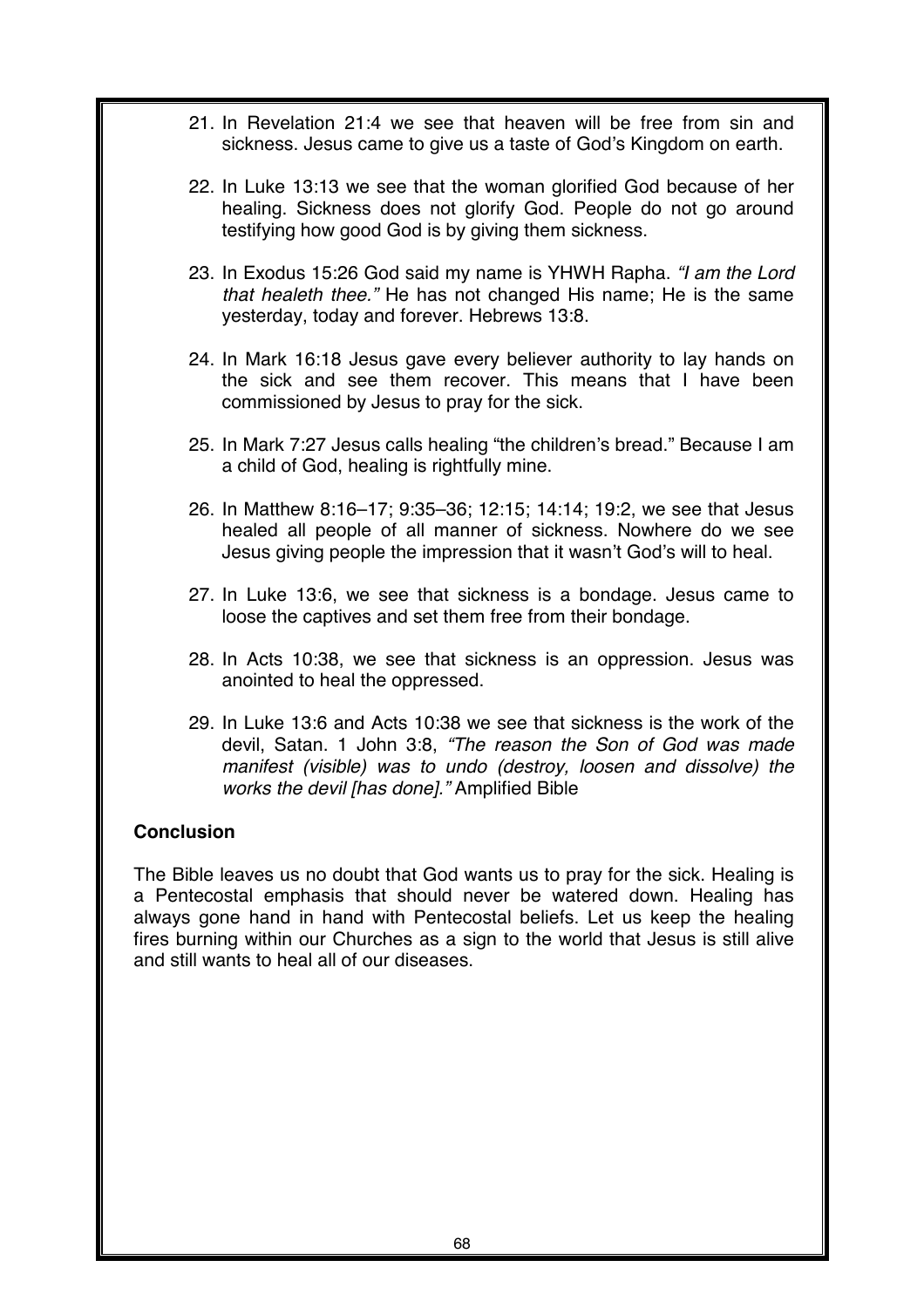21. In Revelation 21:4 we see that heaven will be free from sin and sickness. Jesus came to give us a taste of God's Kingdom on earth.

22. In Luke 13:13 we see that the woman glorified God because of her healing. Sickness does not glorify God. People do not go around testifying how good God is by giving them sickness.

23. In Exodus 15:26 God said my name is YHWH Rapha. *"I am the Lord that healeth thee."* He has not changed His name; He is the same yesterday, today and forever. Hebrews 13:8.

24. In Mark 16:18 Jesus gave every believer authority to lay hands on the sick and see them recover. This means that I have been commissioned by Jesus to pray for the sick.

25. In Mark 7:27 Jesus calls healing "the children's bread." Because I am a child of God, healing is rightfully mine.

26. In Matthew 8:16–17; 9:35–36; 12:15; 14:14; 19:2, we see that Jesus healed all people of all manner of sickness. Nowhere do we see Jesus giving people the impression that it wasn't God's will to heal.

27. In Luke 13:6, we see that sickness is a bondage. Jesus came to loose the captives and set them free from their bondage.

28. In Acts 10:38, we see that sickness is an oppression. Jesus was anointed to heal the oppressed.

29. In Luke 13:6 and Acts 10:38 we see that sickness is the work of the devil, Satan. 1 John 3:8, *"The reason the Son of God was made manifest (visible) was to undo (destroy, loosen and dissolve) the works the devil [has done]."* Amplified Bible

**Conclusion**

The Bible leaves us no doubt that God wants us to pray for the sick. Healing is a Pentecostal emphasis that should never be watered down. Healing has always gone hand in hand with Pentecostal beliefs. Let us keep the healing fires burning within our Churches as a sign to the world that Jesus is still alive and still wants to heal all of our diseases.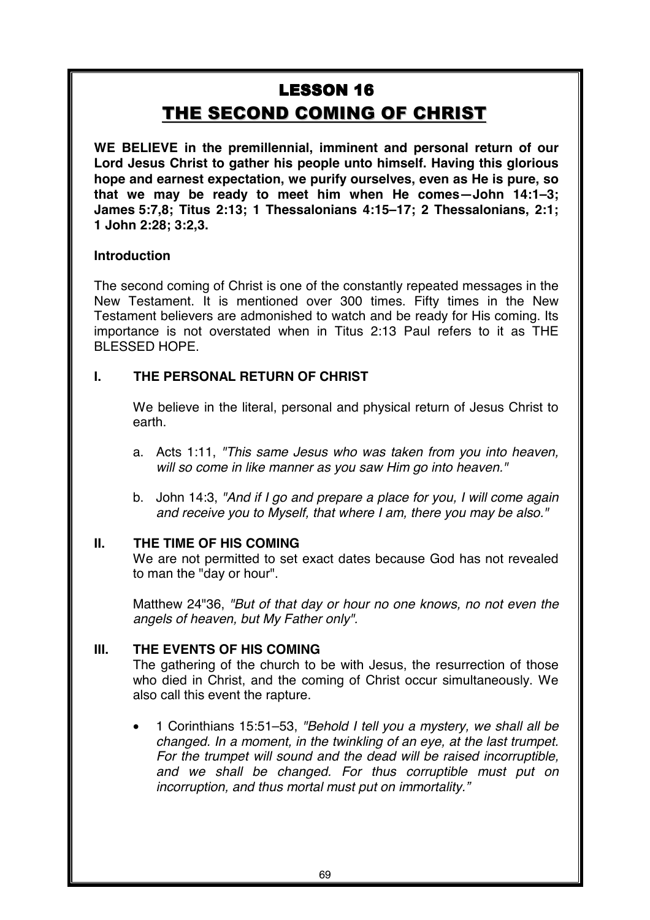# LESSON 16

# THE SECOND COMING OF CHRIST

**WE BELIEVE in the premillennial, imminent and personal return of our Lord Jesus Christ to gather his people unto himself. Having this glorious hope and earnest expectation, we purify ourselves, even as He is pure, so that we may be ready to meet him when He comes—John 14:1–3; James 5:7,8; Titus 2:13; 1 Thessalonians 4:15–17; 2 Thessalonians, 2:1; 1 John 2:28; 3:2,3.**

### Introduction

The second coming of Christ is one of the constantly repeated messages in the New Testament. It is mentioned over 300 times. Fifty times in the New Testament believers are admonished to watch and be ready for His coming. Its importance is not overstated when in Titus 2:13 Paul refers to it as THE BLESSED HOPE.

## I. THE PERSONAL RETURN OF CHRIST

We believe in the literal, personal and physical return of Jesus Christ to earth.

a. Acts 1:11, *"This same Jesus who was taken from you into heaven, will so come in like manner as you saw Him go into heaven."*

b. John 14:3, *"And if I go and prepare a place for you, I will come again and receive you to Myself, that where I am, there you may be also."*

## II. THE TIME OF HIS COMING

We are not permitted to set exact dates because God has not revealed to man the "day or hour".

Matthew 24"36, *"But of that day or hour no one knows, no not even the angels of heaven, but My Father only".*

## III. THE EVENTS OF HIS COMING

The gathering of the church to be with Jesus, the resurrection of those who died in Christ, and the coming of Christ occur simultaneously. We also call this event the rapture.

- 1 Corinthians 15:51–53, *"Behold I tell you a mystery, we shall all be changed. In a moment, in the twinkling of an eye, at the last trumpet. For the trumpet will sound and the dead will be raised incorruptible, and we shall be changed. For thus corruptible must put on incorruption, and thus mortal must put on immortality."*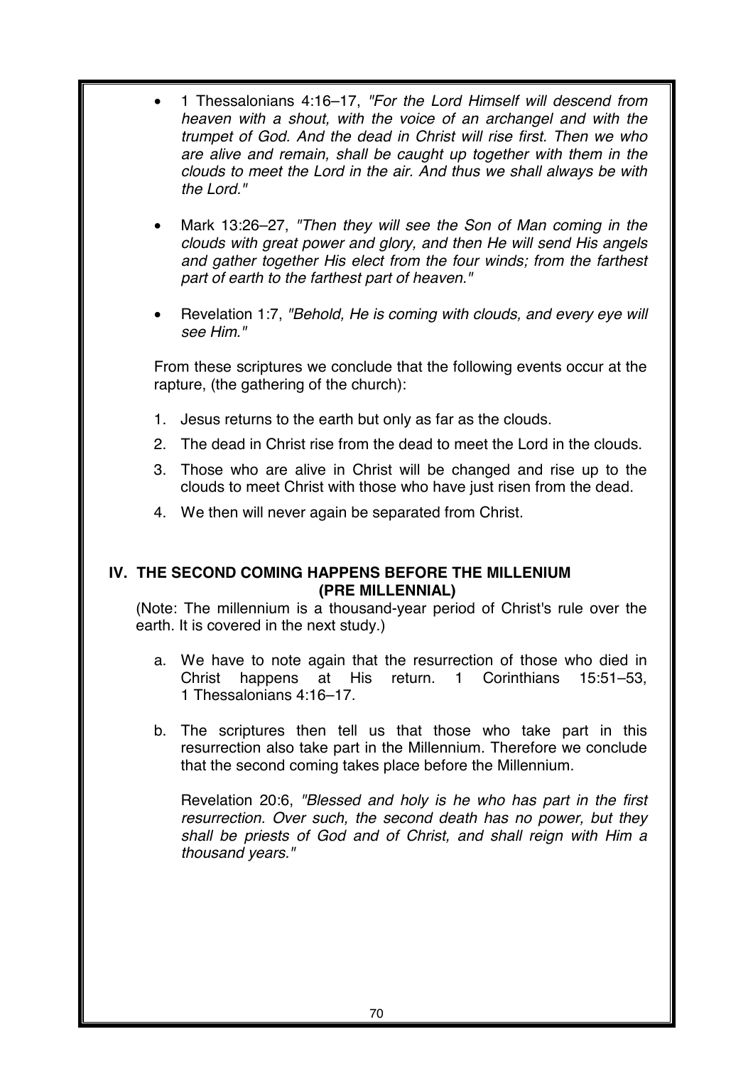- 1 Thessalonians 4:16–17, *"For the Lord Himself will descend from heaven with a shout, with the voice of an archangel and with the trumpet of God. And the dead in Christ will rise first. Then we who are alive and remain, shall be caught up together with them in the clouds to meet the Lord in the air. And thus we shall always be with the Lord."*

- Mark 13:26–27, *"Then they will see the Son of Man coming in the clouds with great power and glory, and then He will send His angels and gather together His elect from the four winds; from the farthest part of earth to the farthest part of heaven."*

- Revelation 1:7, *"Behold, He is coming with clouds, and every eye will see Him."*

From these scriptures we conclude that the following events occur at the rapture, (the gathering of the church):

1. Jesus returns to the earth but only as far as the clouds.
2. The dead in Christ rise from the dead to meet the Lord in the clouds.
3. Those who are alive in Christ will be changed and rise up to the clouds to meet Christ with those who have just risen from the dead.
4. We then will never again be separated from Christ.

## IV. THE SECOND COMING HAPPENS BEFORE THE MILLENIUM (PRE MILLENNIAL)

(Note: The millennium is a thousand-year period of Christ's rule over the earth. It is covered in the next study.)

a. We have to note again that the resurrection of those who died in Christ happens at His return. 1 Corinthians 15:51–53, 1 Thessalonians 4:16–17.

b. The scriptures then tell us that those who take part in this resurrection also take part in the Millennium. Therefore we conclude that the second coming takes place before the Millennium.

Revelation 20:6, *"Blessed and holy is he who has part in the first resurrection. Over such, the second death has no power, but they shall be priests of God and of Christ, and shall reign with Him a thousand years."*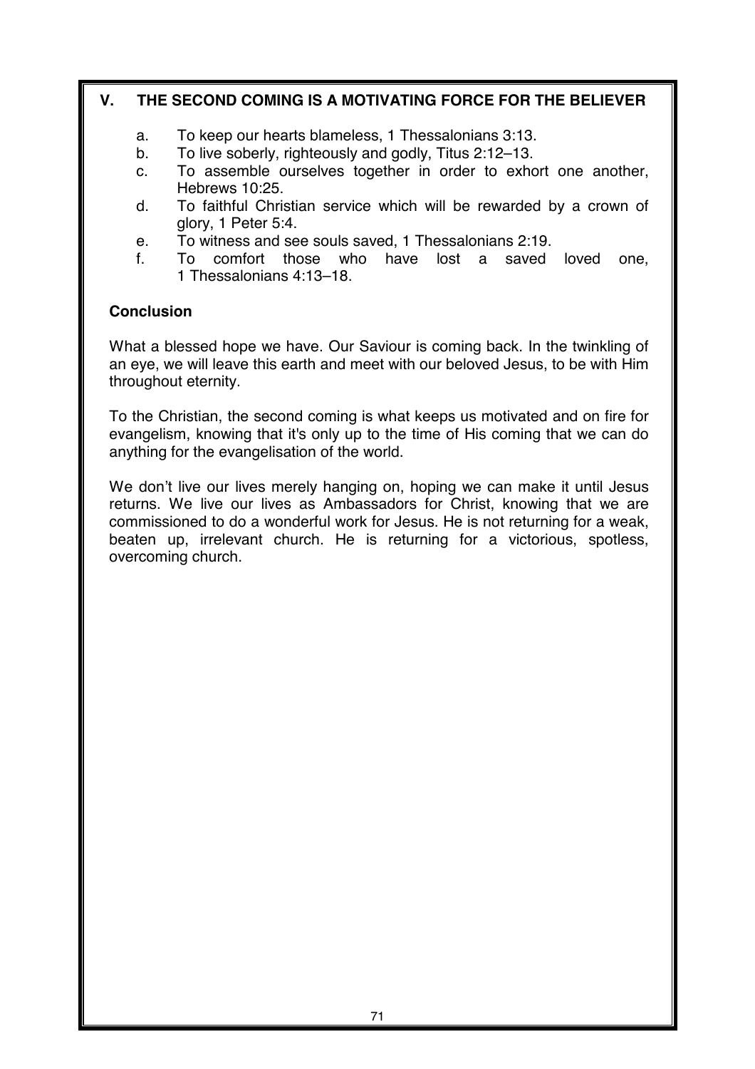## V. THE SECOND COMING IS A MOTIVATING FORCE FOR THE BELIEVER

a. To keep our hearts blameless, 1 Thessalonians 3:13.
b. To live soberly, righteously and godly, Titus 2:12–13.
c. To assemble ourselves together in order to exhort one another, Hebrews 10:25.
d. To faithful Christian service which will be rewarded by a crown of glory, 1 Peter 5:4.
e. To witness and see souls saved, 1 Thessalonians 2:19.
f. To comfort those who have lost a saved loved one, 1 Thessalonians 4:13–18.

### Conclusion

What a blessed hope we have. Our Saviour is coming back. In the twinkling of an eye, we will leave this earth and meet with our beloved Jesus, to be with Him throughout eternity.

To the Christian, the second coming is what keeps us motivated and on fire for evangelism, knowing that it's only up to the time of His coming that we can do anything for the evangelisation of the world.

We don't live our lives merely hanging on, hoping we can make it until Jesus returns. We live our lives as Ambassadors for Christ, knowing that we are commissioned to do a wonderful work for Jesus. He is not returning for a weak, beaten up, irrelevant church. He is returning for a victorious, spotless, overcoming church.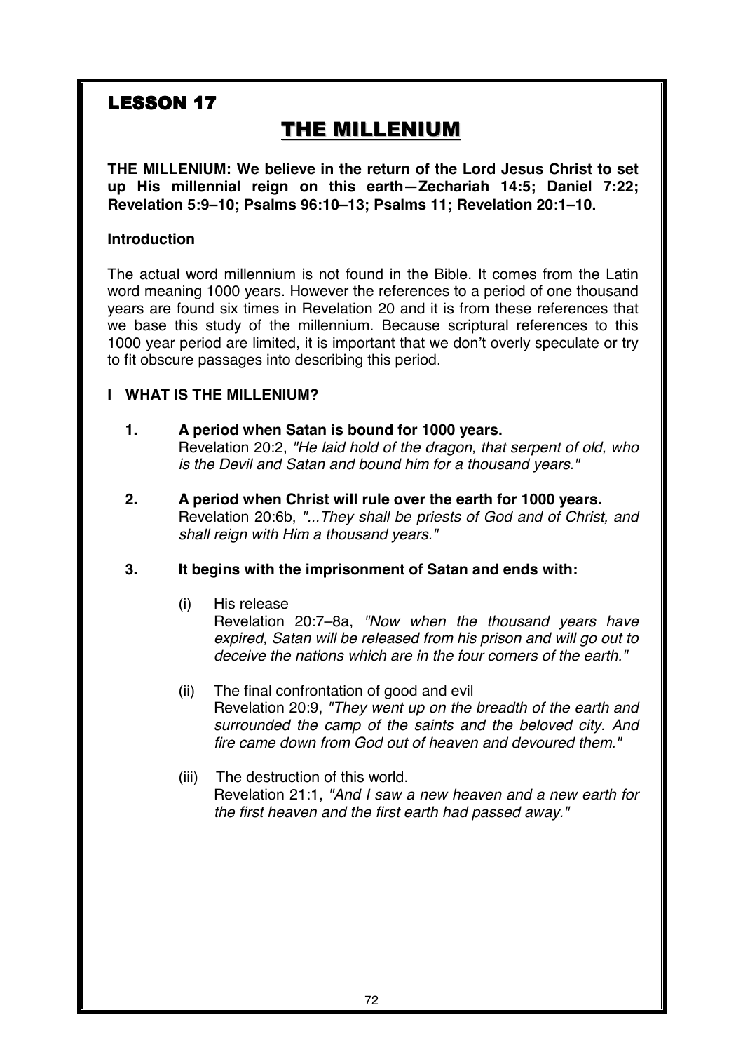## LESSON 17

# THE MILLENIUM

**THE MILLENIUM: We believe in the return of the Lord Jesus Christ to set up His millennial reign on this earth—Zechariah 14:5; Daniel 7:22; Revelation 5:9–10; Psalms 96:10–13; Psalms 11; Revelation 20:1–10.**

### Introduction

The actual word millennium is not found in the Bible. It comes from the Latin word meaning 1000 years. However the references to a period of one thousand years are found six times in Revelation 20 and it is from these references that we base this study of the millennium. Because scriptural references to this 1000 year period are limited, it is important that we don't overly speculate or try to fit obscure passages into describing this period.

### I WHAT IS THE MILLENIUM?

**1. A period when Satan is bound for 1000 years.**
Revelation 20:2, *"He laid hold of the dragon, that serpent of old, who is the Devil and Satan and bound him for a thousand years."*

**2. A period when Christ will rule over the earth for 1000 years.**
Revelation 20:6b, *"...They shall be priests of God and of Christ, and shall reign with Him a thousand years."*

**3. It begins with the imprisonment of Satan and ends with:**

(i) His release
Revelation 20:7–8a, *"Now when the thousand years have expired, Satan will be released from his prison and will go out to deceive the nations which are in the four corners of the earth."*

(ii) The final confrontation of good and evil
Revelation 20:9, *"They went up on the breadth of the earth and surrounded the camp of the saints and the beloved city. And fire came down from God out of heaven and devoured them."*

(iii) The destruction of this world.
Revelation 21:1, *"And I saw a new heaven and a new earth for the first heaven and the first earth had passed away."*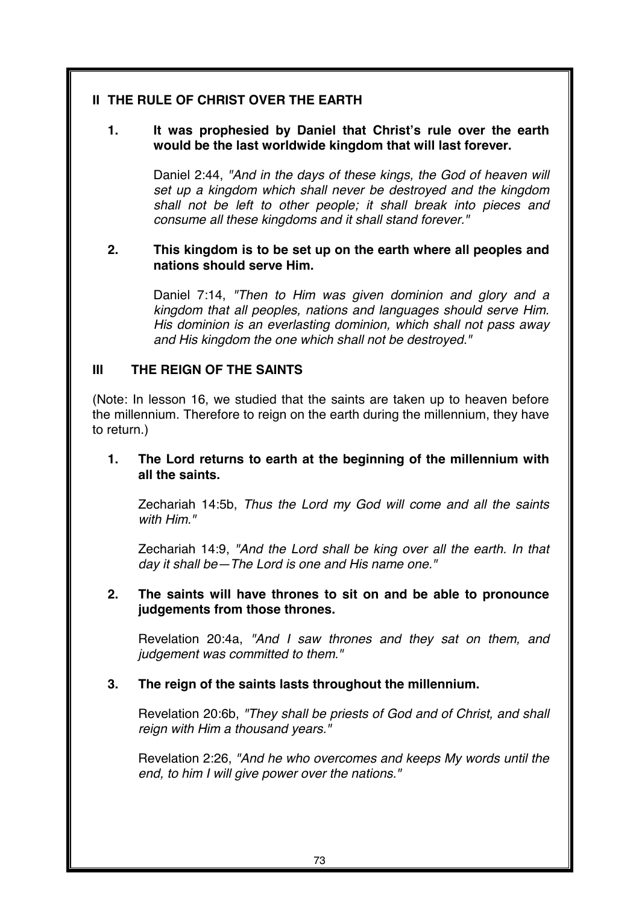## II THE RULE OF CHRIST OVER THE EARTH

1. **It was prophesied by Daniel that Christ's rule over the earth would be the last worldwide kingdom that will last forever.**

   Daniel 2:44, *"And in the days of these kings, the God of heaven will set up a kingdom which shall never be destroyed and the kingdom shall not be left to other people; it shall break into pieces and consume all these kingdoms and it shall stand forever."*

2. **This kingdom is to be set up on the earth where all peoples and nations should serve Him.**

   Daniel 7:14, *"Then to Him was given dominion and glory and a kingdom that all peoples, nations and languages should serve Him. His dominion is an everlasting dominion, which shall not pass away and His kingdom the one which shall not be destroyed."*

## III THE REIGN OF THE SAINTS

(Note: In lesson 16, we studied that the saints are taken up to heaven before the millennium. Therefore to reign on the earth during the millennium, they have to return.)

1. **The Lord returns to earth at the beginning of the millennium with all the saints.**

   Zechariah 14:5b, *Thus the Lord my God will come and all the saints with Him."*

   Zechariah 14:9, *"And the Lord shall be king over all the earth. In that day it shall be—The Lord is one and His name one."*

2. **The saints will have thrones to sit on and be able to pronounce judgements from those thrones.**

   Revelation 20:4a, *"And I saw thrones and they sat on them, and judgement was committed to them."*

3. **The reign of the saints lasts throughout the millennium.**

   Revelation 20:6b, *"They shall be priests of God and of Christ, and shall reign with Him a thousand years."*

   Revelation 2:26, *"And he who overcomes and keeps My words until the end, to him I will give power over the nations."*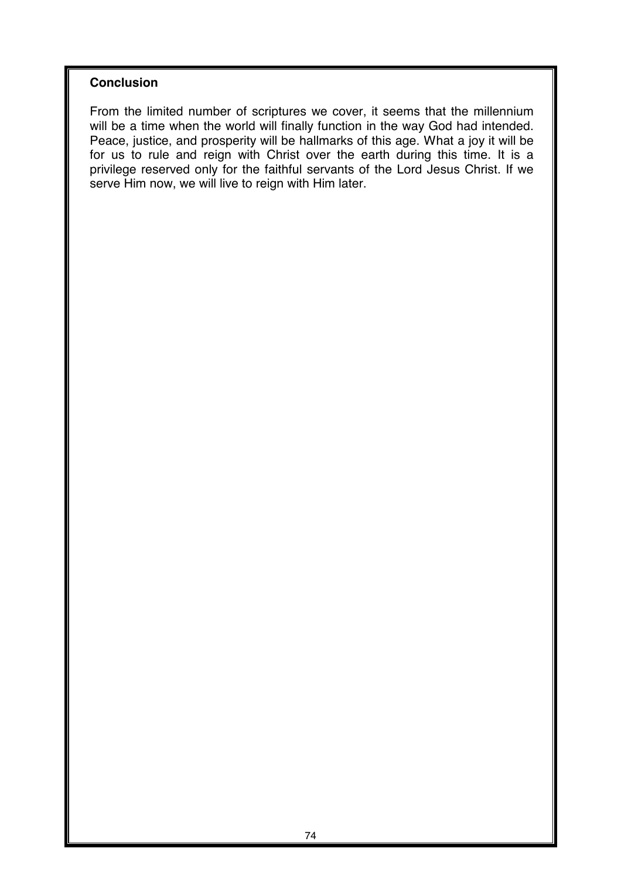**Conclusion**

From the limited number of scriptures we cover, it seems that the millennium will be a time when the world will finally function in the way God had intended. Peace, justice, and prosperity will be hallmarks of this age. What a joy it will be for us to rule and reign with Christ over the earth during this time. It is a privilege reserved only for the faithful servants of the Lord Jesus Christ. If we serve Him now, we will live to reign with Him later.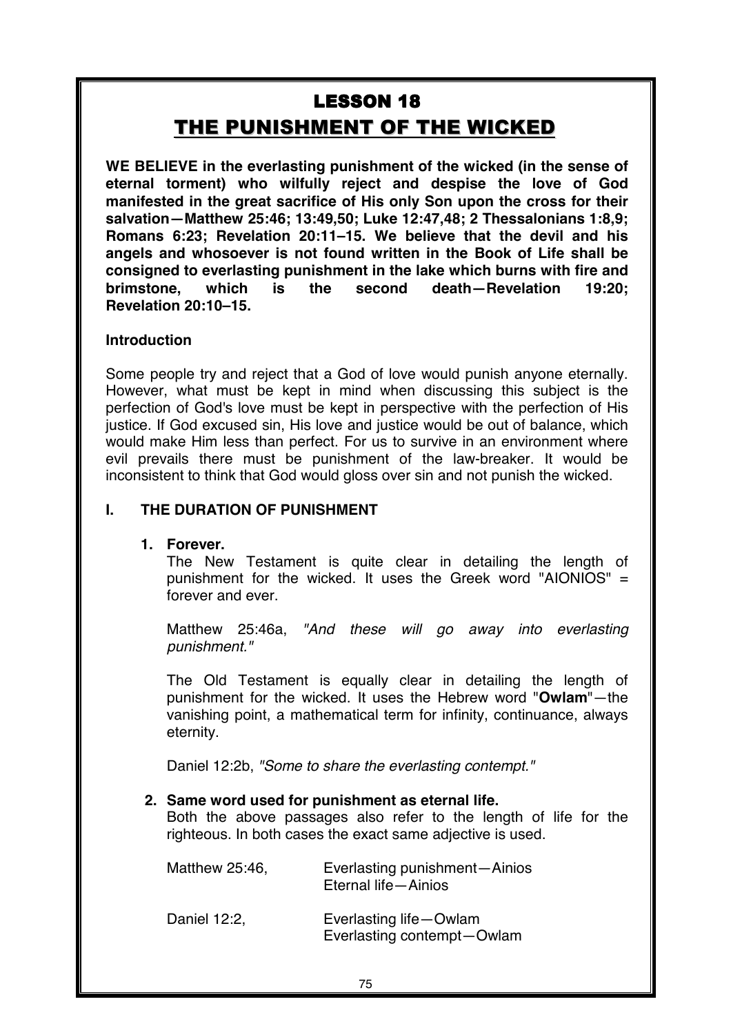# LESSON 18

## THE PUNISHMENT OF THE WICKED

**WE BELIEVE in the everlasting punishment of the wicked (in the sense of eternal torment) who wilfully reject and despise the love of God manifested in the great sacrifice of His only Son upon the cross for their salvation—Matthew 25:46; 13:49,50; Luke 12:47,48; 2 Thessalonians 1:8,9; Romans 6:23; Revelation 20:11–15. We believe that the devil and his angels and whosoever is not found written in the Book of Life shall be consigned to everlasting punishment in the lake which burns with fire and brimstone, which is the second death—Revelation 19:20; Revelation 20:10–15.**

### Introduction

Some people try and reject that a God of love would punish anyone eternally. However, what must be kept in mind when discussing this subject is the perfection of God's love must be kept in perspective with the perfection of His justice. If God excused sin, His love and justice would be out of balance, which would make Him less than perfect. For us to survive in an environment where evil prevails there must be punishment of the law-breaker. It would be inconsistent to think that God would gloss over sin and not punish the wicked.

### I. THE DURATION OF PUNISHMENT

**1. Forever.**

The New Testament is quite clear in detailing the length of punishment for the wicked. It uses the Greek word "AIONIOS" = forever and ever.

Matthew 25:46a, *"And these will go away into everlasting punishment."*

The Old Testament is equally clear in detailing the length of punishment for the wicked. It uses the Hebrew word "**Owlam**"—the vanishing point, a mathematical term for infinity, continuance, always eternity.

Daniel 12:2b, *"Some to share the everlasting contempt."*

**2. Same word used for punishment as eternal life.**

Both the above passages also refer to the length of life for the righteous. In both cases the exact same adjective is used.

| | |
|---|---|
| Matthew 25:46, | Everlasting punishment—Ainios<br>Eternal life—Ainios |
| Daniel 12:2, | Everlasting life—Owlam<br>Everlasting contempt—Owlam |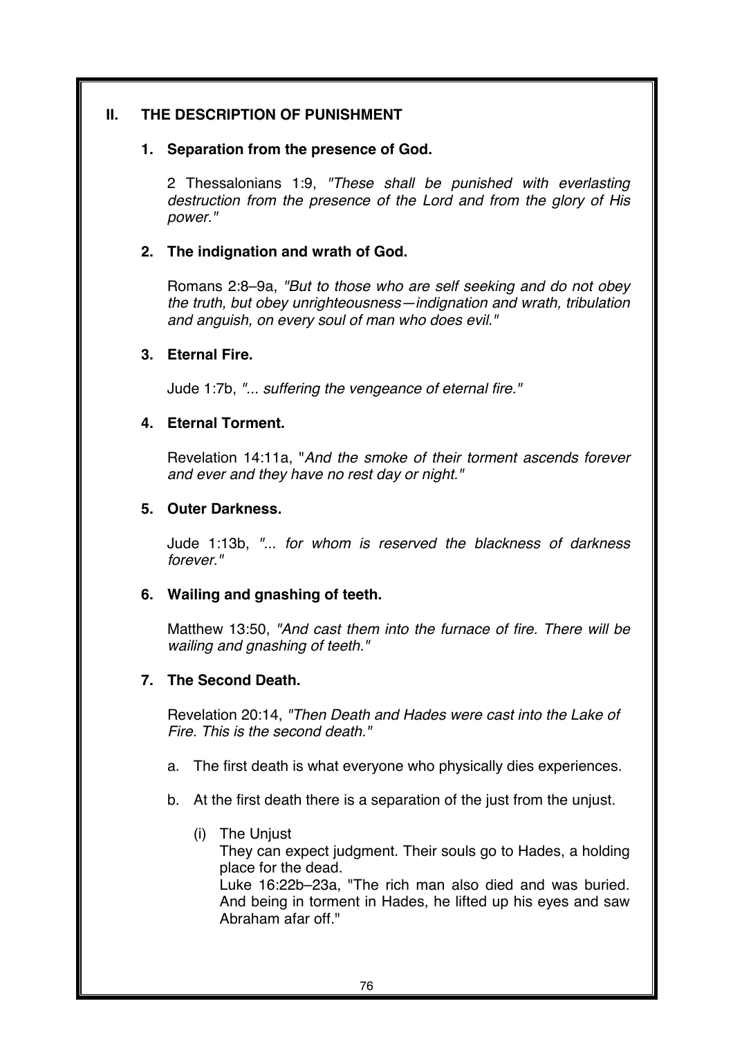## II. THE DESCRIPTION OF PUNISHMENT

### 1. Separation from the presence of God.

2 Thessalonians 1:9, *"These shall be punished with everlasting destruction from the presence of the Lord and from the glory of His power."*

### 2. The indignation and wrath of God.

Romans 2:8–9a, *"But to those who are self seeking and do not obey the truth, but obey unrighteousness—indignation and wrath, tribulation and anguish, on every soul of man who does evil."*

### 3. Eternal Fire.

Jude 1:7b, *"... suffering the vengeance of eternal fire."*

### 4. Eternal Torment.

Revelation 14:11a, "*And the smoke of their torment ascends forever and ever and they have no rest day or night."*

### 5. Outer Darkness.

Jude 1:13b, *"... for whom is reserved the blackness of darkness forever."*

### 6. Wailing and gnashing of teeth.

Matthew 13:50, *"And cast them into the furnace of fire. There will be wailing and gnashing of teeth."*

### 7. The Second Death.

Revelation 20:14, *"Then Death and Hades were cast into the Lake of Fire. This is the second death."*

a. The first death is what everyone who physically dies experiences.

b. At the first death there is a separation of the just from the unjust.

(i) The Unjust
They can expect judgment. Their souls go to Hades, a holding place for the dead.
Luke 16:22b–23a, "The rich man also died and was buried. And being in torment in Hades, he lifted up his eyes and saw Abraham afar off."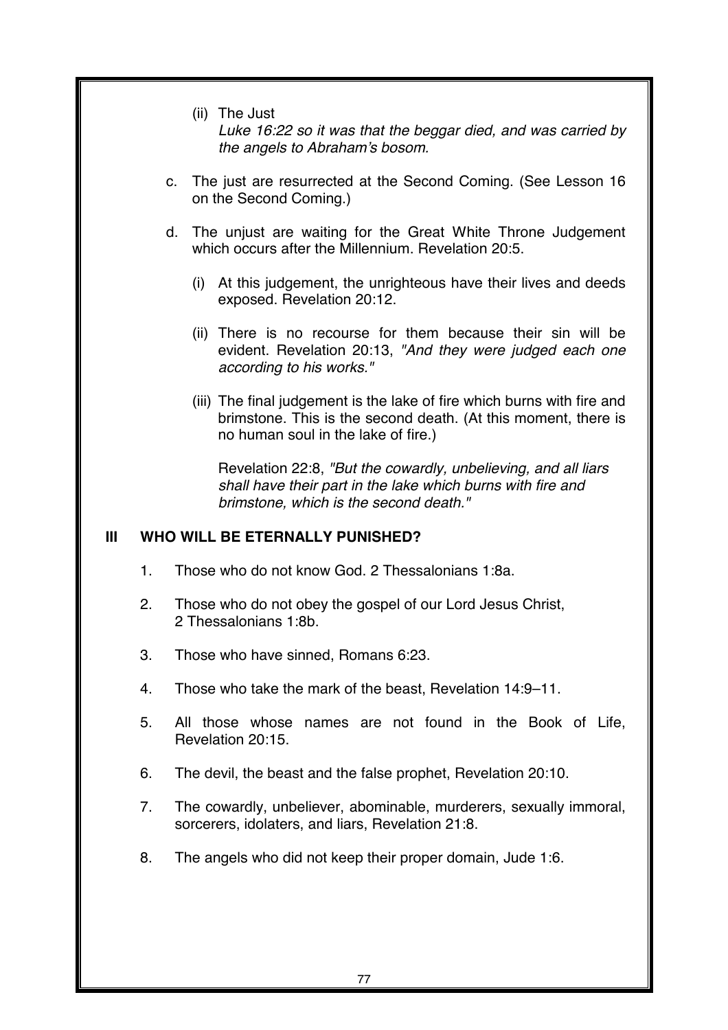(ii) The Just
*Luke 16:22 so it was that the beggar died, and was carried by the angels to Abraham's bosom.*

c. The just are resurrected at the Second Coming. (See Lesson 16 on the Second Coming.)

d. The unjust are waiting for the Great White Throne Judgement which occurs after the Millennium. Revelation 20:5.

(i) At this judgement, the unrighteous have their lives and deeds exposed. Revelation 20:12.

(ii) There is no recourse for them because their sin will be evident. Revelation 20:13, *"And they were judged each one according to his works."*

(iii) The final judgement is the lake of fire which burns with fire and brimstone. This is the second death. (At this moment, there is no human soul in the lake of fire.)

Revelation 22:8, *"But the cowardly, unbelieving, and all liars shall have their part in the lake which burns with fire and brimstone, which is the second death."*

## III WHO WILL BE ETERNALLY PUNISHED?

1. Those who do not know God. 2 Thessalonians 1:8a.
2. Those who do not obey the gospel of our Lord Jesus Christ, 2 Thessalonians 1:8b.
3. Those who have sinned, Romans 6:23.
4. Those who take the mark of the beast, Revelation 14:9–11.
5. All those whose names are not found in the Book of Life, Revelation 20:15.
6. The devil, the beast and the false prophet, Revelation 20:10.
7. The cowardly, unbeliever, abominable, murderers, sexually immoral, sorcerers, idolaters, and liars, Revelation 21:8.
8. The angels who did not keep their proper domain, Jude 1:6.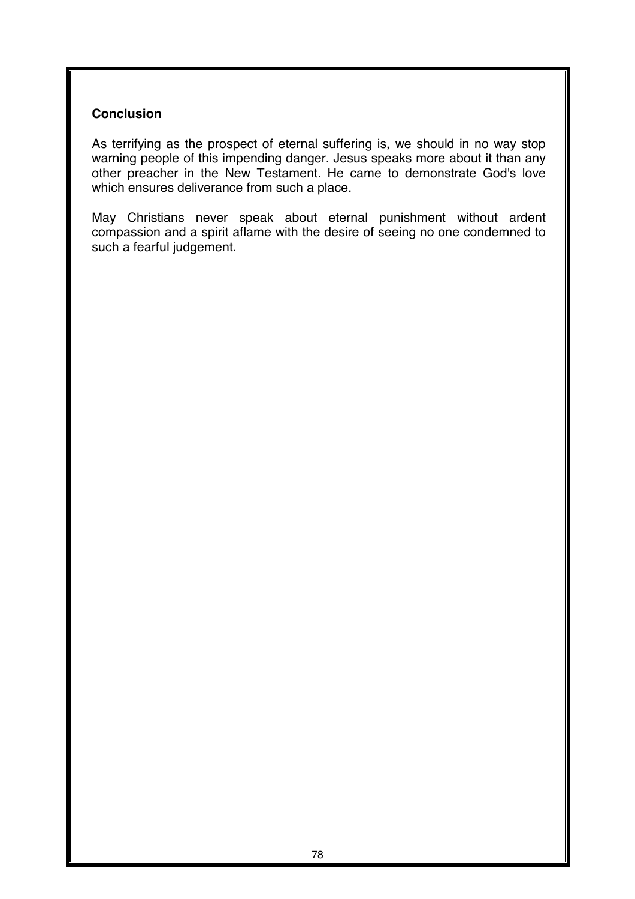### Conclusion

As terrifying as the prospect of eternal suffering is, we should in no way stop warning people of this impending danger. Jesus speaks more about it than any other preacher in the New Testament. He came to demonstrate God's love which ensures deliverance from such a place.

May Christians never speak about eternal punishment without ardent compassion and a spirit aflame with the desire of seeing no one condemned to such a fearful judgement.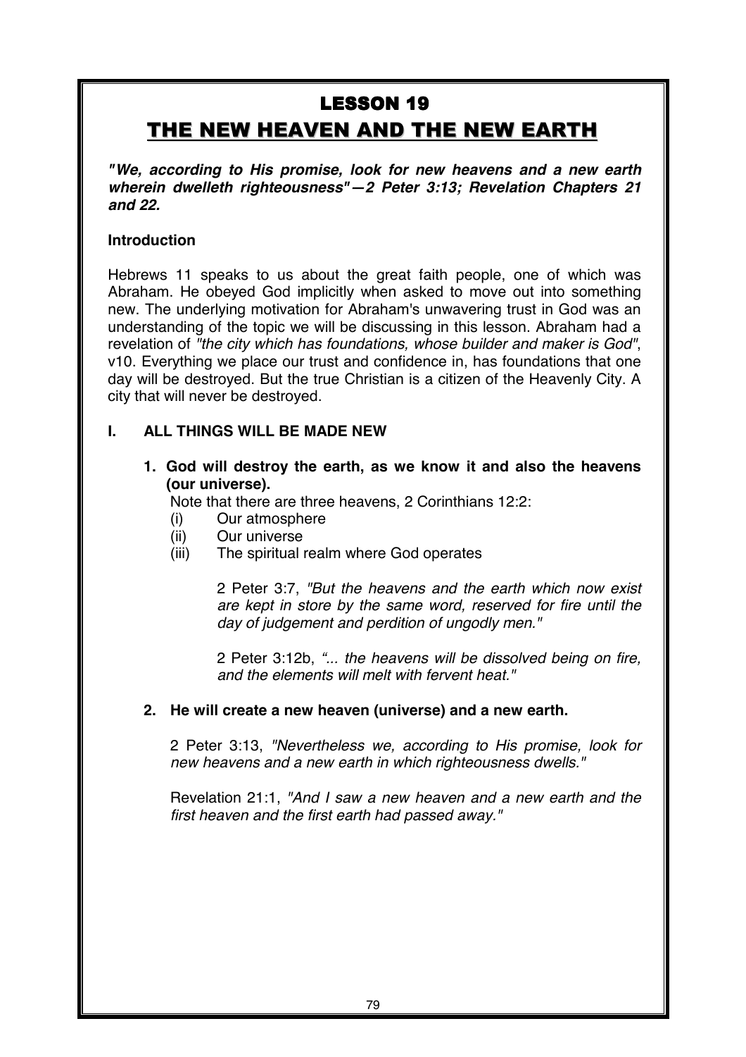# LESSON 19

## THE NEW HEAVEN AND THE NEW EARTH

***"We, according to His promise, look for new heavens and a new earth wherein dwelleth righteousness"—2 Peter 3:13; Revelation Chapters 21 and 22.***

**Introduction**

Hebrews 11 speaks to us about the great faith people, one of which was Abraham. He obeyed God implicitly when asked to move out into something new. The underlying motivation for Abraham's unwavering trust in God was an understanding of the topic we will be discussing in this lesson. Abraham had a revelation of *"the city which has foundations, whose builder and maker is God"*, v10. Everything we place our trust and confidence in, has foundations that one day will be destroyed. But the true Christian is a citizen of the Heavenly City. A city that will never be destroyed.

### I. ALL THINGS WILL BE MADE NEW

**1. God will destroy the earth, as we know it and also the heavens (our universe).**

Note that there are three heavens, 2 Corinthians 12:2:

(i) Our atmosphere
(ii) Our universe
(iii) The spiritual realm where God operates

2 Peter 3:7, *"But the heavens and the earth which now exist are kept in store by the same word, reserved for fire until the day of judgement and perdition of ungodly men."*

2 Peter 3:12b, *"... the heavens will be dissolved being on fire, and the elements will melt with fervent heat."*

**2. He will create a new heaven (universe) and a new earth.**

2 Peter 3:13, *"Nevertheless we, according to His promise, look for new heavens and a new earth in which righteousness dwells."*

Revelation 21:1, *"And I saw a new heaven and a new earth and the first heaven and the first earth had passed away."*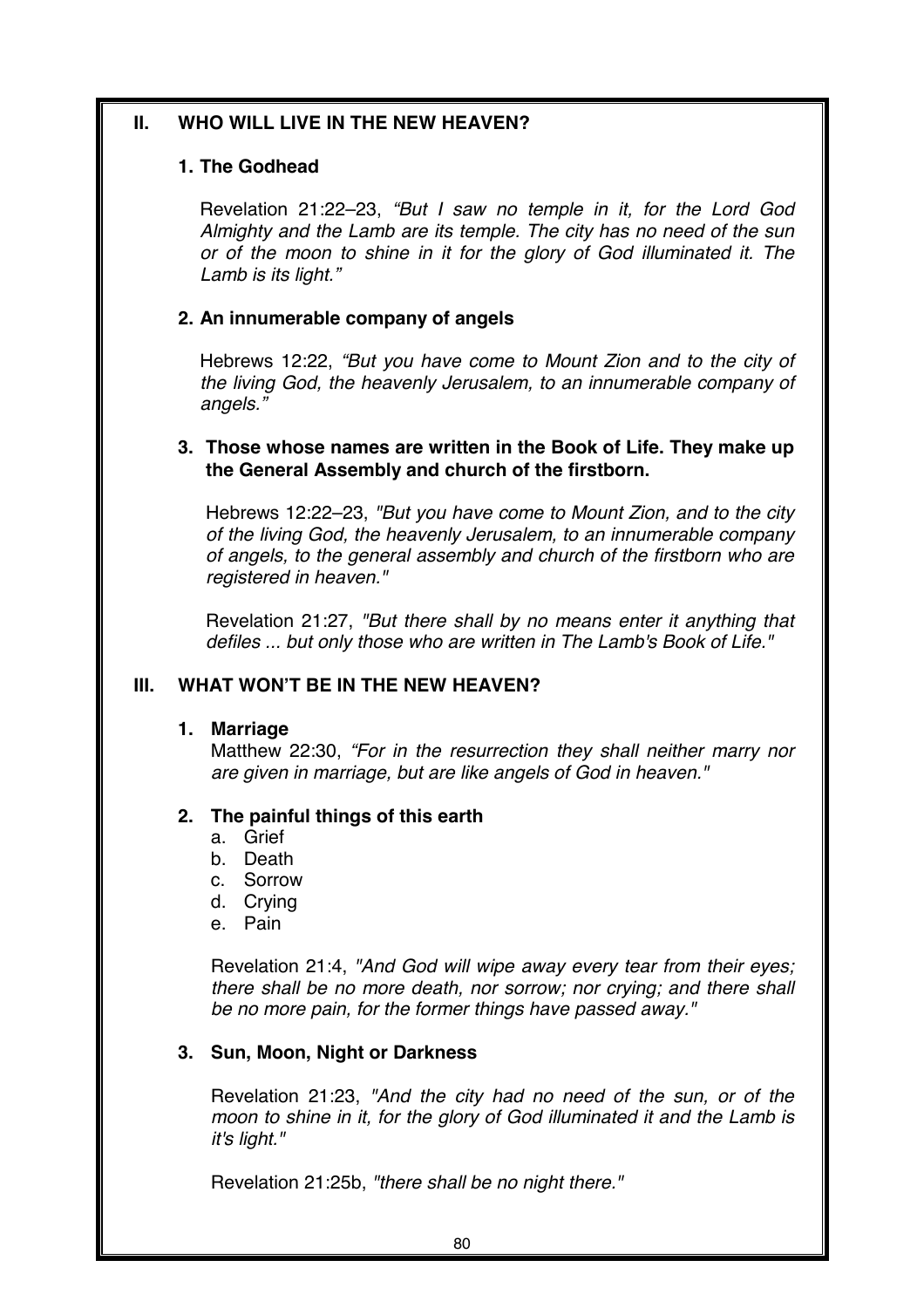## II. WHO WILL LIVE IN THE NEW HEAVEN?

### 1. The Godhead

Revelation 21:22–23, *"But I saw no temple in it, for the Lord God Almighty and the Lamb are its temple. The city has no need of the sun or of the moon to shine in it for the glory of God illuminated it. The Lamb is its light."*

### 2. An innumerable company of angels

Hebrews 12:22, *"But you have come to Mount Zion and to the city of the living God, the heavenly Jerusalem, to an innumerable company of angels."*

### 3. Those whose names are written in the Book of Life. They make up the General Assembly and church of the firstborn.

Hebrews 12:22–23, *"But you have come to Mount Zion, and to the city of the living God, the heavenly Jerusalem, to an innumerable company of angels, to the general assembly and church of the firstborn who are registered in heaven."*

Revelation 21:27, *"But there shall by no means enter it anything that defiles ... but only those who are written in The Lamb's Book of Life."*

## III. WHAT WON'T BE IN THE NEW HEAVEN?

### 1. Marriage

Matthew 22:30, *"For in the resurrection they shall neither marry nor are given in marriage, but are like angels of God in heaven."*

### 2. The painful things of this earth

a. Grief
b. Death
c. Sorrow
d. Crying
e. Pain

Revelation 21:4, *"And God will wipe away every tear from their eyes; there shall be no more death, nor sorrow; nor crying; and there shall be no more pain, for the former things have passed away."*

### 3. Sun, Moon, Night or Darkness

Revelation 21:23, *"And the city had no need of the sun, or of the moon to shine in it, for the glory of God illuminated it and the Lamb is it's light."*

Revelation 21:25b, *"there shall be no night there."*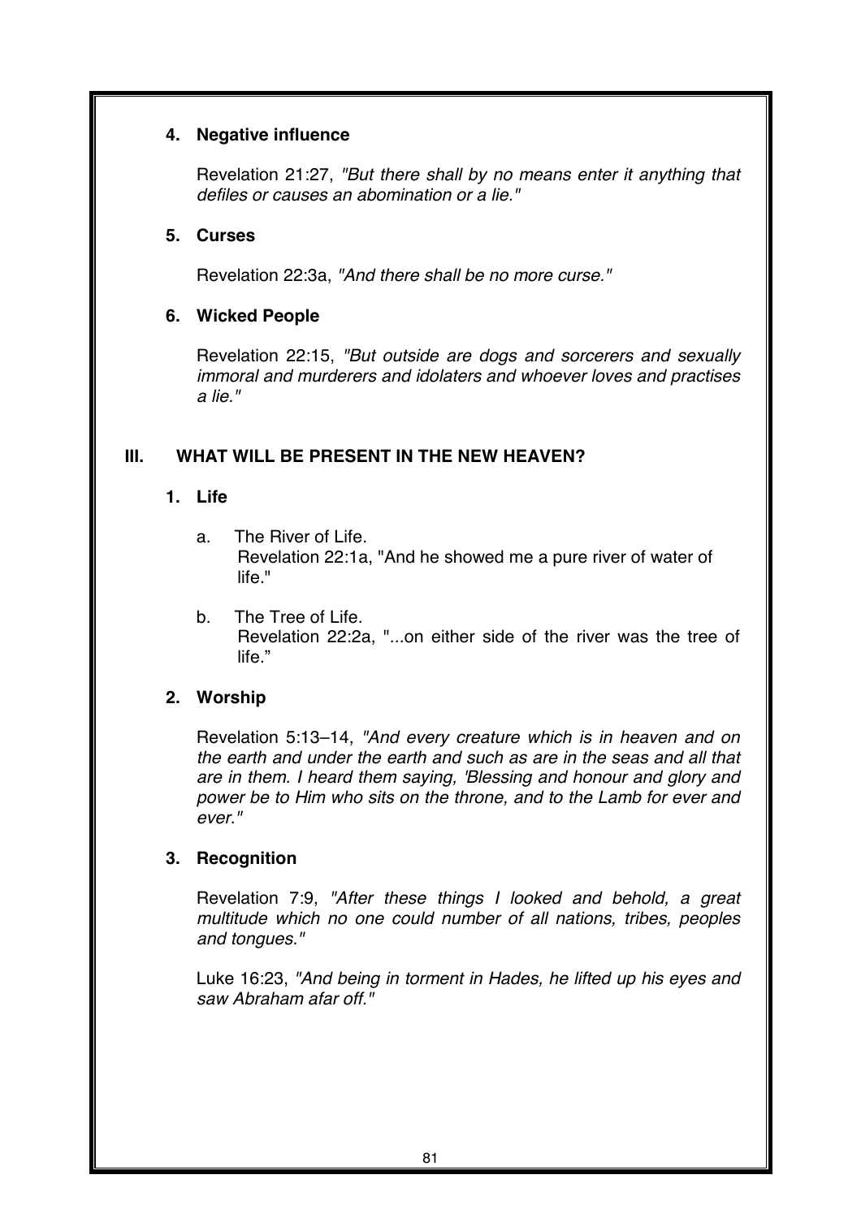### 4. Negative influence

Revelation 21:27, *"But there shall by no means enter it anything that defiles or causes an abomination or a lie."*

### 5. Curses

Revelation 22:3a, *"And there shall be no more curse."*

### 6. Wicked People

Revelation 22:15, *"But outside are dogs and sorcerers and sexually immoral and murderers and idolaters and whoever loves and practises a lie."*

## III. WHAT WILL BE PRESENT IN THE NEW HEAVEN?

### 1. Life

a. The River of Life.
Revelation 22:1a, "And he showed me a pure river of water of life."

b. The Tree of Life.
Revelation 22:2a, "...on either side of the river was the tree of life."

### 2. Worship

Revelation 5:13–14, *"And every creature which is in heaven and on the earth and under the earth and such as are in the seas and all that are in them. I heard them saying, 'Blessing and honour and glory and power be to Him who sits on the throne, and to the Lamb for ever and ever."*

### 3. Recognition

Revelation 7:9, *"After these things I looked and behold, a great multitude which no one could number of all nations, tribes, peoples and tongues."*

Luke 16:23, *"And being in torment in Hades, he lifted up his eyes and saw Abraham afar off."*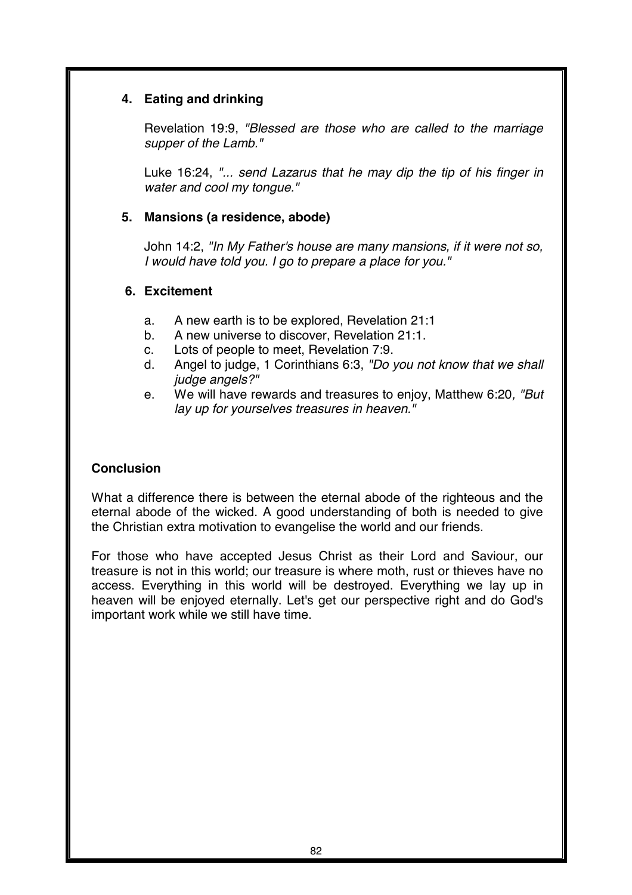### 4. Eating and drinking

Revelation 19:9, *"Blessed are those who are called to the marriage supper of the Lamb."*

Luke 16:24, *"... send Lazarus that he may dip the tip of his finger in water and cool my tongue."*

### 5. Mansions (a residence, abode)

John 14:2, *"In My Father's house are many mansions, if it were not so, I would have told you. I go to prepare a place for you."*

### 6. Excitement

a. A new earth is to be explored, Revelation 21:1
b. A new universe to discover, Revelation 21:1.
c. Lots of people to meet, Revelation 7:9.
d. Angel to judge, 1 Corinthians 6:3, *"Do you not know that we shall judge angels?"*
e. We will have rewards and treasures to enjoy, Matthew 6:20, *"But lay up for yourselves treasures in heaven."*

## Conclusion

What a difference there is between the eternal abode of the righteous and the eternal abode of the wicked. A good understanding of both is needed to give the Christian extra motivation to evangelise the world and our friends.

For those who have accepted Jesus Christ as their Lord and Saviour, our treasure is not in this world; our treasure is where moth, rust or thieves have no access. Everything in this world will be destroyed. Everything we lay up in heaven will be enjoyed eternally. Let's get our perspective right and do God's important work while we still have time.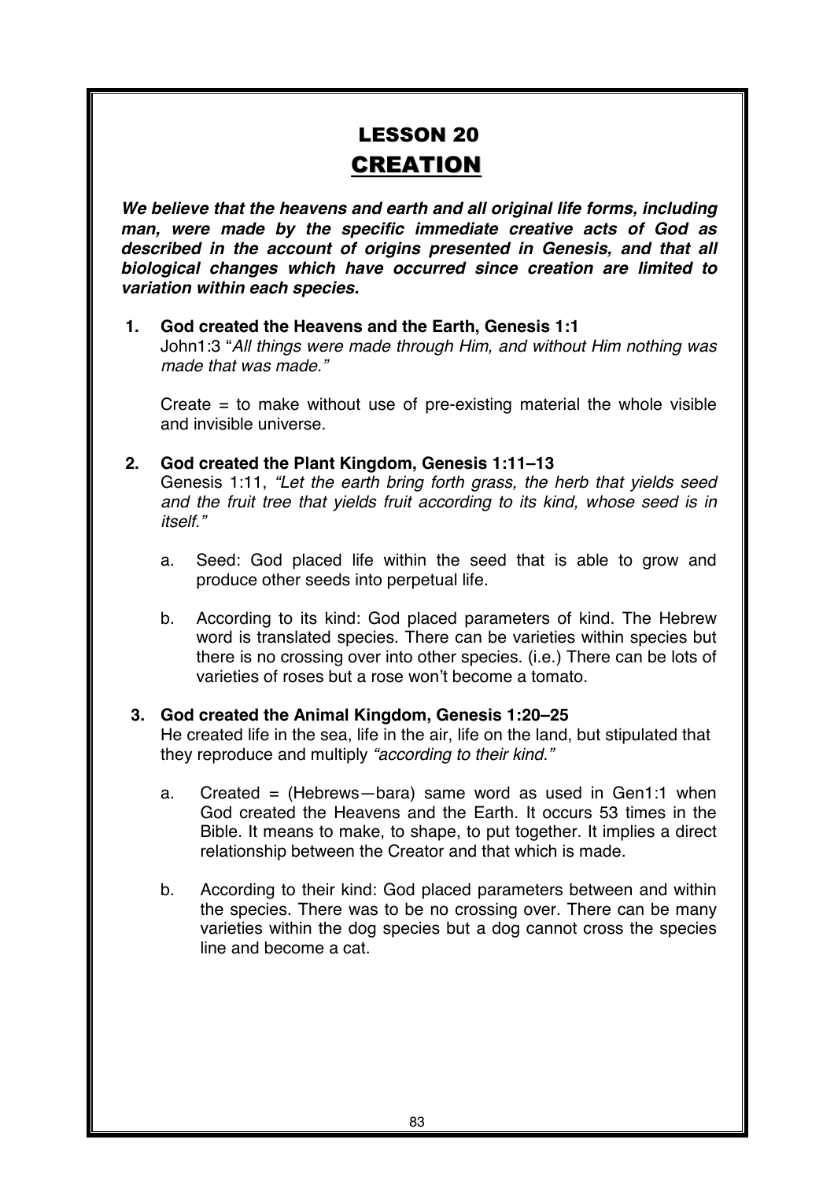# LESSON 20

## CREATION

***We believe that the heavens and earth and all original life forms, including man, were made by the specific immediate creative acts of God as described in the account of origins presented in Genesis, and that all biological changes which have occurred since creation are limited to variation within each species.***

1. **God created the Heavens and the Earth, Genesis 1:1**
   John1:3 "*All things were made through Him, and without Him nothing was made that was made.*"

   Create = to make without use of pre-existing material the whole visible and invisible universe.

2. **God created the Plant Kingdom, Genesis 1:11–13**
   Genesis 1:11, *"Let the earth bring forth grass, the herb that yields seed and the fruit tree that yields fruit according to its kind, whose seed is in itself."*

   a. Seed: God placed life within the seed that is able to grow and produce other seeds into perpetual life.

   b. According to its kind: God placed parameters of kind. The Hebrew word is translated species. There can be varieties within species but there is no crossing over into other species. (i.e.) There can be lots of varieties of roses but a rose won't become a tomato.

3. **God created the Animal Kingdom, Genesis 1:20–25**
   He created life in the sea, life in the air, life on the land, but stipulated that they reproduce and multiply *"according to their kind."*

   a. Created = (Hebrews—bara) same word as used in Gen1:1 when God created the Heavens and the Earth. It occurs 53 times in the Bible. It means to make, to shape, to put together. It implies a direct relationship between the Creator and that which is made.

   b. According to their kind: God placed parameters between and within the species. There was to be no crossing over. There can be many varieties within the dog species but a dog cannot cross the species line and become a cat.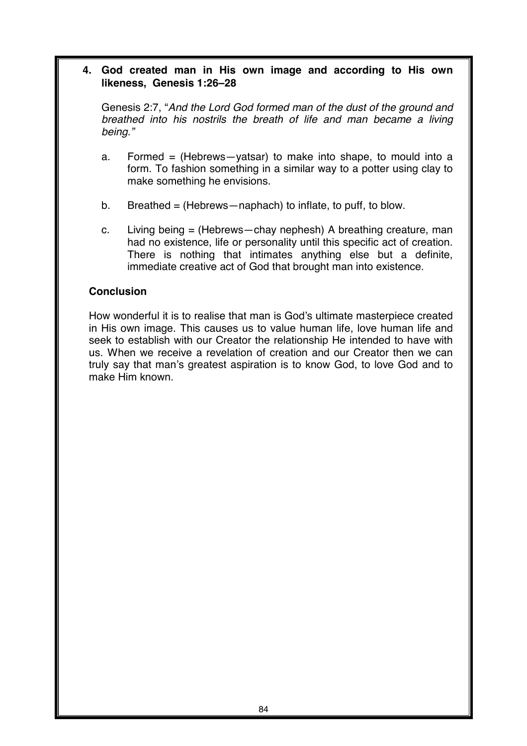**4. God created man in His own image and according to His own likeness, Genesis 1:26–28**

Genesis 2:7, "*And the Lord God formed man of the dust of the ground and breathed into his nostrils the breath of life and man became a living being.*"

a. Formed = (Hebrews—yatsar) to make into shape, to mould into a form. To fashion something in a similar way to a potter using clay to make something he envisions.

b. Breathed = (Hebrews—naphach) to inflate, to puff, to blow.

c. Living being = (Hebrews—chay nephesh) A breathing creature, man had no existence, life or personality until this specific act of creation. There is nothing that intimates anything else but a definite, immediate creative act of God that brought man into existence.

**Conclusion**

How wonderful it is to realise that man is God's ultimate masterpiece created in His own image. This causes us to value human life, love human life and seek to establish with our Creator the relationship He intended to have with us. When we receive a revelation of creation and our Creator then we can truly say that man's greatest aspiration is to know God, to love God and to make Him known.